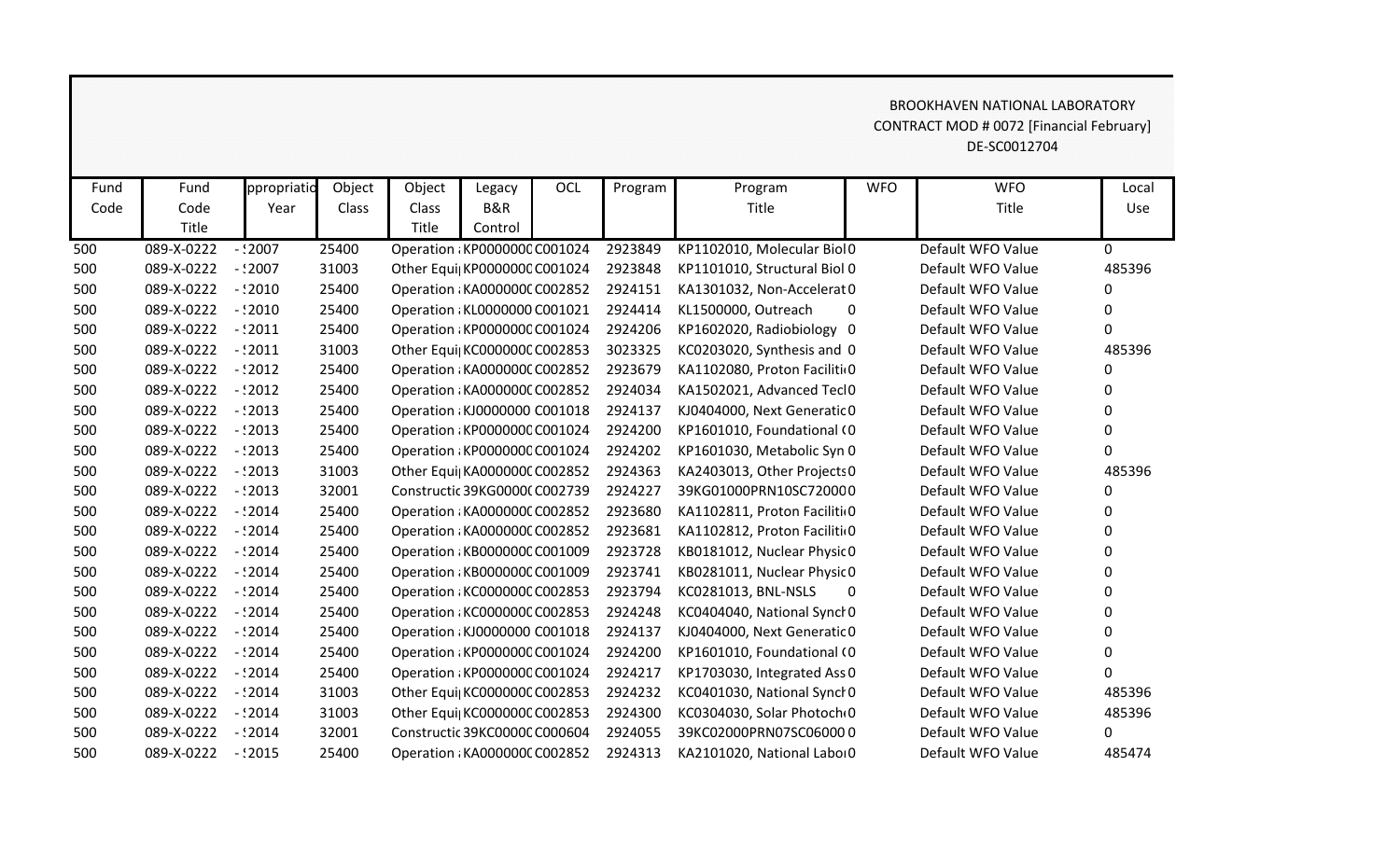BROOKHAVEN NATIONAL LABORATORY
CONTRACT MOD # 0072 [Financial February]
DE-SC0012704

| Fund Code | Fund Code Title | ppropriatio Year | Object Class | Object Class Title | Legacy B&R Control | OCL | Program | Program Title | WFO | WFO Title | Local Use |
|---|---|---|---|---|---|---|---|---|---|---|---|
| 500 | 089-X-0222 | - !2007 | 25400 | Operation ; | KP0000000 | C001024 | 2923849 | KP1102010, Molecular Biol | 0 | Default WFO Value | 0 |
| 500 | 089-X-0222 | - !2007 | 31003 | Other Equi | KP0000000 | C001024 | 2923848 | KP1101010, Structural Biol | 0 | Default WFO Value | 485396 |
| 500 | 089-X-0222 | - !2010 | 25400 | Operation ; | KA0000000 | C002852 | 2924151 | KA1301032, Non-Accelerat | 0 | Default WFO Value | 0 |
| 500 | 089-X-0222 | - !2010 | 25400 | Operation ; | KL0000000 | C001021 | 2924414 | KL1500000, Outreach | 0 | Default WFO Value | 0 |
| 500 | 089-X-0222 | - !2011 | 25400 | Operation ; | KP0000000 | C001024 | 2924206 | KP1602020, Radiobiology | 0 | Default WFO Value | 0 |
| 500 | 089-X-0222 | - !2011 | 31003 | Other Equi | KC0000000 | C002853 | 3023325 | KC0203020, Synthesis and | 0 | Default WFO Value | 485396 |
| 500 | 089-X-0222 | - !2012 | 25400 | Operation ; | KA0000000 | C002852 | 2923679 | KA1102080, Proton Faciliti | 0 | Default WFO Value | 0 |
| 500 | 089-X-0222 | - !2012 | 25400 | Operation ; | KA0000000 | C002852 | 2924034 | KA1502021, Advanced Tecl | 0 | Default WFO Value | 0 |
| 500 | 089-X-0222 | - !2013 | 25400 | Operation ; | KJ0000000 | C001018 | 2924137 | KJ0404000, Next Generatic | 0 | Default WFO Value | 0 |
| 500 | 089-X-0222 | - !2013 | 25400 | Operation ; | KP0000000 | C001024 | 2924200 | KP1601010, Foundational ( | 0 | Default WFO Value | 0 |
| 500 | 089-X-0222 | - !2013 | 25400 | Operation ; | KP0000000 | C001024 | 2924202 | KP1601030, Metabolic Syn | 0 | Default WFO Value | 0 |
| 500 | 089-X-0222 | - !2013 | 31003 | Other Equi | KA0000000 | C002852 | 2924363 | KA2403013, Other Projects | 0 | Default WFO Value | 485396 |
| 500 | 089-X-0222 | - !2013 | 32001 | Constructic | 39KG0000( | C002739 | 2924227 | 39KG01000PRN10SC72000 | 0 | Default WFO Value | 0 |
| 500 | 089-X-0222 | - !2014 | 25400 | Operation ; | KA0000000 | C002852 | 2923680 | KA1102811, Proton Faciliti | 0 | Default WFO Value | 0 |
| 500 | 089-X-0222 | - !2014 | 25400 | Operation ; | KA0000000 | C002852 | 2923681 | KA1102812, Proton Faciliti | 0 | Default WFO Value | 0 |
| 500 | 089-X-0222 | - !2014 | 25400 | Operation ; | KB0000000 | C001009 | 2923728 | KB0181012, Nuclear Physic | 0 | Default WFO Value | 0 |
| 500 | 089-X-0222 | - !2014 | 25400 | Operation ; | KB0000000 | C001009 | 2923741 | KB0281011, Nuclear Physic | 0 | Default WFO Value | 0 |
| 500 | 089-X-0222 | - !2014 | 25400 | Operation ; | KC0000000 | C002853 | 2923794 | KC0281013, BNL-NSLS | 0 | Default WFO Value | 0 |
| 500 | 089-X-0222 | - !2014 | 25400 | Operation ; | KC0000000 | C002853 | 2924248 | KC0404040, National Synct | 0 | Default WFO Value | 0 |
| 500 | 089-X-0222 | - !2014 | 25400 | Operation ; | KJ0000000 | C001018 | 2924137 | KJ0404000, Next Generatic | 0 | Default WFO Value | 0 |
| 500 | 089-X-0222 | - !2014 | 25400 | Operation ; | KP0000000 | C001024 | 2924200 | KP1601010, Foundational ( | 0 | Default WFO Value | 0 |
| 500 | 089-X-0222 | - !2014 | 25400 | Operation ; | KP0000000 | C001024 | 2924217 | KP1703030, Integrated Ass | 0 | Default WFO Value | 0 |
| 500 | 089-X-0222 | - !2014 | 31003 | Other Equi | KC0000000 | C002853 | 2924232 | KC0401030, National Synct | 0 | Default WFO Value | 485396 |
| 500 | 089-X-0222 | - !2014 | 31003 | Other Equi | KC0000000 | C002853 | 2924300 | KC0304030, Solar Photoch | 0 | Default WFO Value | 485396 |
| 500 | 089-X-0222 | - !2014 | 32001 | Constructic | 39KC0000( | C000604 | 2924055 | 39KC02000PRN07SC06000 | 0 | Default WFO Value | 0 |
| 500 | 089-X-0222 | - !2015 | 25400 | Operation ; | KA0000000 | C002852 | 2924313 | KA2101020, National Labor | 0 | Default WFO Value | 485474 |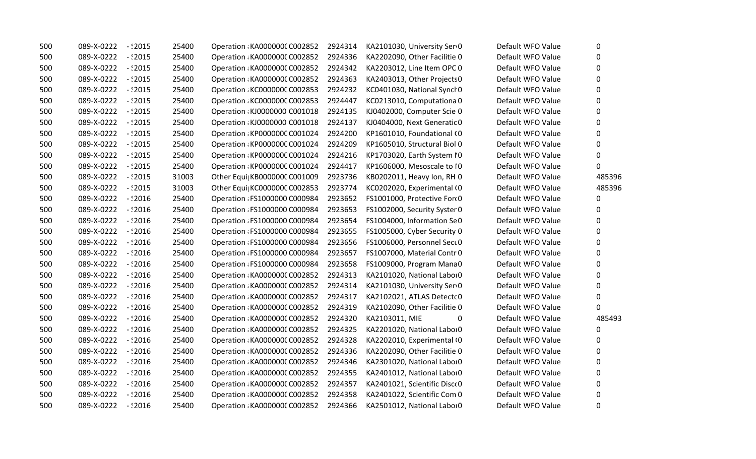| | | | | | | | | | | |
|---|---|---|---|---|---|---|---|---|---|---|
| 500 | 089-X-0222 | - !2015 | 25400 | Operation ; KA000000C | C002852 | 2924314 | KA2101030, University Ser | 0 | Default WFO Value | 0 |
| 500 | 089-X-0222 | - !2015 | 25400 | Operation ; KA000000C | C002852 | 2924336 | KA2202090, Other Facilitie | 0 | Default WFO Value | 0 |
| 500 | 089-X-0222 | - !2015 | 25400 | Operation ; KA000000C | C002852 | 2924342 | KA2203012, Line Item OPC | 0 | Default WFO Value | 0 |
| 500 | 089-X-0222 | - !2015 | 25400 | Operation ; KA000000C | C002852 | 2924363 | KA2403013, Other Projects | 0 | Default WFO Value | 0 |
| 500 | 089-X-0222 | - !2015 | 25400 | Operation ; KC000000C | C002853 | 2924232 | KC0401030, National Synch | 0 | Default WFO Value | 0 |
| 500 | 089-X-0222 | - !2015 | 25400 | Operation ; KC000000C | C002853 | 2924447 | KC0213010, Computationa | 0 | Default WFO Value | 0 |
| 500 | 089-X-0222 | - !2015 | 25400 | Operation ; KJ0000000 | C001018 | 2924135 | KJ0402000, Computer Scie | 0 | Default WFO Value | 0 |
| 500 | 089-X-0222 | - !2015 | 25400 | Operation ; KJ0000000 | C001018 | 2924137 | KJ0404000, Next Generatic | 0 | Default WFO Value | 0 |
| 500 | 089-X-0222 | - !2015 | 25400 | Operation ; KP000000C | C001024 | 2924200 | KP1601010, Foundational ( | 0 | Default WFO Value | 0 |
| 500 | 089-X-0222 | - !2015 | 25400 | Operation ; KP000000C | C001024 | 2924209 | KP1605010, Structural Biol | 0 | Default WFO Value | 0 |
| 500 | 089-X-0222 | - !2015 | 25400 | Operation ; KP000000C | C001024 | 2924216 | KP1703020, Earth System I | 0 | Default WFO Value | 0 |
| 500 | 089-X-0222 | - !2015 | 25400 | Operation ; KP000000C | C001024 | 2924417 | KP1606000, Mesoscale to I | 0 | Default WFO Value | 0 |
| 500 | 089-X-0222 | - !2015 | 31003 | Other Equi | KB000000C C001009 | 2923736 | KB0202011, Heavy Ion, RH | 0 | Default WFO Value | 485396 |
| 500 | 089-X-0222 | - !2015 | 31003 | Other Equi | KC000000C C002853 | 2923774 | KC0202020, Experimental ( | 0 | Default WFO Value | 485396 |
| 500 | 089-X-0222 | - !2016 | 25400 | Operation ; FS1000000 | C000984 | 2923652 | FS1001000, Protective For | 0 | Default WFO Value | 0 |
| 500 | 089-X-0222 | - !2016 | 25400 | Operation ; FS1000000 | C000984 | 2923653 | FS1002000, Security Syster | 0 | Default WFO Value | 0 |
| 500 | 089-X-0222 | - !2016 | 25400 | Operation ; FS1000000 | C000984 | 2923654 | FS1004000, Information Se | 0 | Default WFO Value | 0 |
| 500 | 089-X-0222 | - !2016 | 25400 | Operation ; FS1000000 | C000984 | 2923655 | FS1005000, Cyber Security | 0 | Default WFO Value | 0 |
| 500 | 089-X-0222 | - !2016 | 25400 | Operation ; FS1000000 | C000984 | 2923656 | FS1006000, Personnel Secu | 0 | Default WFO Value | 0 |
| 500 | 089-X-0222 | - !2016 | 25400 | Operation ; FS1000000 | C000984 | 2923657 | FS1007000, Material Contr | 0 | Default WFO Value | 0 |
| 500 | 089-X-0222 | - !2016 | 25400 | Operation ; FS1000000 | C000984 | 2923658 | FS1009000, Program Mana | 0 | Default WFO Value | 0 |
| 500 | 089-X-0222 | - !2016 | 25400 | Operation ; KA000000C | C002852 | 2924313 | KA2101020, National Labor | 0 | Default WFO Value | 0 |
| 500 | 089-X-0222 | - !2016 | 25400 | Operation ; KA000000C | C002852 | 2924314 | KA2101030, University Ser | 0 | Default WFO Value | 0 |
| 500 | 089-X-0222 | - !2016 | 25400 | Operation ; KA000000C | C002852 | 2924317 | KA2102021, ATLAS Detectc | 0 | Default WFO Value | 0 |
| 500 | 089-X-0222 | - !2016 | 25400 | Operation ; KA000000C | C002852 | 2924319 | KA2102090, Other Facilitie | 0 | Default WFO Value | 0 |
| 500 | 089-X-0222 | - !2016 | 25400 | Operation ; KA000000C | C002852 | 2924320 | KA2103011, MIE | 0 | Default WFO Value | 485493 |
| 500 | 089-X-0222 | - !2016 | 25400 | Operation ; KA000000C | C002852 | 2924325 | KA2201020, National Labor | 0 | Default WFO Value | 0 |
| 500 | 089-X-0222 | - !2016 | 25400 | Operation ; KA000000C | C002852 | 2924328 | KA2202010, Experimental ( | 0 | Default WFO Value | 0 |
| 500 | 089-X-0222 | - !2016 | 25400 | Operation ; KA000000C | C002852 | 2924336 | KA2202090, Other Facilitie | 0 | Default WFO Value | 0 |
| 500 | 089-X-0222 | - !2016 | 25400 | Operation ; KA000000C | C002852 | 2924346 | KA2301020, National Labor | 0 | Default WFO Value | 0 |
| 500 | 089-X-0222 | - !2016 | 25400 | Operation ; KA000000C | C002852 | 2924355 | KA2401012, National Labor | 0 | Default WFO Value | 0 |
| 500 | 089-X-0222 | - !2016 | 25400 | Operation ; KA000000C | C002852 | 2924357 | KA2401021, Scientific Disc | 0 | Default WFO Value | 0 |
| 500 | 089-X-0222 | - !2016 | 25400 | Operation ; KA000000C | C002852 | 2924358 | KA2401022, Scientific Com | 0 | Default WFO Value | 0 |
| 500 | 089-X-0222 | - !2016 | 25400 | Operation ; KA000000C | C002852 | 2924366 | KA2501012, National Labor | 0 | Default WFO Value | 0 |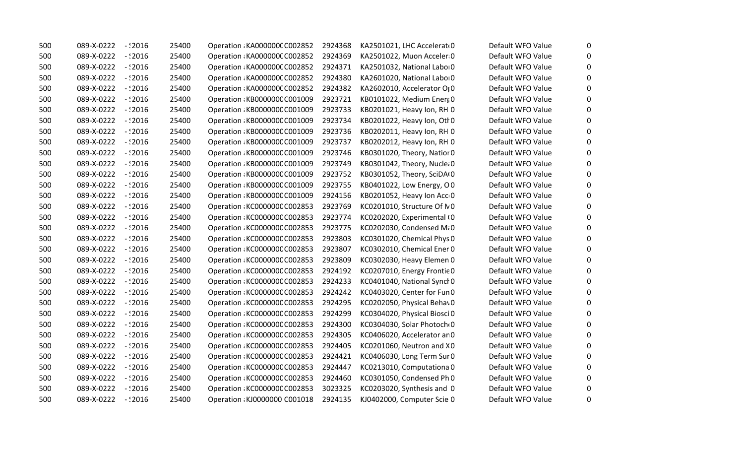| | | | | | | | | | |
|---|---|---|---|---|---|---|---|---|---|
| 500 | 089-X-0222 | - !2016 | 25400 | Operation ; KA000000C C002852 | 2924368 | KA2501021, LHC Accelerat 0 | | Default WFO Value | 0 |
| 500 | 089-X-0222 | - !2016 | 25400 | Operation ; KA000000C C002852 | 2924369 | KA2501022, Muon Acceler 0 | | Default WFO Value | 0 |
| 500 | 089-X-0222 | - !2016 | 25400 | Operation ; KA000000C C002852 | 2924371 | KA2501032, National Labo 0 | | Default WFO Value | 0 |
| 500 | 089-X-0222 | - !2016 | 25400 | Operation ; KA000000C C002852 | 2924380 | KA2601020, National Labo 0 | | Default WFO Value | 0 |
| 500 | 089-X-0222 | - !2016 | 25400 | Operation ; KA000000C C002852 | 2924382 | KA2602010, Accelerator O| 0 | | Default WFO Value | 0 |
| 500 | 089-X-0222 | - !2016 | 25400 | Operation ; KB000000C C001009 | 2923721 | KB0101022, Medium Energ 0 | | Default WFO Value | 0 |
| 500 | 089-X-0222 | - !2016 | 25400 | Operation ; KB000000C C001009 | 2923733 | KB0201021, Heavy Ion, RH 0 | | Default WFO Value | 0 |
| 500 | 089-X-0222 | - !2016 | 25400 | Operation ; KB000000C C001009 | 2923734 | KB0201022, Heavy Ion, Otl 0 | | Default WFO Value | 0 |
| 500 | 089-X-0222 | - !2016 | 25400 | Operation ; KB000000C C001009 | 2923736 | KB0202011, Heavy Ion, RH 0 | | Default WFO Value | 0 |
| 500 | 089-X-0222 | - !2016 | 25400 | Operation ; KB000000C C001009 | 2923737 | KB0202012, Heavy Ion, RH 0 | | Default WFO Value | 0 |
| 500 | 089-X-0222 | - !2016 | 25400 | Operation ; KB000000C C001009 | 2923746 | KB0301020, Theory, Natior 0 | | Default WFO Value | 0 |
| 500 | 089-X-0222 | - !2016 | 25400 | Operation ; KB000000C C001009 | 2923749 | KB0301042, Theory, Nucle 0 | | Default WFO Value | 0 |
| 500 | 089-X-0222 | - !2016 | 25400 | Operation ; KB000000C C001009 | 2923752 | KB0301052, Theory, SciDA 0 | | Default WFO Value | 0 |
| 500 | 089-X-0222 | - !2016 | 25400 | Operation ; KB000000C C001009 | 2923755 | KB0401022, Low Energy, O 0 | | Default WFO Value | 0 |
| 500 | 089-X-0222 | - !2016 | 25400 | Operation ; KB000000C C001009 | 2924156 | KB0201052, Heavy Ion Acc 0 | | Default WFO Value | 0 |
| 500 | 089-X-0222 | - !2016 | 25400 | Operation ; KC000000C C002853 | 2923769 | KC0201010, Structure Of M 0 | | Default WFO Value | 0 |
| 500 | 089-X-0222 | - !2016 | 25400 | Operation ; KC000000C C002853 | 2923774 | KC0202020, Experimental ( 0 | | Default WFO Value | 0 |
| 500 | 089-X-0222 | - !2016 | 25400 | Operation ; KC000000C C002853 | 2923775 | KC0202030, Condensed M 0 | | Default WFO Value | 0 |
| 500 | 089-X-0222 | - !2016 | 25400 | Operation ; KC000000C C002853 | 2923803 | KC0301020, Chemical Phys 0 | | Default WFO Value | 0 |
| 500 | 089-X-0222 | - !2016 | 25400 | Operation ; KC000000C C002853 | 2923807 | KC0302010, Chemical Ener 0 | | Default WFO Value | 0 |
| 500 | 089-X-0222 | - !2016 | 25400 | Operation ; KC000000C C002853 | 2923809 | KC0302030, Heavy Elemen 0 | | Default WFO Value | 0 |
| 500 | 089-X-0222 | - !2016 | 25400 | Operation ; KC000000C C002853 | 2924192 | KC0207010, Energy Frontie 0 | | Default WFO Value | 0 |
| 500 | 089-X-0222 | - !2016 | 25400 | Operation ; KC000000C C002853 | 2924233 | KC0401040, National Synch 0 | | Default WFO Value | 0 |
| 500 | 089-X-0222 | - !2016 | 25400 | Operation ; KC000000C C002853 | 2924242 | KC0403020, Center for Fun 0 | | Default WFO Value | 0 |
| 500 | 089-X-0222 | - !2016 | 25400 | Operation ; KC000000C C002853 | 2924295 | KC0202050, Physical Behav 0 | | Default WFO Value | 0 |
| 500 | 089-X-0222 | - !2016 | 25400 | Operation ; KC000000C C002853 | 2924299 | KC0304020, Physical Biosci 0 | | Default WFO Value | 0 |
| 500 | 089-X-0222 | - !2016 | 25400 | Operation ; KC000000C C002853 | 2924300 | KC0304030, Solar Photoch 0 | | Default WFO Value | 0 |
| 500 | 089-X-0222 | - !2016 | 25400 | Operation ; KC000000C C002853 | 2924305 | KC0406020, Accelerator an 0 | | Default WFO Value | 0 |
| 500 | 089-X-0222 | - !2016 | 25400 | Operation ; KC000000C C002853 | 2924405 | KC0201060, Neutron and X 0 | | Default WFO Value | 0 |
| 500 | 089-X-0222 | - !2016 | 25400 | Operation ; KC000000C C002853 | 2924421 | KC0406030, Long Term Sur 0 | | Default WFO Value | 0 |
| 500 | 089-X-0222 | - !2016 | 25400 | Operation ; KC000000C C002853 | 2924447 | KC0213010, Computationa 0 | | Default WFO Value | 0 |
| 500 | 089-X-0222 | - !2016 | 25400 | Operation ; KC000000C C002853 | 2924460 | KC0301050, Condensed Ph 0 | | Default WFO Value | 0 |
| 500 | 089-X-0222 | - !2016 | 25400 | Operation ; KC000000C C002853 | 3023325 | KC0203020, Synthesis and 0 | | Default WFO Value | 0 |
| 500 | 089-X-0222 | - !2016 | 25400 | Operation ; KJ0000000 C001018 | 2924135 | KJ0402000, Computer Scie 0 | | Default WFO Value | 0 |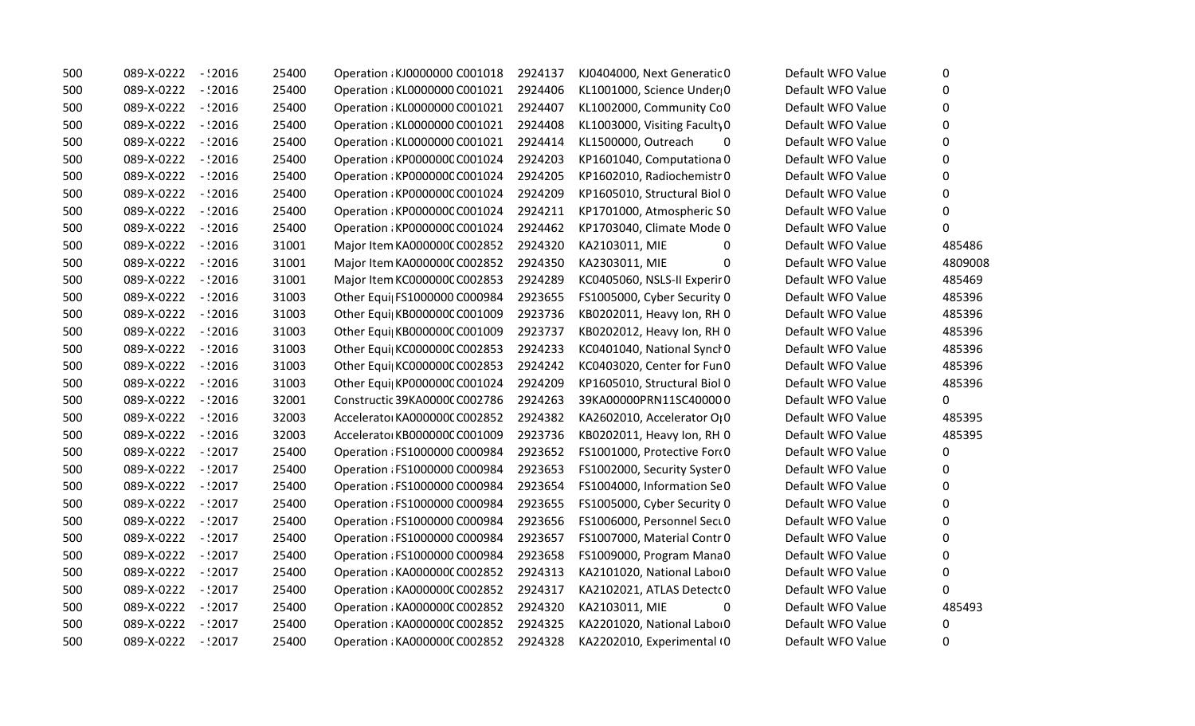| | | | | | | | | | | |
|---|---|---|---|---|---|---|---|---|---|---|
| 500 | 089-X-0222 | -!2016 | 25400 | Operation ; KJ0000000 C001018 | 2924137 | KJ0404000, Next Generatic 0 | | Default WFO Value | 0 |
| 500 | 089-X-0222 | -!2016 | 25400 | Operation ; KL0000000 C001021 | 2924406 | KL1001000, Science Under| 0 | | Default WFO Value | 0 |
| 500 | 089-X-0222 | -!2016 | 25400 | Operation ; KL0000000 C001021 | 2924407 | KL1002000, Community Co 0 | | Default WFO Value | 0 |
| 500 | 089-X-0222 | -!2016 | 25400 | Operation ; KL0000000 C001021 | 2924408 | KL1003000, Visiting Faculty 0 | | Default WFO Value | 0 |
| 500 | 089-X-0222 | -!2016 | 25400 | Operation ; KL0000000 C001021 | 2924414 | KL1500000, Outreach | 0 | Default WFO Value | 0 |
| 500 | 089-X-0222 | -!2016 | 25400 | Operation ; KP000000C C001024 | 2924203 | KP1601040, Computationa 0 | | Default WFO Value | 0 |
| 500 | 089-X-0222 | -!2016 | 25400 | Operation ; KP000000C C001024 | 2924205 | KP1602010, Radiochemistr 0 | | Default WFO Value | 0 |
| 500 | 089-X-0222 | -!2016 | 25400 | Operation ; KP000000C C001024 | 2924209 | KP1605010, Structural Biol 0 | | Default WFO Value | 0 |
| 500 | 089-X-0222 | -!2016 | 25400 | Operation ; KP000000C C001024 | 2924211 | KP1701000, Atmospheric S 0 | | Default WFO Value | 0 |
| 500 | 089-X-0222 | -!2016 | 25400 | Operation ; KP000000C C001024 | 2924462 | KP1703040, Climate Mode 0 | | Default WFO Value | 0 |
| 500 | 089-X-0222 | -!2016 | 31001 | Major Item KA000000C C002852 | 2924320 | KA2103011, MIE | 0 | Default WFO Value | 485486 |
| 500 | 089-X-0222 | -!2016 | 31001 | Major Item KA000000C C002852 | 2924350 | KA2303011, MIE | 0 | Default WFO Value | 4809008 |
| 500 | 089-X-0222 | -!2016 | 31001 | Major Item KC000000C C002853 | 2924289 | KC0405060, NSLS-II Experir 0 | | Default WFO Value | 485469 |
| 500 | 089-X-0222 | -!2016 | 31003 | Other Equi| FS1000000 C000984 | 2923655 | FS1005000, Cyber Security 0 | | Default WFO Value | 485396 |
| 500 | 089-X-0222 | -!2016 | 31003 | Other Equi| KB000000C C001009 | 2923736 | KB0202011, Heavy Ion, RH 0 | | Default WFO Value | 485396 |
| 500 | 089-X-0222 | -!2016 | 31003 | Other Equi| KB000000C C001009 | 2923737 | KB0202012, Heavy Ion, RH 0 | | Default WFO Value | 485396 |
| 500 | 089-X-0222 | -!2016 | 31003 | Other Equi| KC000000C C002853 | 2924233 | KC0401040, National Synch 0 | | Default WFO Value | 485396 |
| 500 | 089-X-0222 | -!2016 | 31003 | Other Equi| KC000000C C002853 | 2924242 | KC0403020, Center for Fun 0 | | Default WFO Value | 485396 |
| 500 | 089-X-0222 | -!2016 | 31003 | Other Equi| KP000000C C001024 | 2924209 | KP1605010, Structural Biol 0 | | Default WFO Value | 485396 |
| 500 | 089-X-0222 | -!2016 | 32001 | Constructic 39KA0000C C002786 | 2924263 | 39KA00000PRN11SC40000 0 | | Default WFO Value | 0 |
| 500 | 089-X-0222 | -!2016 | 32003 | Accelerato KA000000C C002852 | 2924382 | KA2602010, Accelerator O| 0 | | Default WFO Value | 485395 |
| 500 | 089-X-0222 | -!2016 | 32003 | Accelerato KB000000C C001009 | 2923736 | KB0202011, Heavy Ion, RH 0 | | Default WFO Value | 485395 |
| 500 | 089-X-0222 | -!2017 | 25400 | Operation ; FS1000000 C000984 | 2923652 | FS1001000, Protective For 0 | | Default WFO Value | 0 |
| 500 | 089-X-0222 | -!2017 | 25400 | Operation ; FS1000000 C000984 | 2923653 | FS1002000, Security Syster 0 | | Default WFO Value | 0 |
| 500 | 089-X-0222 | -!2017 | 25400 | Operation ; FS1000000 C000984 | 2923654 | FS1004000, Information Se 0 | | Default WFO Value | 0 |
| 500 | 089-X-0222 | -!2017 | 25400 | Operation ; FS1000000 C000984 | 2923655 | FS1005000, Cyber Security 0 | | Default WFO Value | 0 |
| 500 | 089-X-0222 | -!2017 | 25400 | Operation ; FS1000000 C000984 | 2923656 | FS1006000, Personnel Sec 0 | | Default WFO Value | 0 |
| 500 | 089-X-0222 | -!2017 | 25400 | Operation ; FS1000000 C000984 | 2923657 | FS1007000, Material Contr 0 | | Default WFO Value | 0 |
| 500 | 089-X-0222 | -!2017 | 25400 | Operation ; FS1000000 C000984 | 2923658 | FS1009000, Program Mana 0 | | Default WFO Value | 0 |
| 500 | 089-X-0222 | -!2017 | 25400 | Operation ; KA000000C C002852 | 2924313 | KA2101020, National Labo 0 | | Default WFO Value | 0 |
| 500 | 089-X-0222 | -!2017 | 25400 | Operation ; KA000000C C002852 | 2924317 | KA2102021, ATLAS Detectc 0 | | Default WFO Value | 0 |
| 500 | 089-X-0222 | -!2017 | 25400 | Operation ; KA000000C C002852 | 2924320 | KA2103011, MIE | 0 | Default WFO Value | 485493 |
| 500 | 089-X-0222 | -!2017 | 25400 | Operation ; KA000000C C002852 | 2924325 | KA2201020, National Labo 0 | | Default WFO Value | 0 |
| 500 | 089-X-0222 | -!2017 | 25400 | Operation ; KA000000C C002852 | 2924328 | KA2202010, Experimental ( 0 | | Default WFO Value | 0 |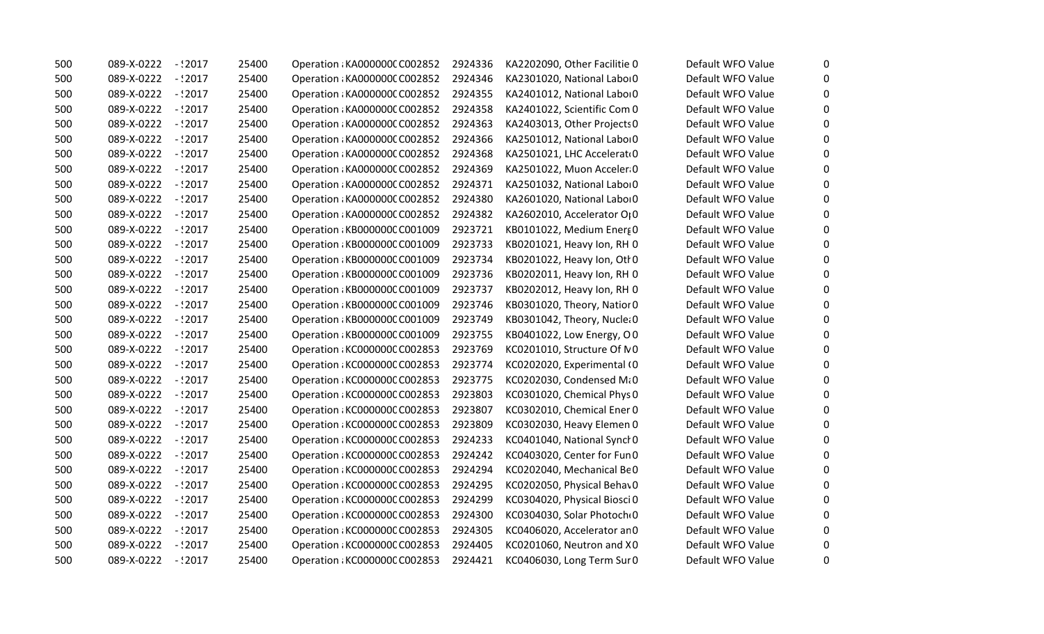| | | | | | | | | | |
|---|---|---|---|---|---|---|---|---|---|
| 500 | 089-X-0222 | - !2017 | 25400 | Operation ; KA000000( C002852 | 2924336 | KA2202090, Other Facilitie 0 | | Default WFO Value | 0 |
| 500 | 089-X-0222 | - !2017 | 25400 | Operation ; KA000000( C002852 | 2924346 | KA2301020, National Labor 0 | | Default WFO Value | 0 |
| 500 | 089-X-0222 | - !2017 | 25400 | Operation ; KA000000( C002852 | 2924355 | KA2401012, National Labor 0 | | Default WFO Value | 0 |
| 500 | 089-X-0222 | - !2017 | 25400 | Operation ; KA000000( C002852 | 2924358 | KA2401022, Scientific Com 0 | | Default WFO Value | 0 |
| 500 | 089-X-0222 | - !2017 | 25400 | Operation ; KA000000( C002852 | 2924363 | KA2403013, Other Projects 0 | | Default WFO Value | 0 |
| 500 | 089-X-0222 | - !2017 | 25400 | Operation ; KA000000( C002852 | 2924366 | KA2501012, National Labor 0 | | Default WFO Value | 0 |
| 500 | 089-X-0222 | - !2017 | 25400 | Operation ; KA000000( C002852 | 2924368 | KA2501021, LHC Accelerat 0 | | Default WFO Value | 0 |
| 500 | 089-X-0222 | - !2017 | 25400 | Operation ; KA000000( C002852 | 2924369 | KA2501022, Muon Acceler 0 | | Default WFO Value | 0 |
| 500 | 089-X-0222 | - !2017 | 25400 | Operation ; KA000000( C002852 | 2924371 | KA2501032, National Labor 0 | | Default WFO Value | 0 |
| 500 | 089-X-0222 | - !2017 | 25400 | Operation ; KA000000( C002852 | 2924380 | KA2601020, National Labor 0 | | Default WFO Value | 0 |
| 500 | 089-X-0222 | - !2017 | 25400 | Operation ; KA000000( C002852 | 2924382 | KA2602010, Accelerator Op 0 | | Default WFO Value | 0 |
| 500 | 089-X-0222 | - !2017 | 25400 | Operation ; KB000000( C001009 | 2923721 | KB0101022, Medium Energ 0 | | Default WFO Value | 0 |
| 500 | 089-X-0222 | - !2017 | 25400 | Operation ; KB000000( C001009 | 2923733 | KB0201021, Heavy Ion, RH 0 | | Default WFO Value | 0 |
| 500 | 089-X-0222 | - !2017 | 25400 | Operation ; KB000000( C001009 | 2923734 | KB0201022, Heavy Ion, Oth 0 | | Default WFO Value | 0 |
| 500 | 089-X-0222 | - !2017 | 25400 | Operation ; KB000000( C001009 | 2923736 | KB0202011, Heavy Ion, RH 0 | | Default WFO Value | 0 |
| 500 | 089-X-0222 | - !2017 | 25400 | Operation ; KB000000( C001009 | 2923737 | KB0202012, Heavy Ion, RH 0 | | Default WFO Value | 0 |
| 500 | 089-X-0222 | - !2017 | 25400 | Operation ; KB000000( C001009 | 2923746 | KB0301020, Theory, Natior 0 | | Default WFO Value | 0 |
| 500 | 089-X-0222 | - !2017 | 25400 | Operation ; KB000000( C001009 | 2923749 | KB0301042, Theory, Nucle 0 | | Default WFO Value | 0 |
| 500 | 089-X-0222 | - !2017 | 25400 | Operation ; KB000000( C001009 | 2923755 | KB0401022, Low Energy, O 0 | | Default WFO Value | 0 |
| 500 | 089-X-0222 | - !2017 | 25400 | Operation ; KC000000( C002853 | 2923769 | KC0201010, Structure Of M 0 | | Default WFO Value | 0 |
| 500 | 089-X-0222 | - !2017 | 25400 | Operation ; KC000000( C002853 | 2923774 | KC0202020, Experimental ( 0 | | Default WFO Value | 0 |
| 500 | 089-X-0222 | - !2017 | 25400 | Operation ; KC000000( C002853 | 2923775 | KC0202030, Condensed M 0 | | Default WFO Value | 0 |
| 500 | 089-X-0222 | - !2017 | 25400 | Operation ; KC000000( C002853 | 2923803 | KC0301020, Chemical Phys 0 | | Default WFO Value | 0 |
| 500 | 089-X-0222 | - !2017 | 25400 | Operation ; KC000000( C002853 | 2923807 | KC0302010, Chemical Ener 0 | | Default WFO Value | 0 |
| 500 | 089-X-0222 | - !2017 | 25400 | Operation ; KC000000( C002853 | 2923809 | KC0302030, Heavy Elemen 0 | | Default WFO Value | 0 |
| 500 | 089-X-0222 | - !2017 | 25400 | Operation ; KC000000( C002853 | 2924233 | KC0401040, National Synch 0 | | Default WFO Value | 0 |
| 500 | 089-X-0222 | - !2017 | 25400 | Operation ; KC000000( C002853 | 2924242 | KC0403020, Center for Fun 0 | | Default WFO Value | 0 |
| 500 | 089-X-0222 | - !2017 | 25400 | Operation ; KC000000( C002853 | 2924294 | KC0202040, Mechanical Be 0 | | Default WFO Value | 0 |
| 500 | 089-X-0222 | - !2017 | 25400 | Operation ; KC000000( C002853 | 2924295 | KC0202050, Physical Behav 0 | | Default WFO Value | 0 |
| 500 | 089-X-0222 | - !2017 | 25400 | Operation ; KC000000( C002853 | 2924299 | KC0304020, Physical Biosci 0 | | Default WFO Value | 0 |
| 500 | 089-X-0222 | - !2017 | 25400 | Operation ; KC000000( C002853 | 2924300 | KC0304030, Solar Photoch 0 | | Default WFO Value | 0 |
| 500 | 089-X-0222 | - !2017 | 25400 | Operation ; KC000000( C002853 | 2924305 | KC0406020, Accelerator an 0 | | Default WFO Value | 0 |
| 500 | 089-X-0222 | - !2017 | 25400 | Operation ; KC000000( C002853 | 2924405 | KC0201060, Neutron and X 0 | | Default WFO Value | 0 |
| 500 | 089-X-0222 | - !2017 | 25400 | Operation ; KC000000( C002853 | 2924421 | KC0406030, Long Term Sur 0 | | Default WFO Value | 0 |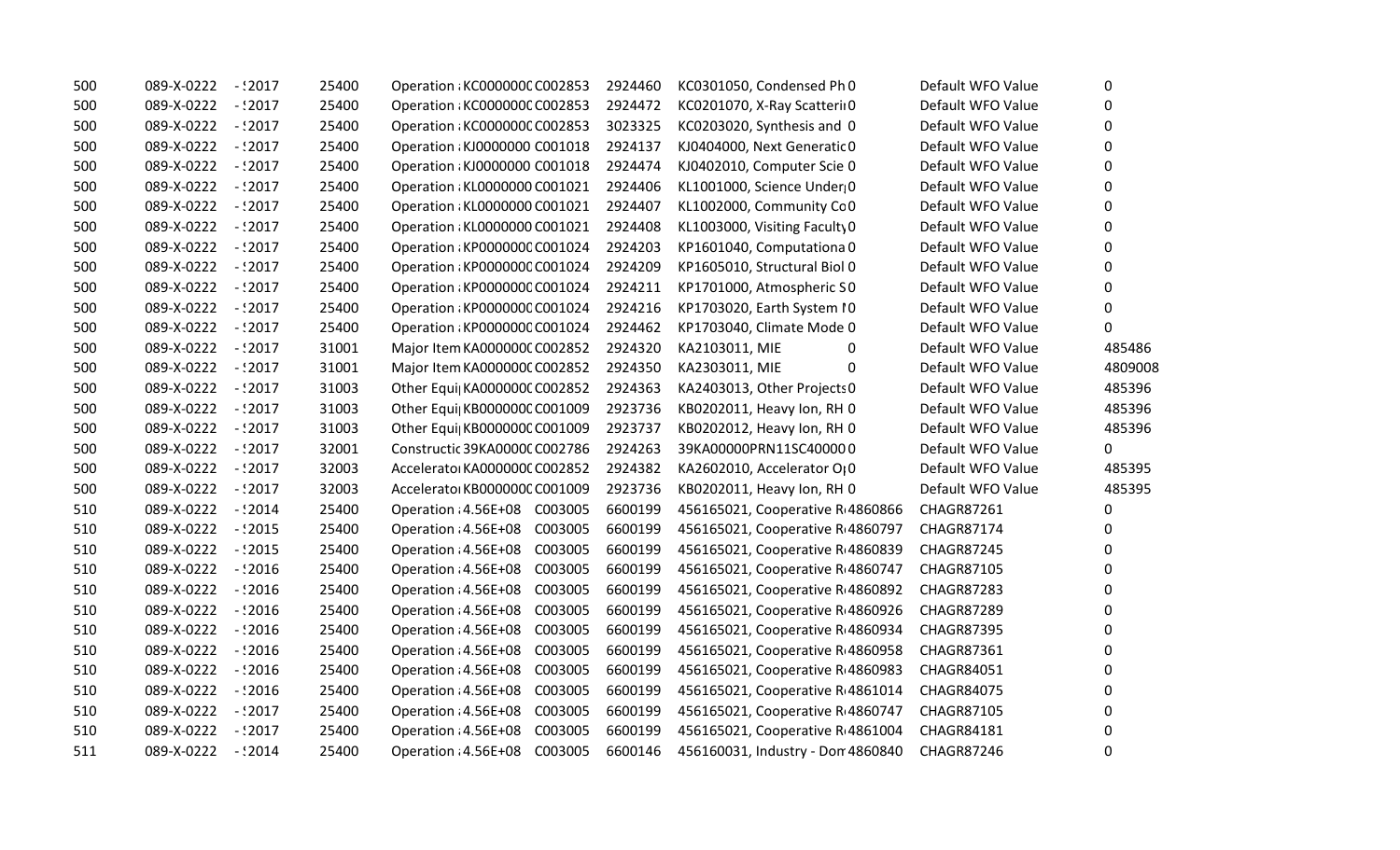| | | | | | | | | | | |
|---|---|---|---|---|---|---|---|---|---|---|
| 500 | 089-X-0222 | - !2017 | 25400 | Operation ; KC000000C C002853 | 2924460 | KC0301050, Condensed Ph 0 | | Default WFO Value | 0 |
| 500 | 089-X-0222 | - !2017 | 25400 | Operation ; KC000000C C002853 | 2924472 | KC0201070, X-Ray Scatterii 0 | | Default WFO Value | 0 |
| 500 | 089-X-0222 | - !2017 | 25400 | Operation ; KC000000C C002853 | 3023325 | KC0203020, Synthesis and 0 | | Default WFO Value | 0 |
| 500 | 089-X-0222 | - !2017 | 25400 | Operation ; KJ0000000 C001018 | 2924137 | KJ0404000, Next Generatic 0 | | Default WFO Value | 0 |
| 500 | 089-X-0222 | - !2017 | 25400 | Operation ; KJ0000000 C001018 | 2924474 | KJ0402010, Computer Scie 0 | | Default WFO Value | 0 |
| 500 | 089-X-0222 | - !2017 | 25400 | Operation ; KL0000000 C001021 | 2924406 | KL1001000, Science Under 0 | | Default WFO Value | 0 |
| 500 | 089-X-0222 | - !2017 | 25400 | Operation ; KL0000000 C001021 | 2924407 | KL1002000, Community Co 0 | | Default WFO Value | 0 |
| 500 | 089-X-0222 | - !2017 | 25400 | Operation ; KL0000000 C001021 | 2924408 | KL1003000, Visiting Faculty 0 | | Default WFO Value | 0 |
| 500 | 089-X-0222 | - !2017 | 25400 | Operation ; KP000000C C001024 | 2924203 | KP1601040, Computationa 0 | | Default WFO Value | 0 |
| 500 | 089-X-0222 | - !2017 | 25400 | Operation ; KP000000C C001024 | 2924209 | KP1605010, Structural Biol 0 | | Default WFO Value | 0 |
| 500 | 089-X-0222 | - !2017 | 25400 | Operation ; KP000000C C001024 | 2924211 | KP1701000, Atmospheric S 0 | | Default WFO Value | 0 |
| 500 | 089-X-0222 | - !2017 | 25400 | Operation ; KP000000C C001024 | 2924216 | KP1703020, Earth System I 0 | | Default WFO Value | 0 |
| 500 | 089-X-0222 | - !2017 | 25400 | Operation ; KP000000C C001024 | 2924462 | KP1703040, Climate Mode 0 | | Default WFO Value | 0 |
| 500 | 089-X-0222 | - !2017 | 31001 | Major Item KA000000C C002852 | 2924320 | KA2103011, MIE | 0 | Default WFO Value | 485486 |
| 500 | 089-X-0222 | - !2017 | 31001 | Major Item KA000000C C002852 | 2924350 | KA2303011, MIE | 0 | Default WFO Value | 4809008 |
| 500 | 089-X-0222 | - !2017 | 31003 | Other Equi KA000000C C002852 | 2924363 | KA2403013, Other Projects 0 | | Default WFO Value | 485396 |
| 500 | 089-X-0222 | - !2017 | 31003 | Other Equi KB000000C C001009 | 2923736 | KB0202011, Heavy Ion, RH 0 | | Default WFO Value | 485396 |
| 500 | 089-X-0222 | - !2017 | 31003 | Other Equi KB000000C C001009 | 2923737 | KB0202012, Heavy Ion, RH 0 | | Default WFO Value | 485396 |
| 500 | 089-X-0222 | - !2017 | 32001 | Constructic 39KA0000C C002786 | 2924263 | 39KA00000PRN11SC40000 0 | | Default WFO Value | 0 |
| 500 | 089-X-0222 | - !2017 | 32003 | Accelerato KA000000C C002852 | 2924382 | KA2602010, Accelerator O 0 | | Default WFO Value | 485395 |
| 500 | 089-X-0222 | - !2017 | 32003 | Accelerato KB000000C C001009 | 2923736 | KB0202011, Heavy Ion, RH 0 | | Default WFO Value | 485395 |
| 510 | 089-X-0222 | - !2014 | 25400 | Operation ; 4.56E+08 C003005 | 6600199 | 456165021, Cooperative R 4860866 | | CHAGR87261 | 0 |
| 510 | 089-X-0222 | - !2015 | 25400 | Operation ; 4.56E+08 C003005 | 6600199 | 456165021, Cooperative R 4860797 | | CHAGR87174 | 0 |
| 510 | 089-X-0222 | - !2015 | 25400 | Operation ; 4.56E+08 C003005 | 6600199 | 456165021, Cooperative R 4860839 | | CHAGR87245 | 0 |
| 510 | 089-X-0222 | - !2016 | 25400 | Operation ; 4.56E+08 C003005 | 6600199 | 456165021, Cooperative R 4860747 | | CHAGR87105 | 0 |
| 510 | 089-X-0222 | - !2016 | 25400 | Operation ; 4.56E+08 C003005 | 6600199 | 456165021, Cooperative R 4860892 | | CHAGR87283 | 0 |
| 510 | 089-X-0222 | - !2016 | 25400 | Operation ; 4.56E+08 C003005 | 6600199 | 456165021, Cooperative R 4860926 | | CHAGR87289 | 0 |
| 510 | 089-X-0222 | - !2016 | 25400 | Operation ; 4.56E+08 C003005 | 6600199 | 456165021, Cooperative R 4860934 | | CHAGR87395 | 0 |
| 510 | 089-X-0222 | - !2016 | 25400 | Operation ; 4.56E+08 C003005 | 6600199 | 456165021, Cooperative R 4860958 | | CHAGR87361 | 0 |
| 510 | 089-X-0222 | - !2016 | 25400 | Operation ; 4.56E+08 C003005 | 6600199 | 456165021, Cooperative R 4860983 | | CHAGR84051 | 0 |
| 510 | 089-X-0222 | - !2016 | 25400 | Operation ; 4.56E+08 C003005 | 6600199 | 456165021, Cooperative R 4861014 | | CHAGR84075 | 0 |
| 510 | 089-X-0222 | - !2017 | 25400 | Operation ; 4.56E+08 C003005 | 6600199 | 456165021, Cooperative R 4860747 | | CHAGR87105 | 0 |
| 510 | 089-X-0222 | - !2017 | 25400 | Operation ; 4.56E+08 C003005 | 6600199 | 456165021, Cooperative R 4861004 | | CHAGR84181 | 0 |
| 511 | 089-X-0222 | - !2014 | 25400 | Operation ; 4.56E+08 C003005 | 6600146 | 456160031, Industry - Dom 4860840 | | CHAGR87246 | 0 |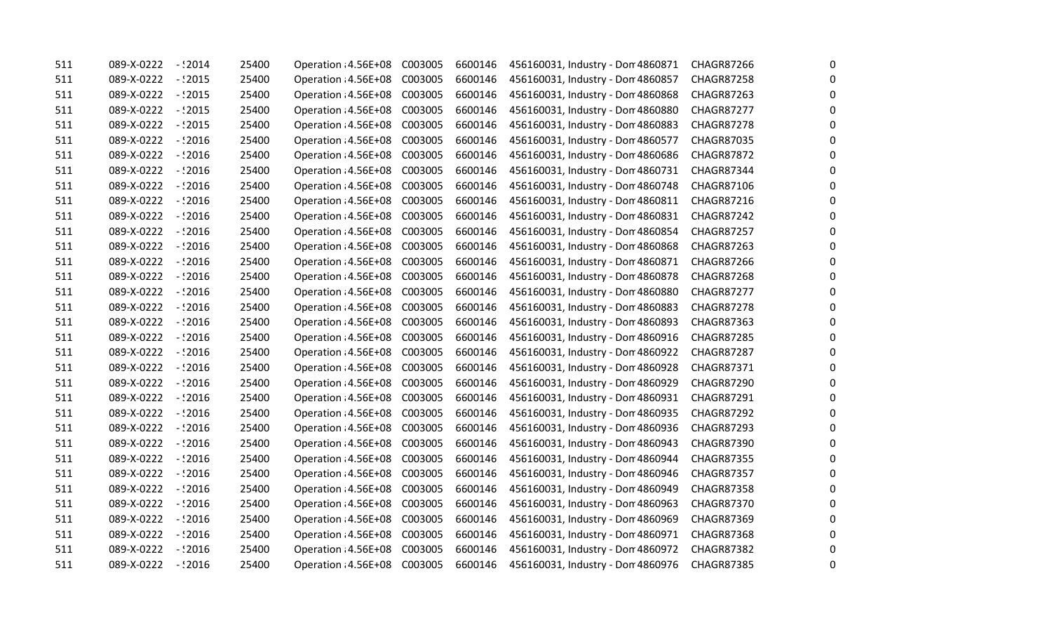| | | | | | | | | | | |
|---|---|---|---|---|---|---|---|---|---|---|
| 511 | 089-X-0222 | - !2014 | 25400 | Operation ; 4.56E+08 | C003005 | 6600146 | 456160031, Industry - Don 4860871 | CHAGR87266 | | 0 |
| 511 | 089-X-0222 | - !2015 | 25400 | Operation ; 4.56E+08 | C003005 | 6600146 | 456160031, Industry - Don 4860857 | CHAGR87258 | | 0 |
| 511 | 089-X-0222 | - !2015 | 25400 | Operation ; 4.56E+08 | C003005 | 6600146 | 456160031, Industry - Don 4860868 | CHAGR87263 | | 0 |
| 511 | 089-X-0222 | - !2015 | 25400 | Operation ; 4.56E+08 | C003005 | 6600146 | 456160031, Industry - Don 4860880 | CHAGR87277 | | 0 |
| 511 | 089-X-0222 | - !2015 | 25400 | Operation ; 4.56E+08 | C003005 | 6600146 | 456160031, Industry - Don 4860883 | CHAGR87278 | | 0 |
| 511 | 089-X-0222 | - !2016 | 25400 | Operation ; 4.56E+08 | C003005 | 6600146 | 456160031, Industry - Don 4860577 | CHAGR87035 | | 0 |
| 511 | 089-X-0222 | - !2016 | 25400 | Operation ; 4.56E+08 | C003005 | 6600146 | 456160031, Industry - Don 4860686 | CHAGR87872 | | 0 |
| 511 | 089-X-0222 | - !2016 | 25400 | Operation ; 4.56E+08 | C003005 | 6600146 | 456160031, Industry - Don 4860731 | CHAGR87344 | | 0 |
| 511 | 089-X-0222 | - !2016 | 25400 | Operation ; 4.56E+08 | C003005 | 6600146 | 456160031, Industry - Don 4860748 | CHAGR87106 | | 0 |
| 511 | 089-X-0222 | - !2016 | 25400 | Operation ; 4.56E+08 | C003005 | 6600146 | 456160031, Industry - Don 4860811 | CHAGR87216 | | 0 |
| 511 | 089-X-0222 | - !2016 | 25400 | Operation ; 4.56E+08 | C003005 | 6600146 | 456160031, Industry - Don 4860831 | CHAGR87242 | | 0 |
| 511 | 089-X-0222 | - !2016 | 25400 | Operation ; 4.56E+08 | C003005 | 6600146 | 456160031, Industry - Don 4860854 | CHAGR87257 | | 0 |
| 511 | 089-X-0222 | - !2016 | 25400 | Operation ; 4.56E+08 | C003005 | 6600146 | 456160031, Industry - Don 4860868 | CHAGR87263 | | 0 |
| 511 | 089-X-0222 | - !2016 | 25400 | Operation ; 4.56E+08 | C003005 | 6600146 | 456160031, Industry - Don 4860871 | CHAGR87266 | | 0 |
| 511 | 089-X-0222 | - !2016 | 25400 | Operation ; 4.56E+08 | C003005 | 6600146 | 456160031, Industry - Don 4860878 | CHAGR87268 | | 0 |
| 511 | 089-X-0222 | - !2016 | 25400 | Operation ; 4.56E+08 | C003005 | 6600146 | 456160031, Industry - Don 4860880 | CHAGR87277 | | 0 |
| 511 | 089-X-0222 | - !2016 | 25400 | Operation ; 4.56E+08 | C003005 | 6600146 | 456160031, Industry - Don 4860883 | CHAGR87278 | | 0 |
| 511 | 089-X-0222 | - !2016 | 25400 | Operation ; 4.56E+08 | C003005 | 6600146 | 456160031, Industry - Don 4860893 | CHAGR87363 | | 0 |
| 511 | 089-X-0222 | - !2016 | 25400 | Operation ; 4.56E+08 | C003005 | 6600146 | 456160031, Industry - Don 4860916 | CHAGR87285 | | 0 |
| 511 | 089-X-0222 | - !2016 | 25400 | Operation ; 4.56E+08 | C003005 | 6600146 | 456160031, Industry - Don 4860922 | CHAGR87287 | | 0 |
| 511 | 089-X-0222 | - !2016 | 25400 | Operation ; 4.56E+08 | C003005 | 6600146 | 456160031, Industry - Don 4860928 | CHAGR87371 | | 0 |
| 511 | 089-X-0222 | - !2016 | 25400 | Operation ; 4.56E+08 | C003005 | 6600146 | 456160031, Industry - Don 4860929 | CHAGR87290 | | 0 |
| 511 | 089-X-0222 | - !2016 | 25400 | Operation ; 4.56E+08 | C003005 | 6600146 | 456160031, Industry - Don 4860931 | CHAGR87291 | | 0 |
| 511 | 089-X-0222 | - !2016 | 25400 | Operation ; 4.56E+08 | C003005 | 6600146 | 456160031, Industry - Don 4860935 | CHAGR87292 | | 0 |
| 511 | 089-X-0222 | - !2016 | 25400 | Operation ; 4.56E+08 | C003005 | 6600146 | 456160031, Industry - Don 4860936 | CHAGR87293 | | 0 |
| 511 | 089-X-0222 | - !2016 | 25400 | Operation ; 4.56E+08 | C003005 | 6600146 | 456160031, Industry - Don 4860943 | CHAGR87390 | | 0 |
| 511 | 089-X-0222 | - !2016 | 25400 | Operation ; 4.56E+08 | C003005 | 6600146 | 456160031, Industry - Don 4860944 | CHAGR87355 | | 0 |
| 511 | 089-X-0222 | - !2016 | 25400 | Operation ; 4.56E+08 | C003005 | 6600146 | 456160031, Industry - Don 4860946 | CHAGR87357 | | 0 |
| 511 | 089-X-0222 | - !2016 | 25400 | Operation ; 4.56E+08 | C003005 | 6600146 | 456160031, Industry - Don 4860949 | CHAGR87358 | | 0 |
| 511 | 089-X-0222 | - !2016 | 25400 | Operation ; 4.56E+08 | C003005 | 6600146 | 456160031, Industry - Don 4860963 | CHAGR87370 | | 0 |
| 511 | 089-X-0222 | - !2016 | 25400 | Operation ; 4.56E+08 | C003005 | 6600146 | 456160031, Industry - Don 4860969 | CHAGR87369 | | 0 |
| 511 | 089-X-0222 | - !2016 | 25400 | Operation ; 4.56E+08 | C003005 | 6600146 | 456160031, Industry - Don 4860971 | CHAGR87368 | | 0 |
| 511 | 089-X-0222 | - !2016 | 25400 | Operation ; 4.56E+08 | C003005 | 6600146 | 456160031, Industry - Don 4860972 | CHAGR87382 | | 0 |
| 511 | 089-X-0222 | - !2016 | 25400 | Operation ; 4.56E+08 | C003005 | 6600146 | 456160031, Industry - Don 4860976 | CHAGR87385 | | 0 |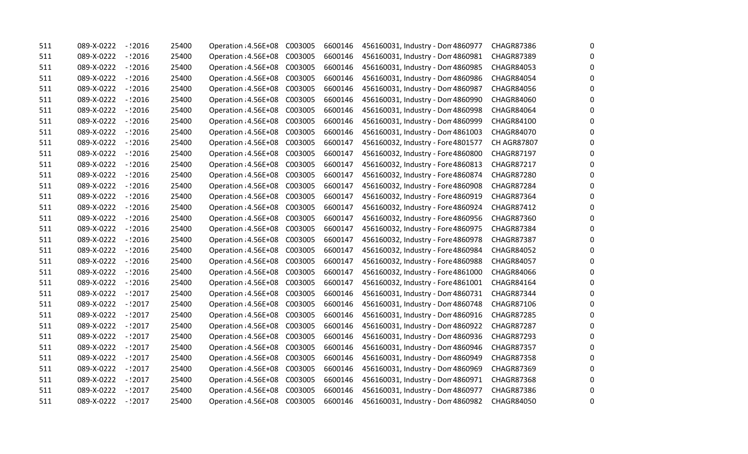| | | | | | | | | | | | |
|---|---|---|---|---|---|---|---|---|---|---|---|
| 511 | 089-X-0222 | - !2016 | 25400 | Operation ;4.56E+08 | C003005 | 6600146 | 456160031, Industry - Dom 4860977 | CHAGR87386 | | | 0 |
| 511 | 089-X-0222 | - !2016 | 25400 | Operation ;4.56E+08 | C003005 | 6600146 | 456160031, Industry - Dom 4860981 | CHAGR87389 | | | 0 |
| 511 | 089-X-0222 | - !2016 | 25400 | Operation ;4.56E+08 | C003005 | 6600146 | 456160031, Industry - Dom 4860985 | CHAGR84053 | | | 0 |
| 511 | 089-X-0222 | - !2016 | 25400 | Operation ;4.56E+08 | C003005 | 6600146 | 456160031, Industry - Dom 4860986 | CHAGR84054 | | | 0 |
| 511 | 089-X-0222 | - !2016 | 25400 | Operation ;4.56E+08 | C003005 | 6600146 | 456160031, Industry - Dom 4860987 | CHAGR84056 | | | 0 |
| 511 | 089-X-0222 | - !2016 | 25400 | Operation ;4.56E+08 | C003005 | 6600146 | 456160031, Industry - Dom 4860990 | CHAGR84060 | | | 0 |
| 511 | 089-X-0222 | - !2016 | 25400 | Operation ;4.56E+08 | C003005 | 6600146 | 456160031, Industry - Dom 4860998 | CHAGR84064 | | | 0 |
| 511 | 089-X-0222 | - !2016 | 25400 | Operation ;4.56E+08 | C003005 | 6600146 | 456160031, Industry - Dom 4860999 | CHAGR84100 | | | 0 |
| 511 | 089-X-0222 | - !2016 | 25400 | Operation ;4.56E+08 | C003005 | 6600146 | 456160031, Industry - Dom 4861003 | CHAGR84070 | | | 0 |
| 511 | 089-X-0222 | - !2016 | 25400 | Operation ;4.56E+08 | C003005 | 6600147 | 456160032, Industry - Fore 4801577 | CH AGR87807 | | | 0 |
| 511 | 089-X-0222 | - !2016 | 25400 | Operation ;4.56E+08 | C003005 | 6600147 | 456160032, Industry - Fore 4860800 | CHAGR87197 | | | 0 |
| 511 | 089-X-0222 | - !2016 | 25400 | Operation ;4.56E+08 | C003005 | 6600147 | 456160032, Industry - Fore 4860813 | CHAGR87217 | | | 0 |
| 511 | 089-X-0222 | - !2016 | 25400 | Operation ;4.56E+08 | C003005 | 6600147 | 456160032, Industry - Fore 4860874 | CHAGR87280 | | | 0 |
| 511 | 089-X-0222 | - !2016 | 25400 | Operation ;4.56E+08 | C003005 | 6600147 | 456160032, Industry - Fore 4860908 | CHAGR87284 | | | 0 |
| 511 | 089-X-0222 | - !2016 | 25400 | Operation ;4.56E+08 | C003005 | 6600147 | 456160032, Industry - Fore 4860919 | CHAGR87364 | | | 0 |
| 511 | 089-X-0222 | - !2016 | 25400 | Operation ;4.56E+08 | C003005 | 6600147 | 456160032, Industry - Fore 4860924 | CHAGR87412 | | | 0 |
| 511 | 089-X-0222 | - !2016 | 25400 | Operation ;4.56E+08 | C003005 | 6600147 | 456160032, Industry - Fore 4860956 | CHAGR87360 | | | 0 |
| 511 | 089-X-0222 | - !2016 | 25400 | Operation ;4.56E+08 | C003005 | 6600147 | 456160032, Industry - Fore 4860975 | CHAGR87384 | | | 0 |
| 511 | 089-X-0222 | - !2016 | 25400 | Operation ;4.56E+08 | C003005 | 6600147 | 456160032, Industry - Fore 4860978 | CHAGR87387 | | | 0 |
| 511 | 089-X-0222 | - !2016 | 25400 | Operation ;4.56E+08 | C003005 | 6600147 | 456160032, Industry - Fore 4860984 | CHAGR84052 | | | 0 |
| 511 | 089-X-0222 | - !2016 | 25400 | Operation ;4.56E+08 | C003005 | 6600147 | 456160032, Industry - Fore 4860988 | CHAGR84057 | | | 0 |
| 511 | 089-X-0222 | - !2016 | 25400 | Operation ;4.56E+08 | C003005 | 6600147 | 456160032, Industry - Fore 4861000 | CHAGR84066 | | | 0 |
| 511 | 089-X-0222 | - !2016 | 25400 | Operation ;4.56E+08 | C003005 | 6600147 | 456160032, Industry - Fore 4861001 | CHAGR84164 | | | 0 |
| 511 | 089-X-0222 | - !2017 | 25400 | Operation ;4.56E+08 | C003005 | 6600146 | 456160031, Industry - Dom 4860731 | CHAGR87344 | | | 0 |
| 511 | 089-X-0222 | - !2017 | 25400 | Operation ;4.56E+08 | C003005 | 6600146 | 456160031, Industry - Dom 4860748 | CHAGR87106 | | | 0 |
| 511 | 089-X-0222 | - !2017 | 25400 | Operation ;4.56E+08 | C003005 | 6600146 | 456160031, Industry - Dom 4860916 | CHAGR87285 | | | 0 |
| 511 | 089-X-0222 | - !2017 | 25400 | Operation ;4.56E+08 | C003005 | 6600146 | 456160031, Industry - Dom 4860922 | CHAGR87287 | | | 0 |
| 511 | 089-X-0222 | - !2017 | 25400 | Operation ;4.56E+08 | C003005 | 6600146 | 456160031, Industry - Dom 4860936 | CHAGR87293 | | | 0 |
| 511 | 089-X-0222 | - !2017 | 25400 | Operation ;4.56E+08 | C003005 | 6600146 | 456160031, Industry - Dom 4860946 | CHAGR87357 | | | 0 |
| 511 | 089-X-0222 | - !2017 | 25400 | Operation ;4.56E+08 | C003005 | 6600146 | 456160031, Industry - Dom 4860949 | CHAGR87358 | | | 0 |
| 511 | 089-X-0222 | - !2017 | 25400 | Operation ;4.56E+08 | C003005 | 6600146 | 456160031, Industry - Dom 4860969 | CHAGR87369 | | | 0 |
| 511 | 089-X-0222 | - !2017 | 25400 | Operation ;4.56E+08 | C003005 | 6600146 | 456160031, Industry - Dom 4860971 | CHAGR87368 | | | 0 |
| 511 | 089-X-0222 | - !2017 | 25400 | Operation ;4.56E+08 | C003005 | 6600146 | 456160031, Industry - Dom 4860977 | CHAGR87386 | | | 0 |
| 511 | 089-X-0222 | - !2017 | 25400 | Operation ;4.56E+08 | C003005 | 6600146 | 456160031, Industry - Dom 4860982 | CHAGR84050 | | | 0 |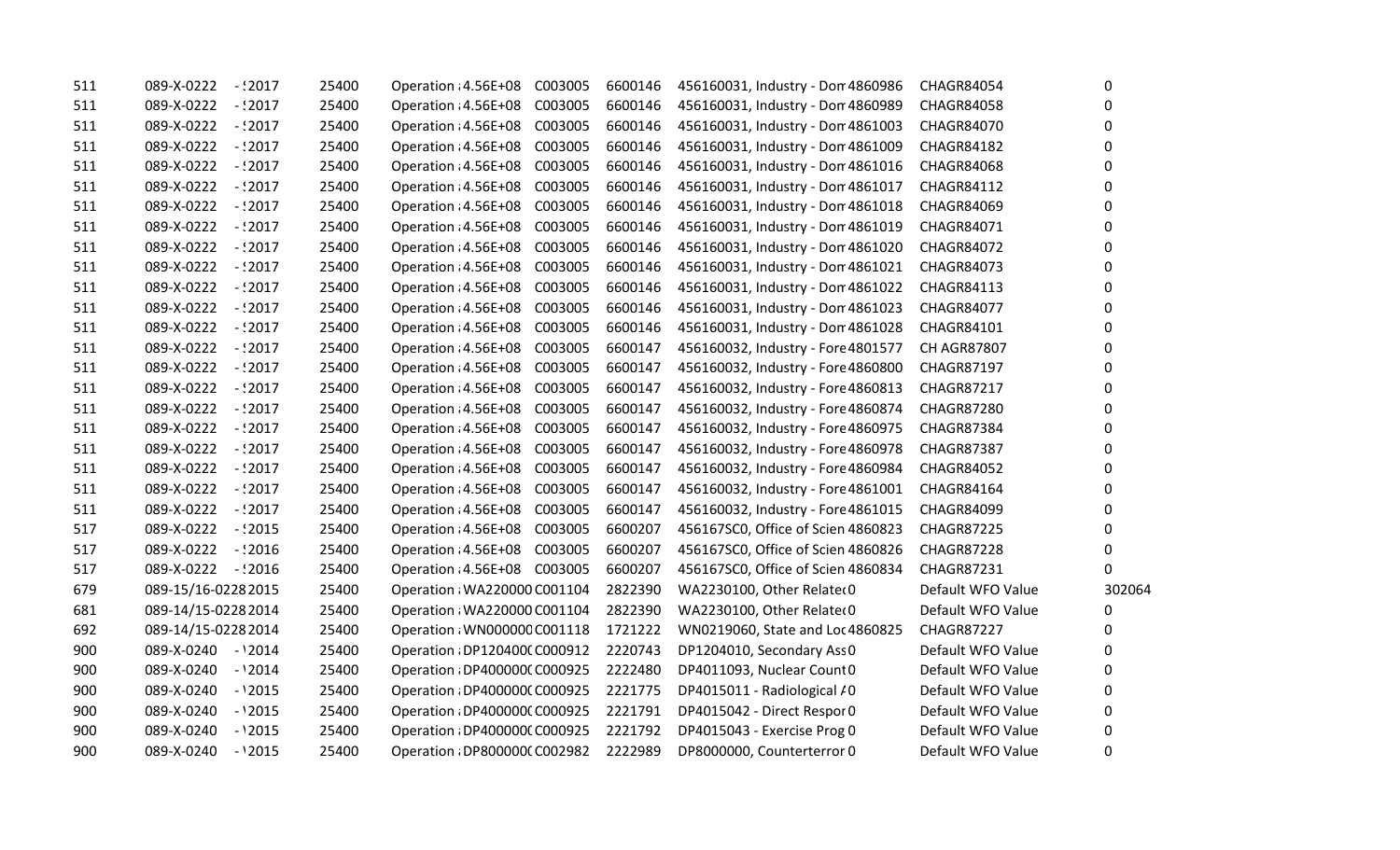| | | | | | | | | | | |
|---|---|---|---|---|---|---|---|---|---|---|
| 511 | 089-X-0222 | -!2017 | 25400 | Operation ;4.56E+08 | C003005 | 6600146 | 456160031, Industry - Dom 4860986 | CHAGR84054 | 0 |
| 511 | 089-X-0222 | -!2017 | 25400 | Operation ;4.56E+08 | C003005 | 6600146 | 456160031, Industry - Dom 4860989 | CHAGR84058 | 0 |
| 511 | 089-X-0222 | -!2017 | 25400 | Operation ;4.56E+08 | C003005 | 6600146 | 456160031, Industry - Dom 4861003 | CHAGR84070 | 0 |
| 511 | 089-X-0222 | -!2017 | 25400 | Operation ;4.56E+08 | C003005 | 6600146 | 456160031, Industry - Dom 4861009 | CHAGR84182 | 0 |
| 511 | 089-X-0222 | -!2017 | 25400 | Operation ;4.56E+08 | C003005 | 6600146 | 456160031, Industry - Dom 4861016 | CHAGR84068 | 0 |
| 511 | 089-X-0222 | -!2017 | 25400 | Operation ;4.56E+08 | C003005 | 6600146 | 456160031, Industry - Dom 4861017 | CHAGR84112 | 0 |
| 511 | 089-X-0222 | -!2017 | 25400 | Operation ;4.56E+08 | C003005 | 6600146 | 456160031, Industry - Dom 4861018 | CHAGR84069 | 0 |
| 511 | 089-X-0222 | -!2017 | 25400 | Operation ;4.56E+08 | C003005 | 6600146 | 456160031, Industry - Dom 4861019 | CHAGR84071 | 0 |
| 511 | 089-X-0222 | -!2017 | 25400 | Operation ;4.56E+08 | C003005 | 6600146 | 456160031, Industry - Dom 4861020 | CHAGR84072 | 0 |
| 511 | 089-X-0222 | -!2017 | 25400 | Operation ;4.56E+08 | C003005 | 6600146 | 456160031, Industry - Dom 4861021 | CHAGR84073 | 0 |
| 511 | 089-X-0222 | -!2017 | 25400 | Operation ;4.56E+08 | C003005 | 6600146 | 456160031, Industry - Dom 4861022 | CHAGR84113 | 0 |
| 511 | 089-X-0222 | -!2017 | 25400 | Operation ;4.56E+08 | C003005 | 6600146 | 456160031, Industry - Dom 4861023 | CHAGR84077 | 0 |
| 511 | 089-X-0222 | -!2017 | 25400 | Operation ;4.56E+08 | C003005 | 6600146 | 456160031, Industry - Dom 4861028 | CHAGR84101 | 0 |
| 511 | 089-X-0222 | -!2017 | 25400 | Operation ;4.56E+08 | C003005 | 6600147 | 456160032, Industry - Fore 4801577 | CH AGR87807 | 0 |
| 511 | 089-X-0222 | -!2017 | 25400 | Operation ;4.56E+08 | C003005 | 6600147 | 456160032, Industry - Fore 4860800 | CHAGR87197 | 0 |
| 511 | 089-X-0222 | -!2017 | 25400 | Operation ;4.56E+08 | C003005 | 6600147 | 456160032, Industry - Fore 4860813 | CHAGR87217 | 0 |
| 511 | 089-X-0222 | -!2017 | 25400 | Operation ;4.56E+08 | C003005 | 6600147 | 456160032, Industry - Fore 4860874 | CHAGR87280 | 0 |
| 511 | 089-X-0222 | -!2017 | 25400 | Operation ;4.56E+08 | C003005 | 6600147 | 456160032, Industry - Fore 4860975 | CHAGR87384 | 0 |
| 511 | 089-X-0222 | -!2017 | 25400 | Operation ;4.56E+08 | C003005 | 6600147 | 456160032, Industry - Fore 4860978 | CHAGR87387 | 0 |
| 511 | 089-X-0222 | -!2017 | 25400 | Operation ;4.56E+08 | C003005 | 6600147 | 456160032, Industry - Fore 4860984 | CHAGR84052 | 0 |
| 511 | 089-X-0222 | -!2017 | 25400 | Operation ;4.56E+08 | C003005 | 6600147 | 456160032, Industry - Fore 4861001 | CHAGR84164 | 0 |
| 511 | 089-X-0222 | -!2017 | 25400 | Operation ;4.56E+08 | C003005 | 6600147 | 456160032, Industry - Fore 4861015 | CHAGR84099 | 0 |
| 517 | 089-X-0222 | -!2015 | 25400 | Operation ;4.56E+08 | C003005 | 6600207 | 456167SC0, Office of Scien 4860823 | CHAGR87225 | 0 |
| 517 | 089-X-0222 | -!2016 | 25400 | Operation ;4.56E+08 | C003005 | 6600207 | 456167SC0, Office of Scien 4860826 | CHAGR87228 | 0 |
| 517 | 089-X-0222 | -!2016 | 25400 | Operation ;4.56E+08 | C003005 | 6600207 | 456167SC0, Office of Scien 4860834 | CHAGR87231 | 0 |
| 679 | 089-15/16-0228 | 2015 | 25400 | Operation ;WA220000 | C001104 | 2822390 | WA2230100, Other Relate 0 | Default WFO Value | 302064 |
| 681 | 089-14/15-0228 | 2014 | 25400 | Operation ;WA220000 | C001104 | 2822390 | WA2230100, Other Relate 0 | Default WFO Value | 0 |
| 692 | 089-14/15-0228 | 2014 | 25400 | Operation ;WN000000 | C001118 | 1721222 | WN0219060, State and Loc 4860825 | CHAGR87227 | 0 |
| 900 | 089-X-0240 | -!2014 | 25400 | Operation ;DP120400 | C000912 | 2220743 | DP1204010, Secondary Ass 0 | Default WFO Value | 0 |
| 900 | 089-X-0240 | -!2014 | 25400 | Operation ;DP400000 | C000925 | 2222480 | DP4011093, Nuclear Count 0 | Default WFO Value | 0 |
| 900 | 089-X-0240 | -!2015 | 25400 | Operation ;DP400000 | C000925 | 2221775 | DP4015011 - Radiological / 0 | Default WFO Value | 0 |
| 900 | 089-X-0240 | -!2015 | 25400 | Operation ;DP400000 | C000925 | 2221791 | DP4015042 - Direct Respor 0 | Default WFO Value | 0 |
| 900 | 089-X-0240 | -!2015 | 25400 | Operation ;DP400000 | C000925 | 2221792 | DP4015043 - Exercise Prog 0 | Default WFO Value | 0 |
| 900 | 089-X-0240 | -!2015 | 25400 | Operation ;DP800000 | C002982 | 2222989 | DP8000000, Counterterror 0 | Default WFO Value | 0 |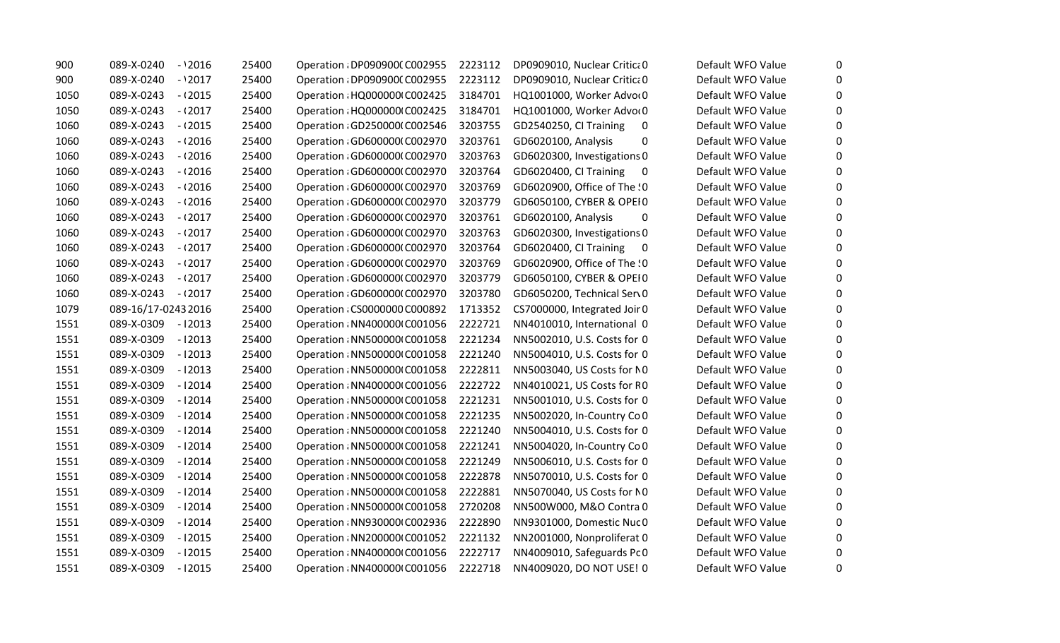| | | | | | | | | | | |
|---|---|---|---|---|---|---|---|---|---|---|
| 900 | 089-X-0240 | - \2016 | 25400 | Operation ; DP090900( C002955 | 2223112 | DP0909010, Nuclear Critica 0 | | Default WFO Value | 0 |
| 900 | 089-X-0240 | - \2017 | 25400 | Operation ; DP090900( C002955 | 2223112 | DP0909010, Nuclear Critica 0 | | Default WFO Value | 0 |
| 1050 | 089-X-0243 | - (2015 | 25400 | Operation ; HQ000000( C002425 | 3184701 | HQ1001000, Worker Advoc 0 | | Default WFO Value | 0 |
| 1050 | 089-X-0243 | - (2017 | 25400 | Operation ; HQ000000( C002425 | 3184701 | HQ1001000, Worker Advoc 0 | | Default WFO Value | 0 |
| 1060 | 089-X-0243 | - (2015 | 25400 | Operation ; GD250000( C002546 | 3203755 | GD2540250, CI Training | 0 | Default WFO Value | 0 |
| 1060 | 089-X-0243 | - (2016 | 25400 | Operation ; GD600000( C002970 | 3203761 | GD6020100, Analysis | 0 | Default WFO Value | 0 |
| 1060 | 089-X-0243 | - (2016 | 25400 | Operation ; GD600000( C002970 | 3203763 | GD6020300, Investigations 0 | | Default WFO Value | 0 |
| 1060 | 089-X-0243 | - (2016 | 25400 | Operation ; GD600000( C002970 | 3203764 | GD6020400, CI Training | 0 | Default WFO Value | 0 |
| 1060 | 089-X-0243 | - (2016 | 25400 | Operation ; GD600000( C002970 | 3203769 | GD6020900, Office of The ! 0 | | Default WFO Value | 0 |
| 1060 | 089-X-0243 | - (2016 | 25400 | Operation ; GD600000( C002970 | 3203779 | GD6050100, CYBER & OPEI 0 | | Default WFO Value | 0 |
| 1060 | 089-X-0243 | - (2017 | 25400 | Operation ; GD600000( C002970 | 3203761 | GD6020100, Analysis | 0 | Default WFO Value | 0 |
| 1060 | 089-X-0243 | - (2017 | 25400 | Operation ; GD600000( C002970 | 3203763 | GD6020300, Investigations 0 | | Default WFO Value | 0 |
| 1060 | 089-X-0243 | - (2017 | 25400 | Operation ; GD600000( C002970 | 3203764 | GD6020400, CI Training | 0 | Default WFO Value | 0 |
| 1060 | 089-X-0243 | - (2017 | 25400 | Operation ; GD600000( C002970 | 3203769 | GD6020900, Office of The ! 0 | | Default WFO Value | 0 |
| 1060 | 089-X-0243 | - (2017 | 25400 | Operation ; GD600000( C002970 | 3203779 | GD6050100, CYBER & OPEI 0 | | Default WFO Value | 0 |
| 1060 | 089-X-0243 | - (2017 | 25400 | Operation ; GD600000( C002970 | 3203780 | GD6050200, Technical Serv 0 | | Default WFO Value | 0 |
| 1079 | 089-16/17-0243 2016 | | 25400 | Operation ; CS0000000 C000892 | 1713352 | CS7000000, Integrated Joir 0 | | Default WFO Value | 0 |
| 1551 | 089-X-0309 | - I2013 | 25400 | Operation ; NN400000( C001056 | 2222721 | NN4010010, International 0 | | Default WFO Value | 0 |
| 1551 | 089-X-0309 | - I2013 | 25400 | Operation ; NN500000( C001058 | 2221234 | NN5002010, U.S. Costs for 0 | | Default WFO Value | 0 |
| 1551 | 089-X-0309 | - I2013 | 25400 | Operation ; NN500000( C001058 | 2221240 | NN5004010, U.S. Costs for 0 | | Default WFO Value | 0 |
| 1551 | 089-X-0309 | - I2013 | 25400 | Operation ; NN500000( C001058 | 2222811 | NN5003040, US Costs for N 0 | | Default WFO Value | 0 |
| 1551 | 089-X-0309 | - I2014 | 25400 | Operation ; NN400000( C001056 | 2222722 | NN4010021, US Costs for R 0 | | Default WFO Value | 0 |
| 1551 | 089-X-0309 | - I2014 | 25400 | Operation ; NN500000( C001058 | 2221231 | NN5001010, U.S. Costs for 0 | | Default WFO Value | 0 |
| 1551 | 089-X-0309 | - I2014 | 25400 | Operation ; NN500000( C001058 | 2221235 | NN5002020, In-Country Co 0 | | Default WFO Value | 0 |
| 1551 | 089-X-0309 | - I2014 | 25400 | Operation ; NN500000( C001058 | 2221240 | NN5004010, U.S. Costs for 0 | | Default WFO Value | 0 |
| 1551 | 089-X-0309 | - I2014 | 25400 | Operation ; NN500000( C001058 | 2221241 | NN5004020, In-Country Co 0 | | Default WFO Value | 0 |
| 1551 | 089-X-0309 | - I2014 | 25400 | Operation ; NN500000( C001058 | 2221249 | NN5006010, U.S. Costs for 0 | | Default WFO Value | 0 |
| 1551 | 089-X-0309 | - I2014 | 25400 | Operation ; NN500000( C001058 | 2222878 | NN5070010, U.S. Costs for 0 | | Default WFO Value | 0 |
| 1551 | 089-X-0309 | - I2014 | 25400 | Operation ; NN500000( C001058 | 2222881 | NN5070040, US Costs for N 0 | | Default WFO Value | 0 |
| 1551 | 089-X-0309 | - I2014 | 25400 | Operation ; NN500000( C001058 | 2720208 | NN500W000, M&O Contra 0 | | Default WFO Value | 0 |
| 1551 | 089-X-0309 | - I2014 | 25400 | Operation ; NN930000( C002936 | 2222890 | NN9301000, Domestic Nuc 0 | | Default WFO Value | 0 |
| 1551 | 089-X-0309 | - I2015 | 25400 | Operation ; NN200000( C001052 | 2221132 | NN2001000, Nonproliferat 0 | | Default WFO Value | 0 |
| 1551 | 089-X-0309 | - I2015 | 25400 | Operation ; NN400000( C001056 | 2222717 | NN4009010, Safeguards Pc 0 | | Default WFO Value | 0 |
| 1551 | 089-X-0309 | - I2015 | 25400 | Operation ; NN400000( C001056 | 2222718 | NN4009020, DO NOT USE! 0 | | Default WFO Value | 0 |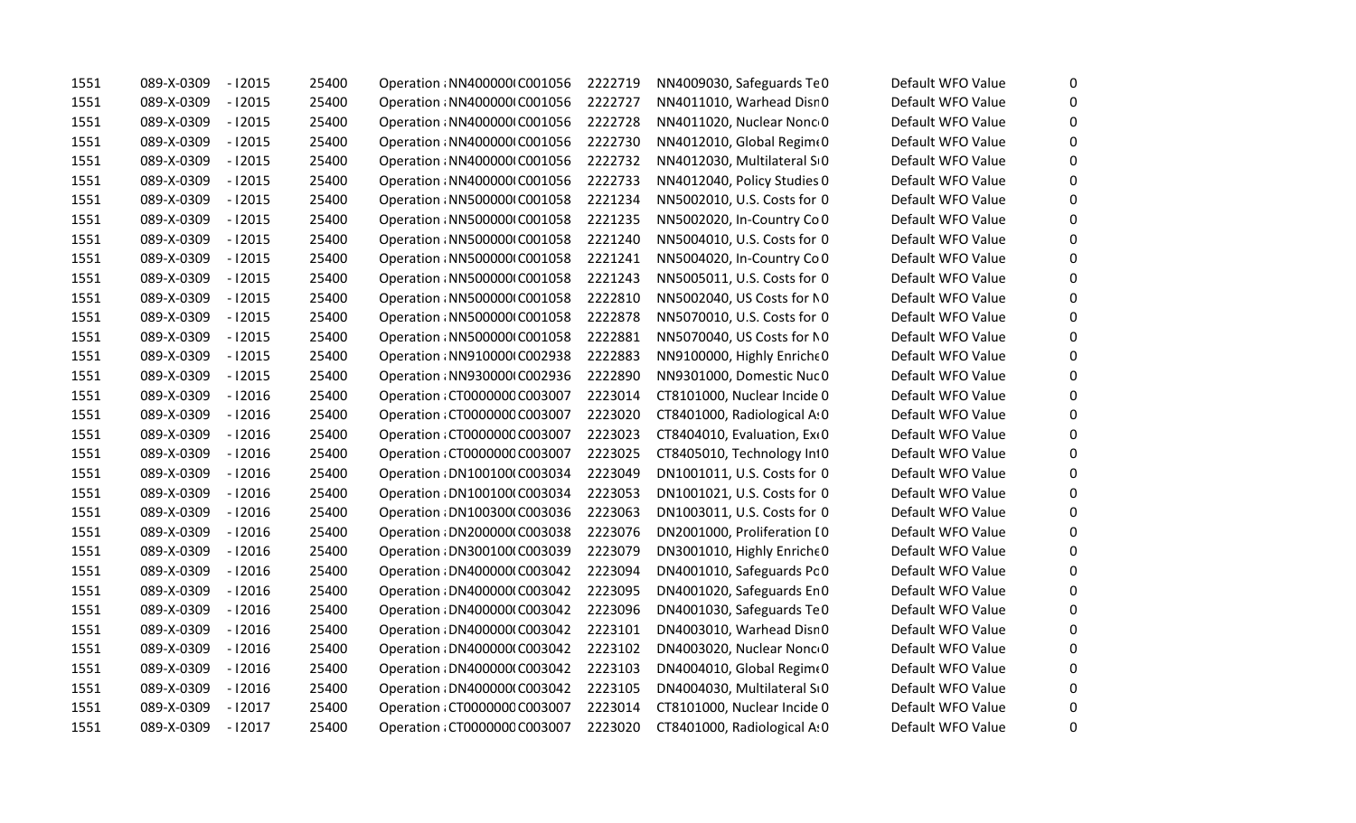| | | | | | | | | | |
|---|---|---|---|---|---|---|---|---|---|
| 1551 | 089-X-0309 | - I2015 | 25400 | Operation ; NN400000( C001056 | 2222719 | NN4009030, Safeguards Te 0 | | Default WFO Value | 0 |
| 1551 | 089-X-0309 | - I2015 | 25400 | Operation ; NN400000( C001056 | 2222727 | NN4011010, Warhead Dism 0 | | Default WFO Value | 0 |
| 1551 | 089-X-0309 | - I2015 | 25400 | Operation ; NN400000( C001056 | 2222728 | NN4011020, Nuclear Nonc 0 | | Default WFO Value | 0 |
| 1551 | 089-X-0309 | - I2015 | 25400 | Operation ; NN400000( C001056 | 2222730 | NN4012010, Global Regime 0 | | Default WFO Value | 0 |
| 1551 | 089-X-0309 | - I2015 | 25400 | Operation ; NN400000( C001056 | 2222732 | NN4012030, Multilateral S 0 | | Default WFO Value | 0 |
| 1551 | 089-X-0309 | - I2015 | 25400 | Operation ; NN400000( C001056 | 2222733 | NN4012040, Policy Studies 0 | | Default WFO Value | 0 |
| 1551 | 089-X-0309 | - I2015 | 25400 | Operation ; NN500000( C001058 | 2221234 | NN5002010, U.S. Costs for 0 | | Default WFO Value | 0 |
| 1551 | 089-X-0309 | - I2015 | 25400 | Operation ; NN500000( C001058 | 2221235 | NN5002020, In-Country Co 0 | | Default WFO Value | 0 |
| 1551 | 089-X-0309 | - I2015 | 25400 | Operation ; NN500000( C001058 | 2221240 | NN5004010, U.S. Costs for 0 | | Default WFO Value | 0 |
| 1551 | 089-X-0309 | - I2015 | 25400 | Operation ; NN500000( C001058 | 2221241 | NN5004020, In-Country Co 0 | | Default WFO Value | 0 |
| 1551 | 089-X-0309 | - I2015 | 25400 | Operation ; NN500000( C001058 | 2221243 | NN5005011, U.S. Costs for 0 | | Default WFO Value | 0 |
| 1551 | 089-X-0309 | - I2015 | 25400 | Operation ; NN500000( C001058 | 2222810 | NN5002040, US Costs for N 0 | | Default WFO Value | 0 |
| 1551 | 089-X-0309 | - I2015 | 25400 | Operation ; NN500000( C001058 | 2222878 | NN5070010, U.S. Costs for 0 | | Default WFO Value | 0 |
| 1551 | 089-X-0309 | - I2015 | 25400 | Operation ; NN500000( C001058 | 2222881 | NN5070040, US Costs for N 0 | | Default WFO Value | 0 |
| 1551 | 089-X-0309 | - I2015 | 25400 | Operation ; NN910000( C002938 | 2222883 | NN9100000, Highly Enriche 0 | | Default WFO Value | 0 |
| 1551 | 089-X-0309 | - I2015 | 25400 | Operation ; NN930000( C002936 | 2222890 | NN9301000, Domestic Nuc 0 | | Default WFO Value | 0 |
| 1551 | 089-X-0309 | - I2016 | 25400 | Operation ; CT0000000 C003007 | 2223014 | CT8101000, Nuclear Incide 0 | | Default WFO Value | 0 |
| 1551 | 089-X-0309 | - I2016 | 25400 | Operation ; CT0000000 C003007 | 2223020 | CT8401000, Radiological A 0 | | Default WFO Value | 0 |
| 1551 | 089-X-0309 | - I2016 | 25400 | Operation ; CT0000000 C003007 | 2223023 | CT8404010, Evaluation, Ex 0 | | Default WFO Value | 0 |
| 1551 | 089-X-0309 | - I2016 | 25400 | Operation ; CT0000000 C003007 | 2223025 | CT8405010, Technology Int 0 | | Default WFO Value | 0 |
| 1551 | 089-X-0309 | - I2016 | 25400 | Operation ; DN100100( C003034 | 2223049 | DN1001011, U.S. Costs for 0 | | Default WFO Value | 0 |
| 1551 | 089-X-0309 | - I2016 | 25400 | Operation ; DN100100( C003034 | 2223053 | DN1001021, U.S. Costs for 0 | | Default WFO Value | 0 |
| 1551 | 089-X-0309 | - I2016 | 25400 | Operation ; DN100300( C003036 | 2223063 | DN1003011, U.S. Costs for 0 | | Default WFO Value | 0 |
| 1551 | 089-X-0309 | - I2016 | 25400 | Operation ; DN200000( C003038 | 2223076 | DN2001000, Proliferation [ 0 | | Default WFO Value | 0 |
| 1551 | 089-X-0309 | - I2016 | 25400 | Operation ; DN300100( C003039 | 2223079 | DN3001010, Highly Enriche 0 | | Default WFO Value | 0 |
| 1551 | 089-X-0309 | - I2016 | 25400 | Operation ; DN400000( C003042 | 2223094 | DN4001010, Safeguards Po 0 | | Default WFO Value | 0 |
| 1551 | 089-X-0309 | - I2016 | 25400 | Operation ; DN400000( C003042 | 2223095 | DN4001020, Safeguards En 0 | | Default WFO Value | 0 |
| 1551 | 089-X-0309 | - I2016 | 25400 | Operation ; DN400000( C003042 | 2223096 | DN4001030, Safeguards Te 0 | | Default WFO Value | 0 |
| 1551 | 089-X-0309 | - I2016 | 25400 | Operation ; DN400000( C003042 | 2223101 | DN4003010, Warhead Dism 0 | | Default WFO Value | 0 |
| 1551 | 089-X-0309 | - I2016 | 25400 | Operation ; DN400000( C003042 | 2223102 | DN4003020, Nuclear Nonc 0 | | Default WFO Value | 0 |
| 1551 | 089-X-0309 | - I2016 | 25400 | Operation ; DN400000( C003042 | 2223103 | DN4004010, Global Regime 0 | | Default WFO Value | 0 |
| 1551 | 089-X-0309 | - I2016 | 25400 | Operation ; DN400000( C003042 | 2223105 | DN4004030, Multilateral S 0 | | Default WFO Value | 0 |
| 1551 | 089-X-0309 | - I2017 | 25400 | Operation ; CT0000000 C003007 | 2223014 | CT8101000, Nuclear Incide 0 | | Default WFO Value | 0 |
| 1551 | 089-X-0309 | - I2017 | 25400 | Operation ; CT0000000 C003007 | 2223020 | CT8401000, Radiological A 0 | | Default WFO Value | 0 |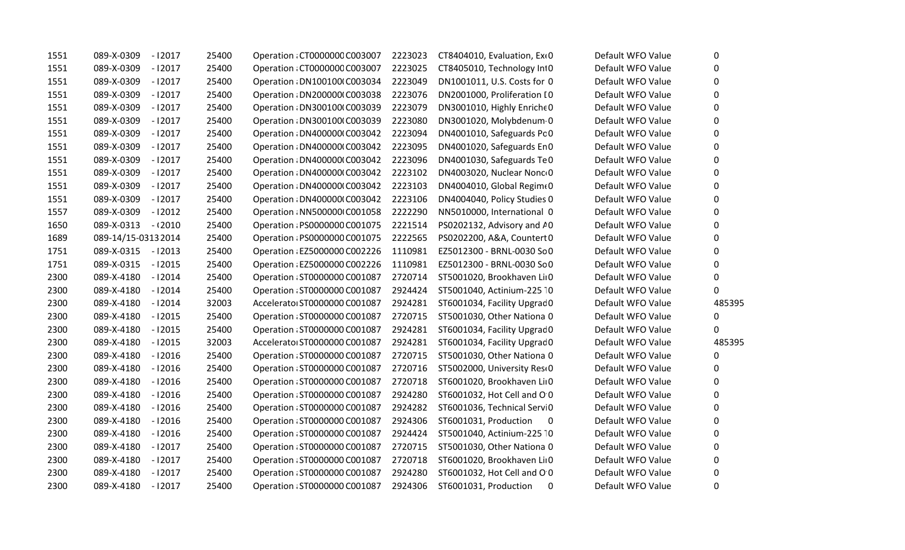| | | | | | | | | | |
|---|---|---|---|---|---|---|---|---|---|
| 1551 | 089-X-0309 | - I2017 | 25400 | Operation ; CT0000000 C003007 | 2223023 | CT8404010, Evaluation, Ex 0 | | Default WFO Value | 0 |
| 1551 | 089-X-0309 | - I2017 | 25400 | Operation ; CT0000000 C003007 | 2223025 | CT8405010, Technology Int 0 | | Default WFO Value | 0 |
| 1551 | 089-X-0309 | - I2017 | 25400 | Operation ; DN100100( C003034 | 2223049 | DN1001011, U.S. Costs for 0 | | Default WFO Value | 0 |
| 1551 | 089-X-0309 | - I2017 | 25400 | Operation ; DN200000( C003038 | 2223076 | DN2001000, Proliferation [0 | | Default WFO Value | 0 |
| 1551 | 089-X-0309 | - I2017 | 25400 | Operation ; DN300100( C003039 | 2223079 | DN3001010, Highly Enriche 0 | | Default WFO Value | 0 |
| 1551 | 089-X-0309 | - I2017 | 25400 | Operation ; DN300100( C003039 | 2223080 | DN3001020, Molybdenum- 0 | | Default WFO Value | 0 |
| 1551 | 089-X-0309 | - I2017 | 25400 | Operation ; DN400000( C003042 | 2223094 | DN4001010, Safeguards Pc 0 | | Default WFO Value | 0 |
| 1551 | 089-X-0309 | - I2017 | 25400 | Operation ; DN400000( C003042 | 2223095 | DN4001020, Safeguards En 0 | | Default WFO Value | 0 |
| 1551 | 089-X-0309 | - I2017 | 25400 | Operation ; DN400000( C003042 | 2223096 | DN4001030, Safeguards Te 0 | | Default WFO Value | 0 |
| 1551 | 089-X-0309 | - I2017 | 25400 | Operation ; DN400000( C003042 | 2223102 | DN4003020, Nuclear Nonc 0 | | Default WFO Value | 0 |
| 1551 | 089-X-0309 | - I2017 | 25400 | Operation ; DN400000( C003042 | 2223103 | DN4004010, Global Regim 0 | | Default WFO Value | 0 |
| 1551 | 089-X-0309 | - I2017 | 25400 | Operation ; DN400000( C003042 | 2223106 | DN4004040, Policy Studies 0 | | Default WFO Value | 0 |
| 1557 | 089-X-0309 | - I2012 | 25400 | Operation ; NN500000( C001058 | 2222290 | NN5010000, International 0 | | Default WFO Value | 0 |
| 1650 | 089-X-0313 | - (2010 | 25400 | Operation ; PS0000000 C001075 | 2221514 | PS0202132, Advisory and A 0 | | Default WFO Value | 0 |
| 1689 | 089-14/15-0313 2014 | | 25400 | Operation ; PS0000000 C001075 | 2222565 | PS0202200, A&A, Countert 0 | | Default WFO Value | 0 |
| 1751 | 089-X-0315 | - I2013 | 25400 | Operation ; EZ5000000 C002226 | 1110981 | EZ5012300 - BRNL-0030 So 0 | | Default WFO Value | 0 |
| 1751 | 089-X-0315 | - I2015 | 25400 | Operation ; EZ5000000 C002226 | 1110981 | EZ5012300 - BRNL-0030 So 0 | | Default WFO Value | 0 |
| 2300 | 089-X-4180 | - I2014 | 25400 | Operation ; ST0000000 C001087 | 2720714 | ST5001020, Brookhaven Li 0 | | Default WFO Value | 0 |
| 2300 | 089-X-4180 | - I2014 | 25400 | Operation ; ST0000000 C001087 | 2924424 | ST5001040, Actinium-225 1 0 | | Default WFO Value | 0 |
| 2300 | 089-X-4180 | - I2014 | 32003 | Accelerato ST0000000 C001087 | 2924281 | ST6001034, Facility Upgrad 0 | | Default WFO Value | 485395 |
| 2300 | 089-X-4180 | - I2015 | 25400 | Operation ; ST0000000 C001087 | 2720715 | ST5001030, Other Nationa 0 | | Default WFO Value | 0 |
| 2300 | 089-X-4180 | - I2015 | 25400 | Operation ; ST0000000 C001087 | 2924281 | ST6001034, Facility Upgrad 0 | | Default WFO Value | 0 |
| 2300 | 089-X-4180 | - I2015 | 32003 | Accelerato ST0000000 C001087 | 2924281 | ST6001034, Facility Upgrad 0 | | Default WFO Value | 485395 |
| 2300 | 089-X-4180 | - I2016 | 25400 | Operation ; ST0000000 C001087 | 2720715 | ST5001030, Other Nationa 0 | | Default WFO Value | 0 |
| 2300 | 089-X-4180 | - I2016 | 25400 | Operation ; ST0000000 C001087 | 2720716 | ST5002000, University Res 0 | | Default WFO Value | 0 |
| 2300 | 089-X-4180 | - I2016 | 25400 | Operation ; ST0000000 C001087 | 2720718 | ST6001020, Brookhaven Li 0 | | Default WFO Value | 0 |
| 2300 | 089-X-4180 | - I2016 | 25400 | Operation ; ST0000000 C001087 | 2924280 | ST6001032, Hot Cell and O 0 | | Default WFO Value | 0 |
| 2300 | 089-X-4180 | - I2016 | 25400 | Operation ; ST0000000 C001087 | 2924282 | ST6001036, Technical Servi 0 | | Default WFO Value | 0 |
| 2300 | 089-X-4180 | - I2016 | 25400 | Operation ; ST0000000 C001087 | 2924306 | ST6001031, Production 0 | | Default WFO Value | 0 |
| 2300 | 089-X-4180 | - I2016 | 25400 | Operation ; ST0000000 C001087 | 2924424 | ST5001040, Actinium-225 1 0 | | Default WFO Value | 0 |
| 2300 | 089-X-4180 | - I2017 | 25400 | Operation ; ST0000000 C001087 | 2720715 | ST5001030, Other Nationa 0 | | Default WFO Value | 0 |
| 2300 | 089-X-4180 | - I2017 | 25400 | Operation ; ST0000000 C001087 | 2720718 | ST6001020, Brookhaven Li 0 | | Default WFO Value | 0 |
| 2300 | 089-X-4180 | - I2017 | 25400 | Operation ; ST0000000 C001087 | 2924280 | ST6001032, Hot Cell and O 0 | | Default WFO Value | 0 |
| 2300 | 089-X-4180 | - I2017 | 25400 | Operation ; ST0000000 C001087 | 2924306 | ST6001031, Production 0 | | Default WFO Value | 0 |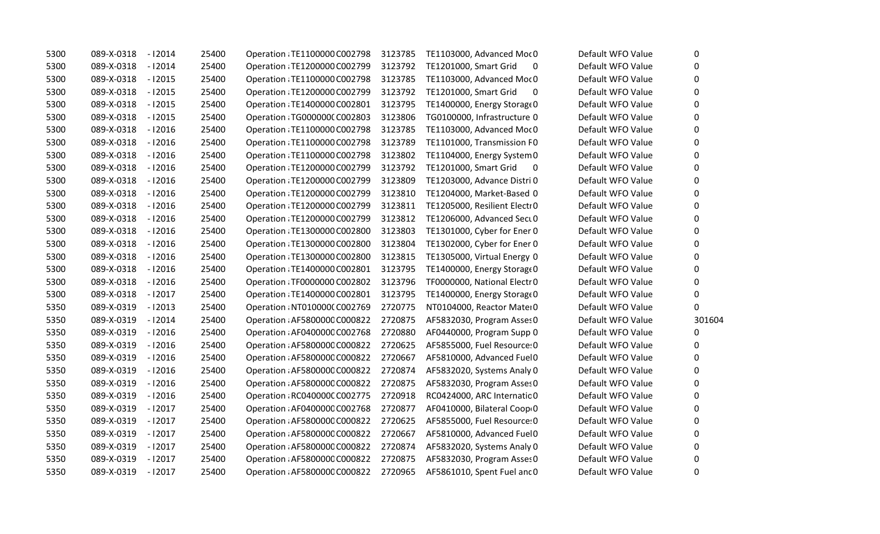| | | | | | | | | | | |
|---|---|---|---|---|---|---|---|---|---|---|
| 5300 | 089-X-0318 | - I2014 | 25400 | Operation ; TE1100000 | C002798 | 3123785 | TE1103000, Advanced Moc | 0 | Default WFO Value | 0 |
| 5300 | 089-X-0318 | - I2014 | 25400 | Operation ; TE1200000 | C002799 | 3123792 | TE1201000, Smart Grid | 0 | Default WFO Value | 0 |
| 5300 | 089-X-0318 | - I2015 | 25400 | Operation ; TE1100000 | C002798 | 3123785 | TE1103000, Advanced Moc | 0 | Default WFO Value | 0 |
| 5300 | 089-X-0318 | - I2015 | 25400 | Operation ; TE1200000 | C002799 | 3123792 | TE1201000, Smart Grid | 0 | Default WFO Value | 0 |
| 5300 | 089-X-0318 | - I2015 | 25400 | Operation ; TE1400000 | C002801 | 3123795 | TE1400000, Energy Storage | 0 | Default WFO Value | 0 |
| 5300 | 089-X-0318 | - I2015 | 25400 | Operation ; TG000000( | C002803 | 3123806 | TG0100000, Infrastructure | 0 | Default WFO Value | 0 |
| 5300 | 089-X-0318 | - I2016 | 25400 | Operation ; TE1100000 | C002798 | 3123785 | TE1103000, Advanced Moc | 0 | Default WFO Value | 0 |
| 5300 | 089-X-0318 | - I2016 | 25400 | Operation ; TE1100000 | C002798 | 3123789 | TE1101000, Transmission F | 0 | Default WFO Value | 0 |
| 5300 | 089-X-0318 | - I2016 | 25400 | Operation ; TE1100000 | C002798 | 3123802 | TE1104000, Energy System | 0 | Default WFO Value | 0 |
| 5300 | 089-X-0318 | - I2016 | 25400 | Operation ; TE1200000 | C002799 | 3123792 | TE1201000, Smart Grid | 0 | Default WFO Value | 0 |
| 5300 | 089-X-0318 | - I2016 | 25400 | Operation ; TE1200000 | C002799 | 3123809 | TE1203000, Advance Distri | 0 | Default WFO Value | 0 |
| 5300 | 089-X-0318 | - I2016 | 25400 | Operation ; TE1200000 | C002799 | 3123810 | TE1204000, Market-Based | 0 | Default WFO Value | 0 |
| 5300 | 089-X-0318 | - I2016 | 25400 | Operation ; TE1200000 | C002799 | 3123811 | TE1205000, Resilient Electr | 0 | Default WFO Value | 0 |
| 5300 | 089-X-0318 | - I2016 | 25400 | Operation ; TE1200000 | C002799 | 3123812 | TE1206000, Advanced Secu | 0 | Default WFO Value | 0 |
| 5300 | 089-X-0318 | - I2016 | 25400 | Operation ; TE1300000 | C002800 | 3123803 | TE1301000, Cyber for Ener | 0 | Default WFO Value | 0 |
| 5300 | 089-X-0318 | - I2016 | 25400 | Operation ; TE1300000 | C002800 | 3123804 | TE1302000, Cyber for Ener | 0 | Default WFO Value | 0 |
| 5300 | 089-X-0318 | - I2016 | 25400 | Operation ; TE1300000 | C002800 | 3123815 | TE1305000, Virtual Energy | 0 | Default WFO Value | 0 |
| 5300 | 089-X-0318 | - I2016 | 25400 | Operation ; TE1400000 | C002801 | 3123795 | TE1400000, Energy Storage | 0 | Default WFO Value | 0 |
| 5300 | 089-X-0318 | - I2016 | 25400 | Operation ; TF0000000 | C002802 | 3123796 | TF0000000, National Electr | 0 | Default WFO Value | 0 |
| 5300 | 089-X-0318 | - I2017 | 25400 | Operation ; TE1400000 | C002801 | 3123795 | TE1400000, Energy Storage | 0 | Default WFO Value | 0 |
| 5350 | 089-X-0319 | - I2013 | 25400 | Operation ; NT010000( | C002769 | 2720775 | NT0104000, Reactor Mater | 0 | Default WFO Value | 0 |
| 5350 | 089-X-0319 | - I2014 | 25400 | Operation ; AF5800000 | C000822 | 2720875 | AF5832030, Program Asses | 0 | Default WFO Value | 301604 |
| 5350 | 089-X-0319 | - I2016 | 25400 | Operation ; AF0400000 | C002768 | 2720880 | AF0440000, Program Supp | 0 | Default WFO Value | 0 |
| 5350 | 089-X-0319 | - I2016 | 25400 | Operation ; AF5800000 | C000822 | 2720625 | AF5855000, Fuel Resource: | 0 | Default WFO Value | 0 |
| 5350 | 089-X-0319 | - I2016 | 25400 | Operation ; AF5800000 | C000822 | 2720667 | AF5810000, Advanced Fuel | 0 | Default WFO Value | 0 |
| 5350 | 089-X-0319 | - I2016 | 25400 | Operation ; AF5800000 | C000822 | 2720874 | AF5832020, Systems Analy | 0 | Default WFO Value | 0 |
| 5350 | 089-X-0319 | - I2016 | 25400 | Operation ; AF5800000 | C000822 | 2720875 | AF5832030, Program Asses | 0 | Default WFO Value | 0 |
| 5350 | 089-X-0319 | - I2016 | 25400 | Operation ; RC040000( | C002775 | 2720918 | RC0424000, ARC Internatic | 0 | Default WFO Value | 0 |
| 5350 | 089-X-0319 | - I2017 | 25400 | Operation ; AF0400000 | C002768 | 2720877 | AF0410000, Bilateral Coop | 0 | Default WFO Value | 0 |
| 5350 | 089-X-0319 | - I2017 | 25400 | Operation ; AF5800000 | C000822 | 2720625 | AF5855000, Fuel Resource: | 0 | Default WFO Value | 0 |
| 5350 | 089-X-0319 | - I2017 | 25400 | Operation ; AF5800000 | C000822 | 2720667 | AF5810000, Advanced Fuel | 0 | Default WFO Value | 0 |
| 5350 | 089-X-0319 | - I2017 | 25400 | Operation ; AF5800000 | C000822 | 2720874 | AF5832020, Systems Analy | 0 | Default WFO Value | 0 |
| 5350 | 089-X-0319 | - I2017 | 25400 | Operation ; AF5800000 | C000822 | 2720875 | AF5832030, Program Asses | 0 | Default WFO Value | 0 |
| 5350 | 089-X-0319 | - I2017 | 25400 | Operation ; AF5800000 | C000822 | 2720965 | AF5861010, Spent Fuel anc | 0 | Default WFO Value | 0 |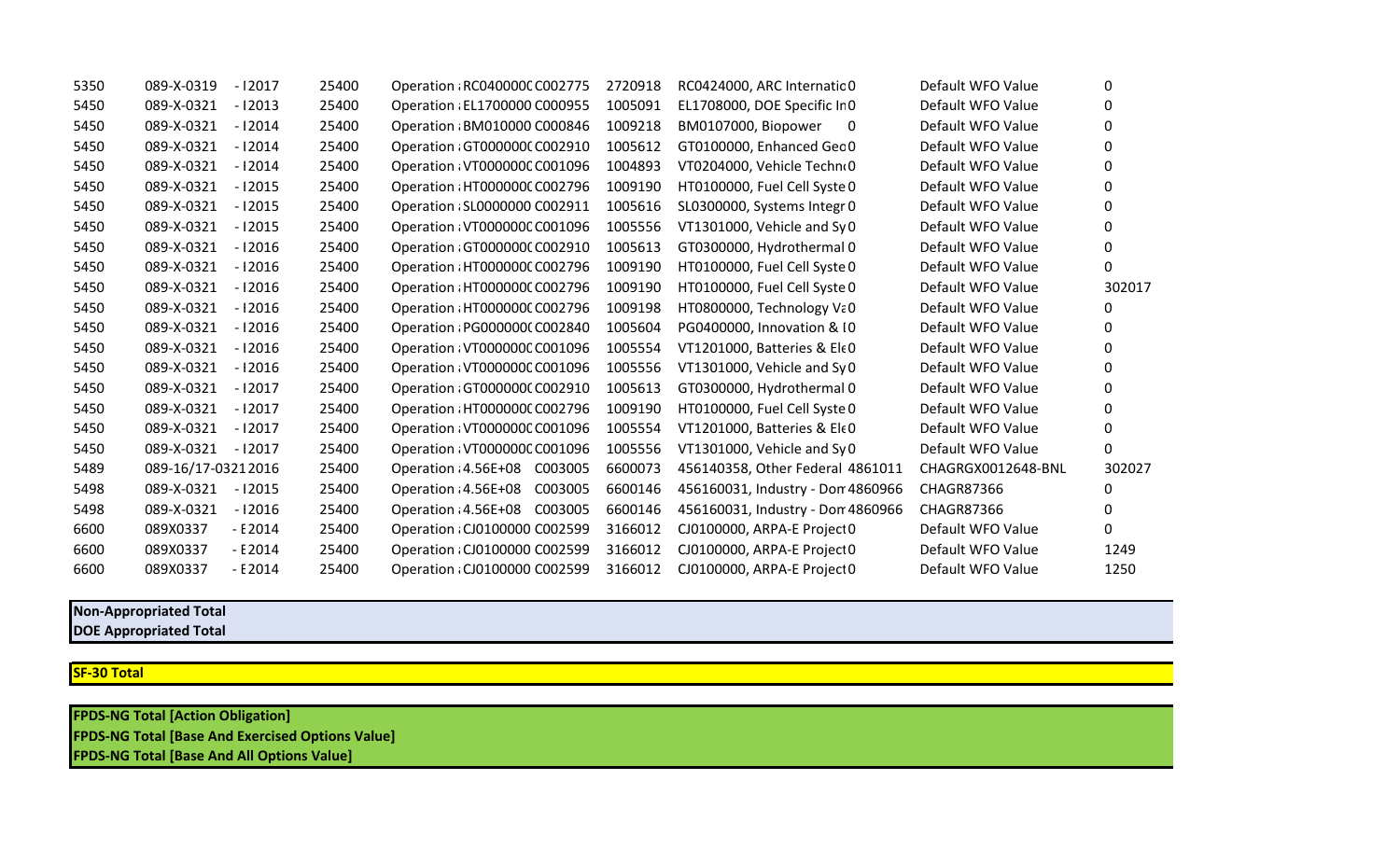| | | | | | | | | | | |
|---|---|---|---|---|---|---|---|---|---|---|
| 5350 | 089-X-0319 | - I2017 | 25400 | Operation : RC040000C C002775 | 2720918 | RC0424000, ARC Internatic 0 | | Default WFO Value | 0 |
| 5450 | 089-X-0321 | - I2013 | 25400 | Operation : EL1700000 C000955 | 1005091 | EL1708000, DOE Specific In 0 | | Default WFO Value | 0 |
| 5450 | 089-X-0321 | - I2014 | 25400 | Operation : BM010000 C000846 | 1009218 | BM0107000, Biopower | 0 | Default WFO Value | 0 |
| 5450 | 089-X-0321 | - I2014 | 25400 | Operation : GT000000C C002910 | 1005612 | GT0100000, Enhanced Geo 0 | | Default WFO Value | 0 |
| 5450 | 089-X-0321 | - I2014 | 25400 | Operation : VT000000C C001096 | 1004893 | VT0204000, Vehicle Techn 0 | | Default WFO Value | 0 |
| 5450 | 089-X-0321 | - I2015 | 25400 | Operation : HT000000C C002796 | 1009190 | HT0100000, Fuel Cell Syste 0 | | Default WFO Value | 0 |
| 5450 | 089-X-0321 | - I2015 | 25400 | Operation : SL0000000 C002911 | 1005616 | SL0300000, Systems Integr 0 | | Default WFO Value | 0 |
| 5450 | 089-X-0321 | - I2015 | 25400 | Operation : VT000000C C001096 | 1005556 | VT1301000, Vehicle and Sy 0 | | Default WFO Value | 0 |
| 5450 | 089-X-0321 | - I2016 | 25400 | Operation : GT000000C C002910 | 1005613 | GT0300000, Hydrothermal 0 | | Default WFO Value | 0 |
| 5450 | 089-X-0321 | - I2016 | 25400 | Operation : HT000000C C002796 | 1009190 | HT0100000, Fuel Cell Syste 0 | | Default WFO Value | 0 |
| 5450 | 089-X-0321 | - I2016 | 25400 | Operation : HT000000C C002796 | 1009190 | HT0100000, Fuel Cell Syste 0 | | Default WFO Value | 302017 |
| 5450 | 089-X-0321 | - I2016 | 25400 | Operation : HT000000C C002796 | 1009198 | HT0800000, Technology Va 0 | | Default WFO Value | 0 |
| 5450 | 089-X-0321 | - I2016 | 25400 | Operation : PG000000C C002840 | 1005604 | PG0400000, Innovation & I 0 | | Default WFO Value | 0 |
| 5450 | 089-X-0321 | - I2016 | 25400 | Operation : VT000000C C001096 | 1005554 | VT1201000, Batteries & Ele 0 | | Default WFO Value | 0 |
| 5450 | 089-X-0321 | - I2016 | 25400 | Operation : VT000000C C001096 | 1005556 | VT1301000, Vehicle and Sy 0 | | Default WFO Value | 0 |
| 5450 | 089-X-0321 | - I2017 | 25400 | Operation : GT000000C C002910 | 1005613 | GT0300000, Hydrothermal 0 | | Default WFO Value | 0 |
| 5450 | 089-X-0321 | - I2017 | 25400 | Operation : HT000000C C002796 | 1009190 | HT0100000, Fuel Cell Syste 0 | | Default WFO Value | 0 |
| 5450 | 089-X-0321 | - I2017 | 25400 | Operation : VT000000C C001096 | 1005554 | VT1201000, Batteries & Ele 0 | | Default WFO Value | 0 |
| 5450 | 089-X-0321 | - I2017 | 25400 | Operation : VT000000C C001096 | 1005556 | VT1301000, Vehicle and Sy 0 | | Default WFO Value | 0 |
| 5489 | 089-16/17-0321 | 2016 | 25400 | Operation : 4.56E+08 C003005 | 6600073 | 456140358, Other Federal | 4861011 | CHAGRGX0012648-BNL | 302027 |
| 5498 | 089-X-0321 | - I2015 | 25400 | Operation : 4.56E+08 C003005 | 6600146 | 456160031, Industry - Dom | 4860966 | CHAGR87366 | 0 |
| 5498 | 089-X-0321 | - I2016 | 25400 | Operation : 4.56E+08 C003005 | 6600146 | 456160031, Industry - Dom | 4860966 | CHAGR87366 | 0 |
| 6600 | 089X0337 | - E2014 | 25400 | Operation : CJ0100000 C002599 | 3166012 | CJ0100000, ARPA-E Project 0 | | Default WFO Value | 0 |
| 6600 | 089X0337 | - E2014 | 25400 | Operation : CJ0100000 C002599 | 3166012 | CJ0100000, ARPA-E Project 0 | | Default WFO Value | 1249 |
| 6600 | 089X0337 | - E2014 | 25400 | Operation : CJ0100000 C002599 | 3166012 | CJ0100000, ARPA-E Project 0 | | Default WFO Value | 1250 |

**Non-Appropriated Total**
**DOE Appropriated Total**

**SF-30 Total**

**FPDS-NG Total [Action Obligation]**
**FPDS-NG Total [Base And Exercised Options Value]**
**FPDS-NG Total [Base And All Options Value]**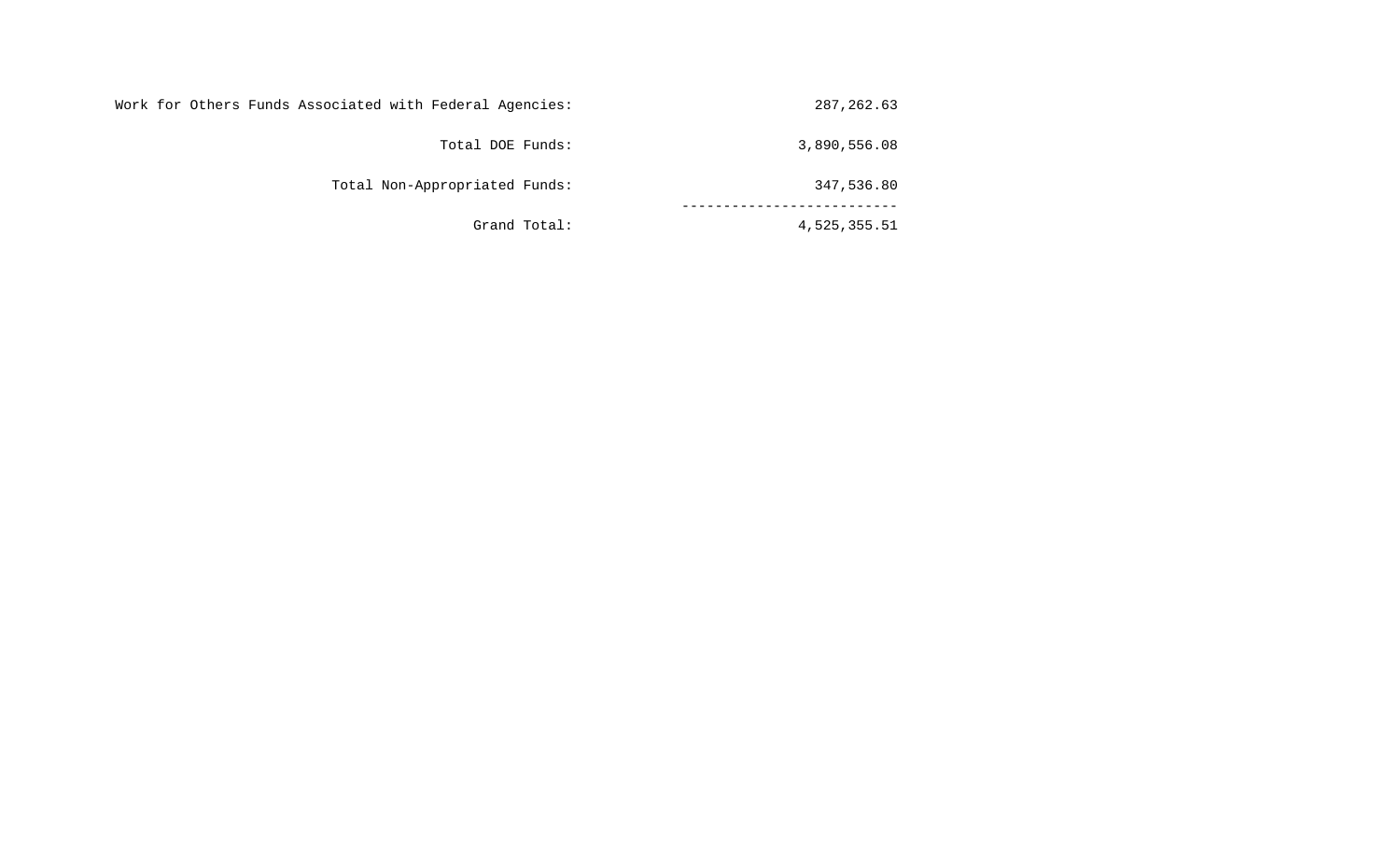| | |
|---|---:|
| Work for Others Funds Associated with Federal Agencies: | 287,262.63 |
| Total DOE Funds: | 3,890,556.08 |
| Total Non-Appropriated Funds: | 347,536.80 |
| Grand Total: | 4,525,355.51 |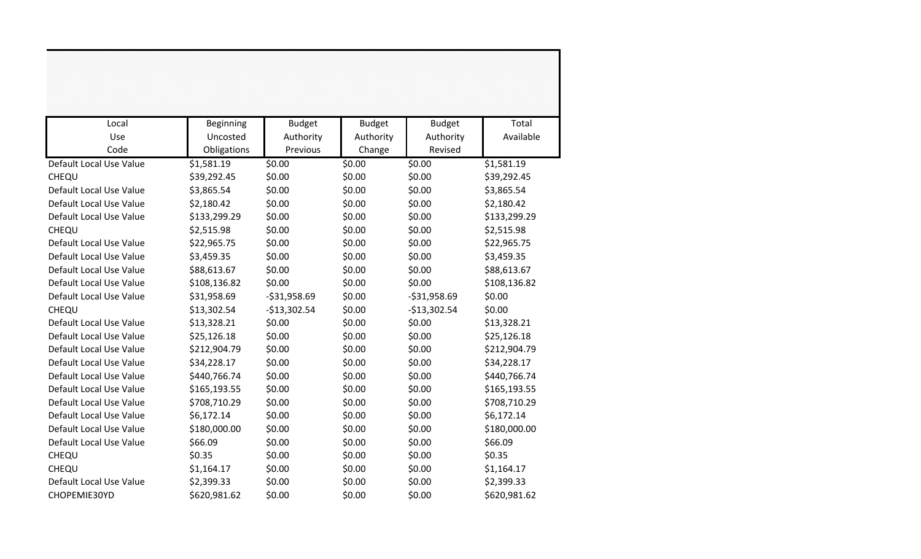| Local Use Code | Beginning Uncosted Obligations | Budget Authority Previous | Budget Authority Change | Budget Authority Revised | Total Available |
|---|---|---|---|---|---|
| Default Local Use Value | $1,581.19 | $0.00 | $0.00 | $0.00 | $1,581.19 |
| CHEQU | $39,292.45 | $0.00 | $0.00 | $0.00 | $39,292.45 |
| Default Local Use Value | $3,865.54 | $0.00 | $0.00 | $0.00 | $3,865.54 |
| Default Local Use Value | $2,180.42 | $0.00 | $0.00 | $0.00 | $2,180.42 |
| Default Local Use Value | $133,299.29 | $0.00 | $0.00 | $0.00 | $133,299.29 |
| CHEQU | $2,515.98 | $0.00 | $0.00 | $0.00 | $2,515.98 |
| Default Local Use Value | $22,965.75 | $0.00 | $0.00 | $0.00 | $22,965.75 |
| Default Local Use Value | $3,459.35 | $0.00 | $0.00 | $0.00 | $3,459.35 |
| Default Local Use Value | $88,613.67 | $0.00 | $0.00 | $0.00 | $88,613.67 |
| Default Local Use Value | $108,136.82 | $0.00 | $0.00 | $0.00 | $108,136.82 |
| Default Local Use Value | $31,958.69 | -$31,958.69 | $0.00 | -$31,958.69 | $0.00 |
| CHEQU | $13,302.54 | -$13,302.54 | $0.00 | -$13,302.54 | $0.00 |
| Default Local Use Value | $13,328.21 | $0.00 | $0.00 | $0.00 | $13,328.21 |
| Default Local Use Value | $25,126.18 | $0.00 | $0.00 | $0.00 | $25,126.18 |
| Default Local Use Value | $212,904.79 | $0.00 | $0.00 | $0.00 | $212,904.79 |
| Default Local Use Value | $34,228.17 | $0.00 | $0.00 | $0.00 | $34,228.17 |
| Default Local Use Value | $440,766.74 | $0.00 | $0.00 | $0.00 | $440,766.74 |
| Default Local Use Value | $165,193.55 | $0.00 | $0.00 | $0.00 | $165,193.55 |
| Default Local Use Value | $708,710.29 | $0.00 | $0.00 | $0.00 | $708,710.29 |
| Default Local Use Value | $6,172.14 | $0.00 | $0.00 | $0.00 | $6,172.14 |
| Default Local Use Value | $180,000.00 | $0.00 | $0.00 | $0.00 | $180,000.00 |
| Default Local Use Value | $66.09 | $0.00 | $0.00 | $0.00 | $66.09 |
| CHEQU | $0.35 | $0.00 | $0.00 | $0.00 | $0.35 |
| CHEQU | $1,164.17 | $0.00 | $0.00 | $0.00 | $1,164.17 |
| Default Local Use Value | $2,399.33 | $0.00 | $0.00 | $0.00 | $2,399.33 |
| CHOPEMIE30YD | $620,981.62 | $0.00 | $0.00 | $0.00 | $620,981.62 |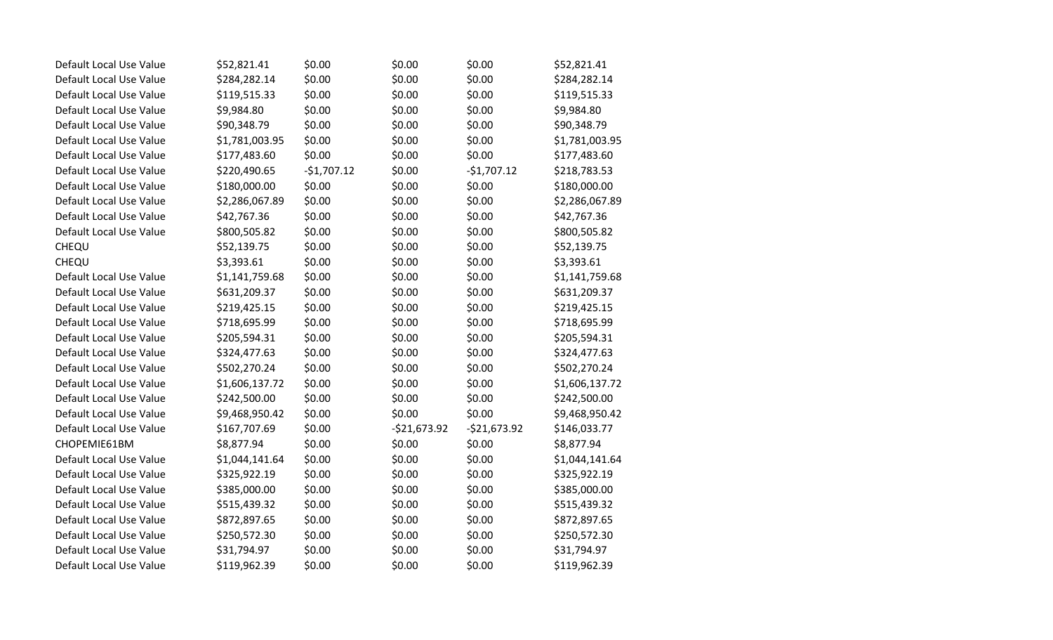| | | | | | |
|---|---|---|---|---|---|
| Default Local Use Value | $52,821.41 | $0.00 | $0.00 | $0.00 | $52,821.41 |
| Default Local Use Value | $284,282.14 | $0.00 | $0.00 | $0.00 | $284,282.14 |
| Default Local Use Value | $119,515.33 | $0.00 | $0.00 | $0.00 | $119,515.33 |
| Default Local Use Value | $9,984.80 | $0.00 | $0.00 | $0.00 | $9,984.80 |
| Default Local Use Value | $90,348.79 | $0.00 | $0.00 | $0.00 | $90,348.79 |
| Default Local Use Value | $1,781,003.95 | $0.00 | $0.00 | $0.00 | $1,781,003.95 |
| Default Local Use Value | $177,483.60 | $0.00 | $0.00 | $0.00 | $177,483.60 |
| Default Local Use Value | $220,490.65 | -$1,707.12 | $0.00 | -$1,707.12 | $218,783.53 |
| Default Local Use Value | $180,000.00 | $0.00 | $0.00 | $0.00 | $180,000.00 |
| Default Local Use Value | $2,286,067.89 | $0.00 | $0.00 | $0.00 | $2,286,067.89 |
| Default Local Use Value | $42,767.36 | $0.00 | $0.00 | $0.00 | $42,767.36 |
| Default Local Use Value | $800,505.82 | $0.00 | $0.00 | $0.00 | $800,505.82 |
| CHEQU | $52,139.75 | $0.00 | $0.00 | $0.00 | $52,139.75 |
| CHEQU | $3,393.61 | $0.00 | $0.00 | $0.00 | $3,393.61 |
| Default Local Use Value | $1,141,759.68 | $0.00 | $0.00 | $0.00 | $1,141,759.68 |
| Default Local Use Value | $631,209.37 | $0.00 | $0.00 | $0.00 | $631,209.37 |
| Default Local Use Value | $219,425.15 | $0.00 | $0.00 | $0.00 | $219,425.15 |
| Default Local Use Value | $718,695.99 | $0.00 | $0.00 | $0.00 | $718,695.99 |
| Default Local Use Value | $205,594.31 | $0.00 | $0.00 | $0.00 | $205,594.31 |
| Default Local Use Value | $324,477.63 | $0.00 | $0.00 | $0.00 | $324,477.63 |
| Default Local Use Value | $502,270.24 | $0.00 | $0.00 | $0.00 | $502,270.24 |
| Default Local Use Value | $1,606,137.72 | $0.00 | $0.00 | $0.00 | $1,606,137.72 |
| Default Local Use Value | $242,500.00 | $0.00 | $0.00 | $0.00 | $242,500.00 |
| Default Local Use Value | $9,468,950.42 | $0.00 | $0.00 | $0.00 | $9,468,950.42 |
| Default Local Use Value | $167,707.69 | $0.00 | -$21,673.92 | -$21,673.92 | $146,033.77 |
| CHOPEMIE61BM | $8,877.94 | $0.00 | $0.00 | $0.00 | $8,877.94 |
| Default Local Use Value | $1,044,141.64 | $0.00 | $0.00 | $0.00 | $1,044,141.64 |
| Default Local Use Value | $325,922.19 | $0.00 | $0.00 | $0.00 | $325,922.19 |
| Default Local Use Value | $385,000.00 | $0.00 | $0.00 | $0.00 | $385,000.00 |
| Default Local Use Value | $515,439.32 | $0.00 | $0.00 | $0.00 | $515,439.32 |
| Default Local Use Value | $872,897.65 | $0.00 | $0.00 | $0.00 | $872,897.65 |
| Default Local Use Value | $250,572.30 | $0.00 | $0.00 | $0.00 | $250,572.30 |
| Default Local Use Value | $31,794.97 | $0.00 | $0.00 | $0.00 | $31,794.97 |
| Default Local Use Value | $119,962.39 | $0.00 | $0.00 | $0.00 | $119,962.39 |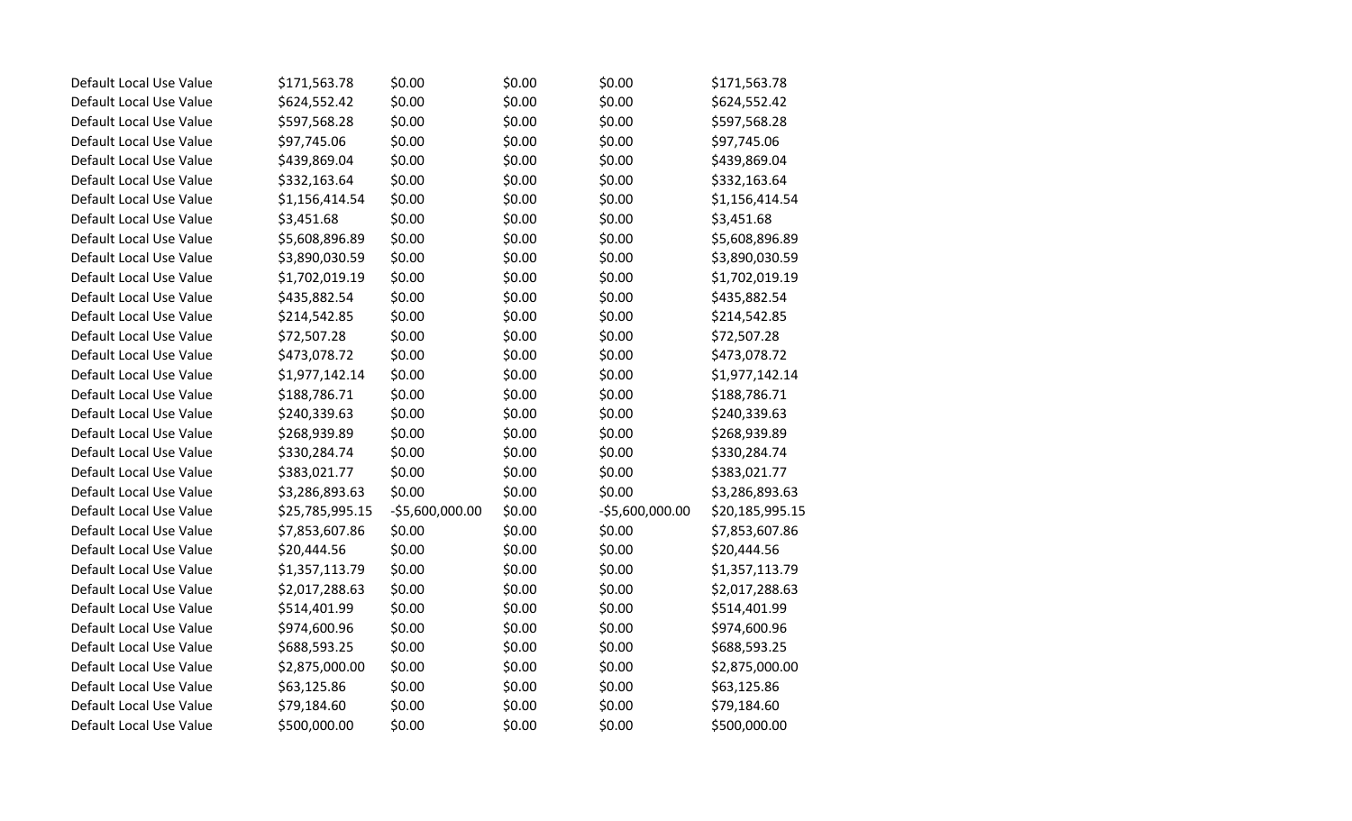| | | | | | |
|---|---|---|---|---|---|
| Default Local Use Value | $171,563.78 | $0.00 | $0.00 | $0.00 | $171,563.78 |
| Default Local Use Value | $624,552.42 | $0.00 | $0.00 | $0.00 | $624,552.42 |
| Default Local Use Value | $597,568.28 | $0.00 | $0.00 | $0.00 | $597,568.28 |
| Default Local Use Value | $97,745.06 | $0.00 | $0.00 | $0.00 | $97,745.06 |
| Default Local Use Value | $439,869.04 | $0.00 | $0.00 | $0.00 | $439,869.04 |
| Default Local Use Value | $332,163.64 | $0.00 | $0.00 | $0.00 | $332,163.64 |
| Default Local Use Value | $1,156,414.54 | $0.00 | $0.00 | $0.00 | $1,156,414.54 |
| Default Local Use Value | $3,451.68 | $0.00 | $0.00 | $0.00 | $3,451.68 |
| Default Local Use Value | $5,608,896.89 | $0.00 | $0.00 | $0.00 | $5,608,896.89 |
| Default Local Use Value | $3,890,030.59 | $0.00 | $0.00 | $0.00 | $3,890,030.59 |
| Default Local Use Value | $1,702,019.19 | $0.00 | $0.00 | $0.00 | $1,702,019.19 |
| Default Local Use Value | $435,882.54 | $0.00 | $0.00 | $0.00 | $435,882.54 |
| Default Local Use Value | $214,542.85 | $0.00 | $0.00 | $0.00 | $214,542.85 |
| Default Local Use Value | $72,507.28 | $0.00 | $0.00 | $0.00 | $72,507.28 |
| Default Local Use Value | $473,078.72 | $0.00 | $0.00 | $0.00 | $473,078.72 |
| Default Local Use Value | $1,977,142.14 | $0.00 | $0.00 | $0.00 | $1,977,142.14 |
| Default Local Use Value | $188,786.71 | $0.00 | $0.00 | $0.00 | $188,786.71 |
| Default Local Use Value | $240,339.63 | $0.00 | $0.00 | $0.00 | $240,339.63 |
| Default Local Use Value | $268,939.89 | $0.00 | $0.00 | $0.00 | $268,939.89 |
| Default Local Use Value | $330,284.74 | $0.00 | $0.00 | $0.00 | $330,284.74 |
| Default Local Use Value | $383,021.77 | $0.00 | $0.00 | $0.00 | $383,021.77 |
| Default Local Use Value | $3,286,893.63 | $0.00 | $0.00 | $0.00 | $3,286,893.63 |
| Default Local Use Value | $25,785,995.15 | -$5,600,000.00 | $0.00 | -$5,600,000.00 | $20,185,995.15 |
| Default Local Use Value | $7,853,607.86 | $0.00 | $0.00 | $0.00 | $7,853,607.86 |
| Default Local Use Value | $20,444.56 | $0.00 | $0.00 | $0.00 | $20,444.56 |
| Default Local Use Value | $1,357,113.79 | $0.00 | $0.00 | $0.00 | $1,357,113.79 |
| Default Local Use Value | $2,017,288.63 | $0.00 | $0.00 | $0.00 | $2,017,288.63 |
| Default Local Use Value | $514,401.99 | $0.00 | $0.00 | $0.00 | $514,401.99 |
| Default Local Use Value | $974,600.96 | $0.00 | $0.00 | $0.00 | $974,600.96 |
| Default Local Use Value | $688,593.25 | $0.00 | $0.00 | $0.00 | $688,593.25 |
| Default Local Use Value | $2,875,000.00 | $0.00 | $0.00 | $0.00 | $2,875,000.00 |
| Default Local Use Value | $63,125.86 | $0.00 | $0.00 | $0.00 | $63,125.86 |
| Default Local Use Value | $79,184.60 | $0.00 | $0.00 | $0.00 | $79,184.60 |
| Default Local Use Value | $500,000.00 | $0.00 | $0.00 | $0.00 | $500,000.00 |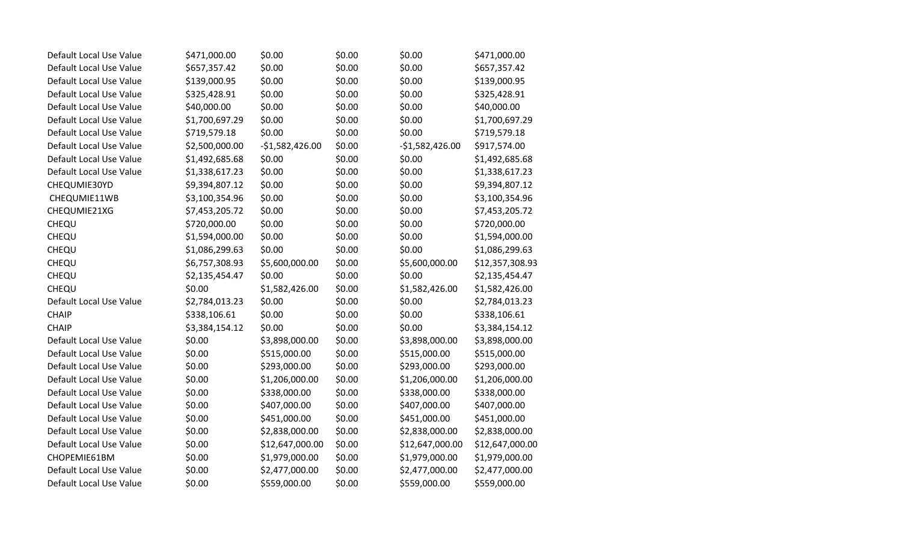| | | | | | |
|---|---|---|---|---|---|
| Default Local Use Value | $471,000.00 | $0.00 | $0.00 | $0.00 | $471,000.00 |
| Default Local Use Value | $657,357.42 | $0.00 | $0.00 | $0.00 | $657,357.42 |
| Default Local Use Value | $139,000.95 | $0.00 | $0.00 | $0.00 | $139,000.95 |
| Default Local Use Value | $325,428.91 | $0.00 | $0.00 | $0.00 | $325,428.91 |
| Default Local Use Value | $40,000.00 | $0.00 | $0.00 | $0.00 | $40,000.00 |
| Default Local Use Value | $1,700,697.29 | $0.00 | $0.00 | $0.00 | $1,700,697.29 |
| Default Local Use Value | $719,579.18 | $0.00 | $0.00 | $0.00 | $719,579.18 |
| Default Local Use Value | $2,500,000.00 | -$1,582,426.00 | $0.00 | -$1,582,426.00 | $917,574.00 |
| Default Local Use Value | $1,492,685.68 | $0.00 | $0.00 | $0.00 | $1,492,685.68 |
| Default Local Use Value | $1,338,617.23 | $0.00 | $0.00 | $0.00 | $1,338,617.23 |
| CHEQUMIE30YD | $9,394,807.12 | $0.00 | $0.00 | $0.00 | $9,394,807.12 |
| CHEQUMIE11WB | $3,100,354.96 | $0.00 | $0.00 | $0.00 | $3,100,354.96 |
| CHEQUMIE21XG | $7,453,205.72 | $0.00 | $0.00 | $0.00 | $7,453,205.72 |
| CHEQU | $720,000.00 | $0.00 | $0.00 | $0.00 | $720,000.00 |
| CHEQU | $1,594,000.00 | $0.00 | $0.00 | $0.00 | $1,594,000.00 |
| CHEQU | $1,086,299.63 | $0.00 | $0.00 | $0.00 | $1,086,299.63 |
| CHEQU | $6,757,308.93 | $5,600,000.00 | $0.00 | $5,600,000.00 | $12,357,308.93 |
| CHEQU | $2,135,454.47 | $0.00 | $0.00 | $0.00 | $2,135,454.47 |
| CHEQU | $0.00 | $1,582,426.00 | $0.00 | $1,582,426.00 | $1,582,426.00 |
| Default Local Use Value | $2,784,013.23 | $0.00 | $0.00 | $0.00 | $2,784,013.23 |
| CHAIP | $338,106.61 | $0.00 | $0.00 | $0.00 | $338,106.61 |
| CHAIP | $3,384,154.12 | $0.00 | $0.00 | $0.00 | $3,384,154.12 |
| Default Local Use Value | $0.00 | $3,898,000.00 | $0.00 | $3,898,000.00 | $3,898,000.00 |
| Default Local Use Value | $0.00 | $515,000.00 | $0.00 | $515,000.00 | $515,000.00 |
| Default Local Use Value | $0.00 | $293,000.00 | $0.00 | $293,000.00 | $293,000.00 |
| Default Local Use Value | $0.00 | $1,206,000.00 | $0.00 | $1,206,000.00 | $1,206,000.00 |
| Default Local Use Value | $0.00 | $338,000.00 | $0.00 | $338,000.00 | $338,000.00 |
| Default Local Use Value | $0.00 | $407,000.00 | $0.00 | $407,000.00 | $407,000.00 |
| Default Local Use Value | $0.00 | $451,000.00 | $0.00 | $451,000.00 | $451,000.00 |
| Default Local Use Value | $0.00 | $2,838,000.00 | $0.00 | $2,838,000.00 | $2,838,000.00 |
| Default Local Use Value | $0.00 | $12,647,000.00 | $0.00 | $12,647,000.00 | $12,647,000.00 |
| CHOPEMIE61BM | $0.00 | $1,979,000.00 | $0.00 | $1,979,000.00 | $1,979,000.00 |
| Default Local Use Value | $0.00 | $2,477,000.00 | $0.00 | $2,477,000.00 | $2,477,000.00 |
| Default Local Use Value | $0.00 | $559,000.00 | $0.00 | $559,000.00 | $559,000.00 |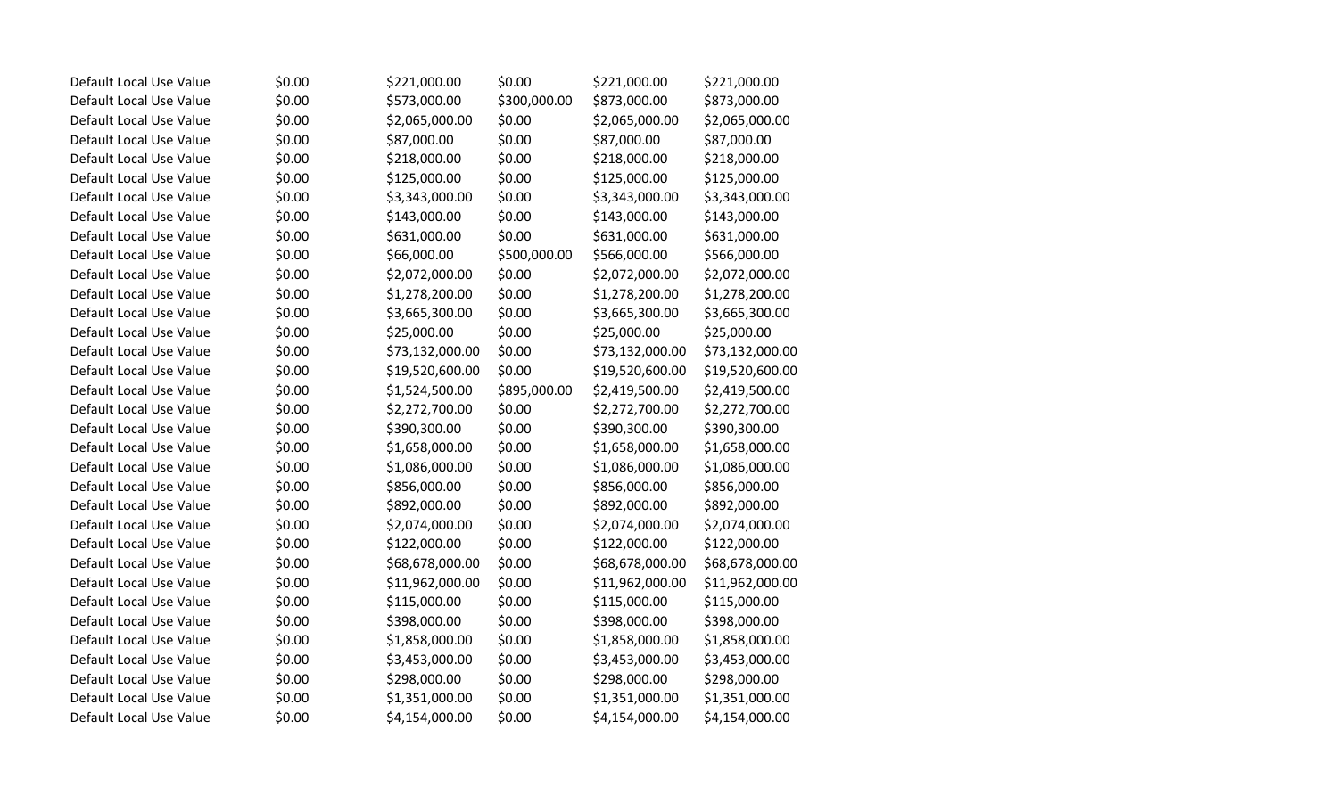| | | | | | |
|---|---|---|---|---|---|
| Default Local Use Value | $0.00 | $221,000.00 | $0.00 | $221,000.00 | $221,000.00 |
| Default Local Use Value | $0.00 | $573,000.00 | $300,000.00 | $873,000.00 | $873,000.00 |
| Default Local Use Value | $0.00 | $2,065,000.00 | $0.00 | $2,065,000.00 | $2,065,000.00 |
| Default Local Use Value | $0.00 | $87,000.00 | $0.00 | $87,000.00 | $87,000.00 |
| Default Local Use Value | $0.00 | $218,000.00 | $0.00 | $218,000.00 | $218,000.00 |
| Default Local Use Value | $0.00 | $125,000.00 | $0.00 | $125,000.00 | $125,000.00 |
| Default Local Use Value | $0.00 | $3,343,000.00 | $0.00 | $3,343,000.00 | $3,343,000.00 |
| Default Local Use Value | $0.00 | $143,000.00 | $0.00 | $143,000.00 | $143,000.00 |
| Default Local Use Value | $0.00 | $631,000.00 | $0.00 | $631,000.00 | $631,000.00 |
| Default Local Use Value | $0.00 | $66,000.00 | $500,000.00 | $566,000.00 | $566,000.00 |
| Default Local Use Value | $0.00 | $2,072,000.00 | $0.00 | $2,072,000.00 | $2,072,000.00 |
| Default Local Use Value | $0.00 | $1,278,200.00 | $0.00 | $1,278,200.00 | $1,278,200.00 |
| Default Local Use Value | $0.00 | $3,665,300.00 | $0.00 | $3,665,300.00 | $3,665,300.00 |
| Default Local Use Value | $0.00 | $25,000.00 | $0.00 | $25,000.00 | $25,000.00 |
| Default Local Use Value | $0.00 | $73,132,000.00 | $0.00 | $73,132,000.00 | $73,132,000.00 |
| Default Local Use Value | $0.00 | $19,520,600.00 | $0.00 | $19,520,600.00 | $19,520,600.00 |
| Default Local Use Value | $0.00 | $1,524,500.00 | $895,000.00 | $2,419,500.00 | $2,419,500.00 |
| Default Local Use Value | $0.00 | $2,272,700.00 | $0.00 | $2,272,700.00 | $2,272,700.00 |
| Default Local Use Value | $0.00 | $390,300.00 | $0.00 | $390,300.00 | $390,300.00 |
| Default Local Use Value | $0.00 | $1,658,000.00 | $0.00 | $1,658,000.00 | $1,658,000.00 |
| Default Local Use Value | $0.00 | $1,086,000.00 | $0.00 | $1,086,000.00 | $1,086,000.00 |
| Default Local Use Value | $0.00 | $856,000.00 | $0.00 | $856,000.00 | $856,000.00 |
| Default Local Use Value | $0.00 | $892,000.00 | $0.00 | $892,000.00 | $892,000.00 |
| Default Local Use Value | $0.00 | $2,074,000.00 | $0.00 | $2,074,000.00 | $2,074,000.00 |
| Default Local Use Value | $0.00 | $122,000.00 | $0.00 | $122,000.00 | $122,000.00 |
| Default Local Use Value | $0.00 | $68,678,000.00 | $0.00 | $68,678,000.00 | $68,678,000.00 |
| Default Local Use Value | $0.00 | $11,962,000.00 | $0.00 | $11,962,000.00 | $11,962,000.00 |
| Default Local Use Value | $0.00 | $115,000.00 | $0.00 | $115,000.00 | $115,000.00 |
| Default Local Use Value | $0.00 | $398,000.00 | $0.00 | $398,000.00 | $398,000.00 |
| Default Local Use Value | $0.00 | $1,858,000.00 | $0.00 | $1,858,000.00 | $1,858,000.00 |
| Default Local Use Value | $0.00 | $3,453,000.00 | $0.00 | $3,453,000.00 | $3,453,000.00 |
| Default Local Use Value | $0.00 | $298,000.00 | $0.00 | $298,000.00 | $298,000.00 |
| Default Local Use Value | $0.00 | $1,351,000.00 | $0.00 | $1,351,000.00 | $1,351,000.00 |
| Default Local Use Value | $0.00 | $4,154,000.00 | $0.00 | $4,154,000.00 | $4,154,000.00 |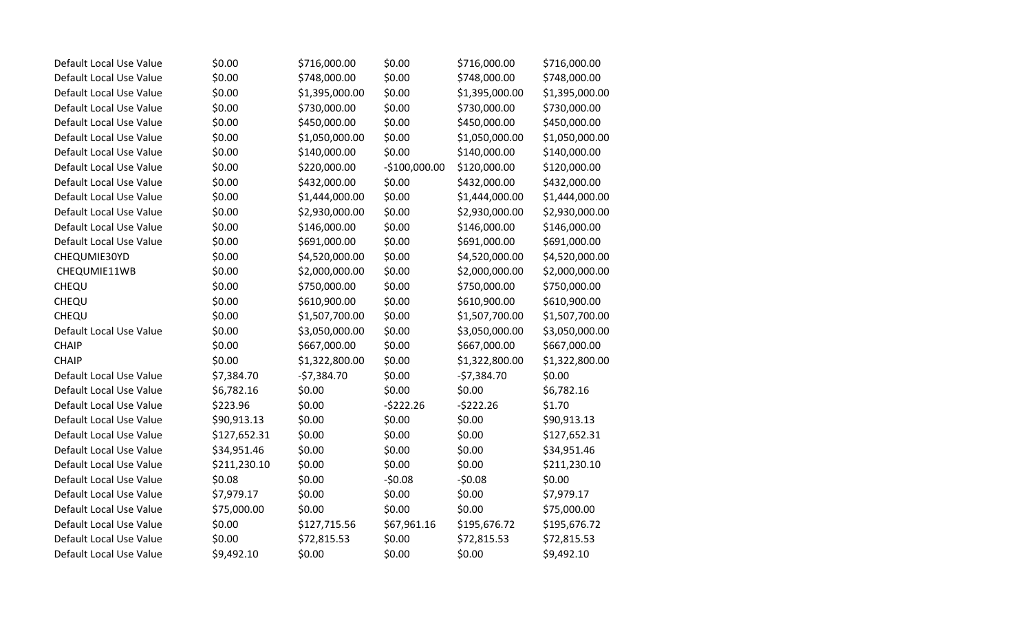| | | | | | |
|---|---|---|---|---|---|
| Default Local Use Value | $0.00 | $716,000.00 | $0.00 | $716,000.00 | $716,000.00 |
| Default Local Use Value | $0.00 | $748,000.00 | $0.00 | $748,000.00 | $748,000.00 |
| Default Local Use Value | $0.00 | $1,395,000.00 | $0.00 | $1,395,000.00 | $1,395,000.00 |
| Default Local Use Value | $0.00 | $730,000.00 | $0.00 | $730,000.00 | $730,000.00 |
| Default Local Use Value | $0.00 | $450,000.00 | $0.00 | $450,000.00 | $450,000.00 |
| Default Local Use Value | $0.00 | $1,050,000.00 | $0.00 | $1,050,000.00 | $1,050,000.00 |
| Default Local Use Value | $0.00 | $140,000.00 | $0.00 | $140,000.00 | $140,000.00 |
| Default Local Use Value | $0.00 | $220,000.00 | -$100,000.00 | $120,000.00 | $120,000.00 |
| Default Local Use Value | $0.00 | $432,000.00 | $0.00 | $432,000.00 | $432,000.00 |
| Default Local Use Value | $0.00 | $1,444,000.00 | $0.00 | $1,444,000.00 | $1,444,000.00 |
| Default Local Use Value | $0.00 | $2,930,000.00 | $0.00 | $2,930,000.00 | $2,930,000.00 |
| Default Local Use Value | $0.00 | $146,000.00 | $0.00 | $146,000.00 | $146,000.00 |
| Default Local Use Value | $0.00 | $691,000.00 | $0.00 | $691,000.00 | $691,000.00 |
| CHEQUMIE30YD | $0.00 | $4,520,000.00 | $0.00 | $4,520,000.00 | $4,520,000.00 |
| CHEQUMIE11WB | $0.00 | $2,000,000.00 | $0.00 | $2,000,000.00 | $2,000,000.00 |
| CHEQU | $0.00 | $750,000.00 | $0.00 | $750,000.00 | $750,000.00 |
| CHEQU | $0.00 | $610,900.00 | $0.00 | $610,900.00 | $610,900.00 |
| CHEQU | $0.00 | $1,507,700.00 | $0.00 | $1,507,700.00 | $1,507,700.00 |
| Default Local Use Value | $0.00 | $3,050,000.00 | $0.00 | $3,050,000.00 | $3,050,000.00 |
| CHAIP | $0.00 | $667,000.00 | $0.00 | $667,000.00 | $667,000.00 |
| CHAIP | $0.00 | $1,322,800.00 | $0.00 | $1,322,800.00 | $1,322,800.00 |
| Default Local Use Value | $7,384.70 | -$7,384.70 | $0.00 | -$7,384.70 | $0.00 |
| Default Local Use Value | $6,782.16 | $0.00 | $0.00 | $0.00 | $6,782.16 |
| Default Local Use Value | $223.96 | $0.00 | -$222.26 | -$222.26 | $1.70 |
| Default Local Use Value | $90,913.13 | $0.00 | $0.00 | $0.00 | $90,913.13 |
| Default Local Use Value | $127,652.31 | $0.00 | $0.00 | $0.00 | $127,652.31 |
| Default Local Use Value | $34,951.46 | $0.00 | $0.00 | $0.00 | $34,951.46 |
| Default Local Use Value | $211,230.10 | $0.00 | $0.00 | $0.00 | $211,230.10 |
| Default Local Use Value | $0.08 | $0.00 | -$0.08 | -$0.08 | $0.00 |
| Default Local Use Value | $7,979.17 | $0.00 | $0.00 | $0.00 | $7,979.17 |
| Default Local Use Value | $75,000.00 | $0.00 | $0.00 | $0.00 | $75,000.00 |
| Default Local Use Value | $0.00 | $127,715.56 | $67,961.16 | $195,676.72 | $195,676.72 |
| Default Local Use Value | $0.00 | $72,815.53 | $0.00 | $72,815.53 | $72,815.53 |
| Default Local Use Value | $9,492.10 | $0.00 | $0.00 | $0.00 | $9,492.10 |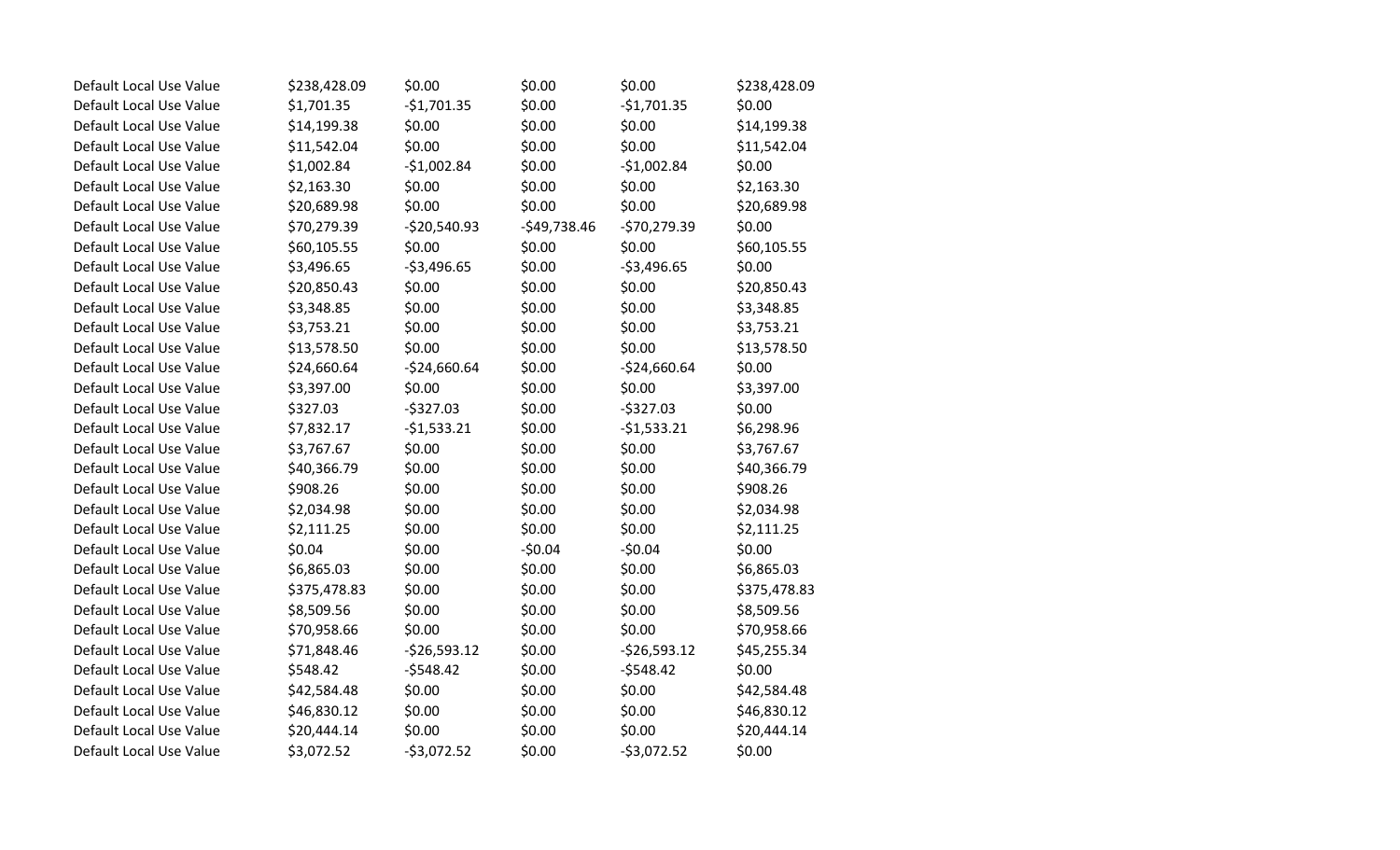| | | | | | |
|---|---|---|---|---|---|
| Default Local Use Value | $238,428.09 | $0.00 | $0.00 | $0.00 | $238,428.09 |
| Default Local Use Value | $1,701.35 | -$1,701.35 | $0.00 | -$1,701.35 | $0.00 |
| Default Local Use Value | $14,199.38 | $0.00 | $0.00 | $0.00 | $14,199.38 |
| Default Local Use Value | $11,542.04 | $0.00 | $0.00 | $0.00 | $11,542.04 |
| Default Local Use Value | $1,002.84 | -$1,002.84 | $0.00 | -$1,002.84 | $0.00 |
| Default Local Use Value | $2,163.30 | $0.00 | $0.00 | $0.00 | $2,163.30 |
| Default Local Use Value | $20,689.98 | $0.00 | $0.00 | $0.00 | $20,689.98 |
| Default Local Use Value | $70,279.39 | -$20,540.93 | -$49,738.46 | -$70,279.39 | $0.00 |
| Default Local Use Value | $60,105.55 | $0.00 | $0.00 | $0.00 | $60,105.55 |
| Default Local Use Value | $3,496.65 | -$3,496.65 | $0.00 | -$3,496.65 | $0.00 |
| Default Local Use Value | $20,850.43 | $0.00 | $0.00 | $0.00 | $20,850.43 |
| Default Local Use Value | $3,348.85 | $0.00 | $0.00 | $0.00 | $3,348.85 |
| Default Local Use Value | $3,753.21 | $0.00 | $0.00 | $0.00 | $3,753.21 |
| Default Local Use Value | $13,578.50 | $0.00 | $0.00 | $0.00 | $13,578.50 |
| Default Local Use Value | $24,660.64 | -$24,660.64 | $0.00 | -$24,660.64 | $0.00 |
| Default Local Use Value | $3,397.00 | $0.00 | $0.00 | $0.00 | $3,397.00 |
| Default Local Use Value | $327.03 | -$327.03 | $0.00 | -$327.03 | $0.00 |
| Default Local Use Value | $7,832.17 | -$1,533.21 | $0.00 | -$1,533.21 | $6,298.96 |
| Default Local Use Value | $3,767.67 | $0.00 | $0.00 | $0.00 | $3,767.67 |
| Default Local Use Value | $40,366.79 | $0.00 | $0.00 | $0.00 | $40,366.79 |
| Default Local Use Value | $908.26 | $0.00 | $0.00 | $0.00 | $908.26 |
| Default Local Use Value | $2,034.98 | $0.00 | $0.00 | $0.00 | $2,034.98 |
| Default Local Use Value | $2,111.25 | $0.00 | $0.00 | $0.00 | $2,111.25 |
| Default Local Use Value | $0.04 | $0.00 | -$0.04 | -$0.04 | $0.00 |
| Default Local Use Value | $6,865.03 | $0.00 | $0.00 | $0.00 | $6,865.03 |
| Default Local Use Value | $375,478.83 | $0.00 | $0.00 | $0.00 | $375,478.83 |
| Default Local Use Value | $8,509.56 | $0.00 | $0.00 | $0.00 | $8,509.56 |
| Default Local Use Value | $70,958.66 | $0.00 | $0.00 | $0.00 | $70,958.66 |
| Default Local Use Value | $71,848.46 | -$26,593.12 | $0.00 | -$26,593.12 | $45,255.34 |
| Default Local Use Value | $548.42 | -$548.42 | $0.00 | -$548.42 | $0.00 |
| Default Local Use Value | $42,584.48 | $0.00 | $0.00 | $0.00 | $42,584.48 |
| Default Local Use Value | $46,830.12 | $0.00 | $0.00 | $0.00 | $46,830.12 |
| Default Local Use Value | $20,444.14 | $0.00 | $0.00 | $0.00 | $20,444.14 |
| Default Local Use Value | $3,072.52 | -$3,072.52 | $0.00 | -$3,072.52 | $0.00 |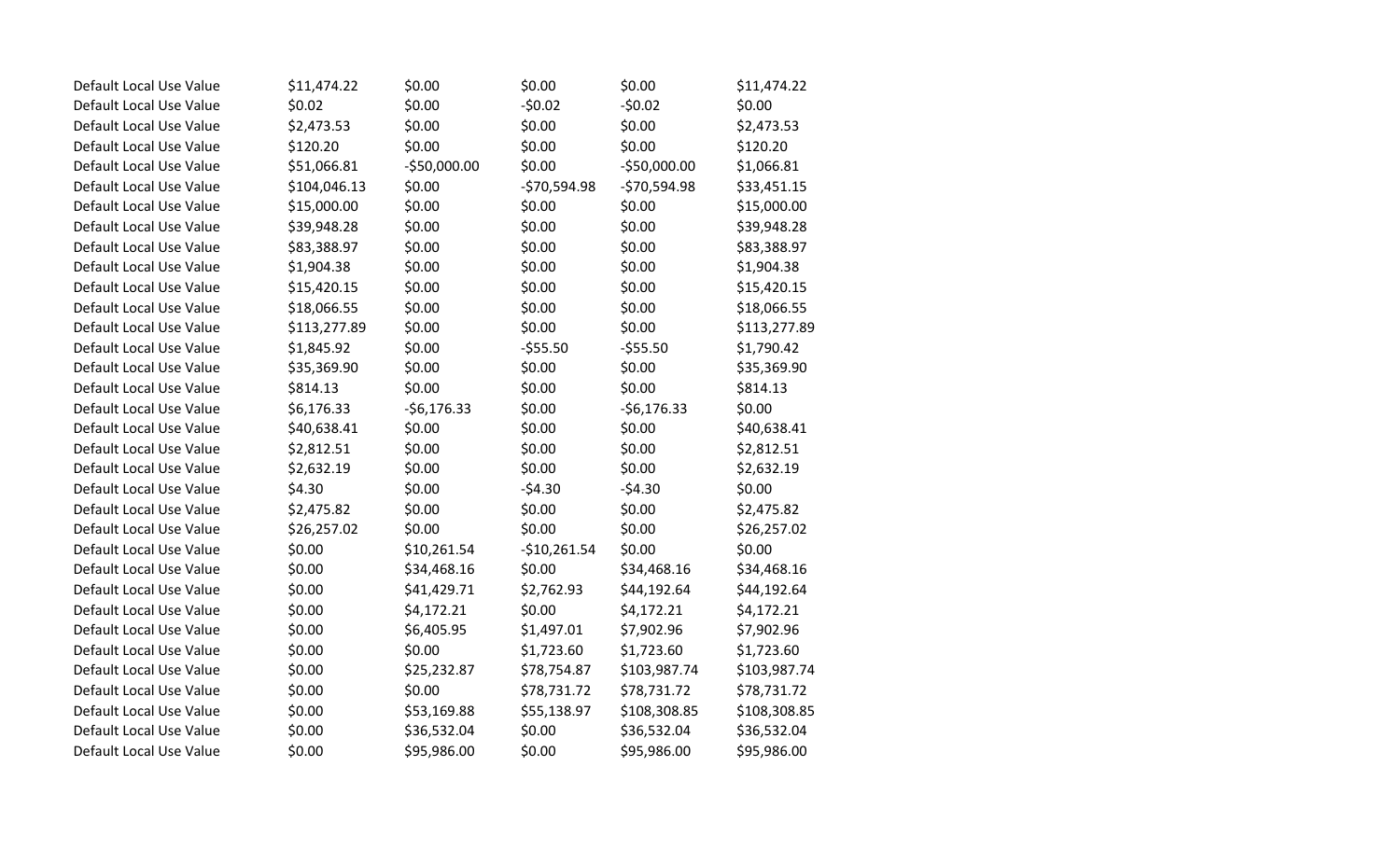| | | | | | |
|---|---|---|---|---|---|
| Default Local Use Value | $11,474.22 | $0.00 | $0.00 | $0.00 | $11,474.22 |
| Default Local Use Value | $0.02 | $0.00 | -$0.02 | -$0.02 | $0.00 |
| Default Local Use Value | $2,473.53 | $0.00 | $0.00 | $0.00 | $2,473.53 |
| Default Local Use Value | $120.20 | $0.00 | $0.00 | $0.00 | $120.20 |
| Default Local Use Value | $51,066.81 | -$50,000.00 | $0.00 | -$50,000.00 | $1,066.81 |
| Default Local Use Value | $104,046.13 | $0.00 | -$70,594.98 | -$70,594.98 | $33,451.15 |
| Default Local Use Value | $15,000.00 | $0.00 | $0.00 | $0.00 | $15,000.00 |
| Default Local Use Value | $39,948.28 | $0.00 | $0.00 | $0.00 | $39,948.28 |
| Default Local Use Value | $83,388.97 | $0.00 | $0.00 | $0.00 | $83,388.97 |
| Default Local Use Value | $1,904.38 | $0.00 | $0.00 | $0.00 | $1,904.38 |
| Default Local Use Value | $15,420.15 | $0.00 | $0.00 | $0.00 | $15,420.15 |
| Default Local Use Value | $18,066.55 | $0.00 | $0.00 | $0.00 | $18,066.55 |
| Default Local Use Value | $113,277.89 | $0.00 | $0.00 | $0.00 | $113,277.89 |
| Default Local Use Value | $1,845.92 | $0.00 | -$55.50 | -$55.50 | $1,790.42 |
| Default Local Use Value | $35,369.90 | $0.00 | $0.00 | $0.00 | $35,369.90 |
| Default Local Use Value | $814.13 | $0.00 | $0.00 | $0.00 | $814.13 |
| Default Local Use Value | $6,176.33 | -$6,176.33 | $0.00 | -$6,176.33 | $0.00 |
| Default Local Use Value | $40,638.41 | $0.00 | $0.00 | $0.00 | $40,638.41 |
| Default Local Use Value | $2,812.51 | $0.00 | $0.00 | $0.00 | $2,812.51 |
| Default Local Use Value | $2,632.19 | $0.00 | $0.00 | $0.00 | $2,632.19 |
| Default Local Use Value | $4.30 | $0.00 | -$4.30 | -$4.30 | $0.00 |
| Default Local Use Value | $2,475.82 | $0.00 | $0.00 | $0.00 | $2,475.82 |
| Default Local Use Value | $26,257.02 | $0.00 | $0.00 | $0.00 | $26,257.02 |
| Default Local Use Value | $0.00 | $10,261.54 | -$10,261.54 | $0.00 | $0.00 |
| Default Local Use Value | $0.00 | $34,468.16 | $0.00 | $34,468.16 | $34,468.16 |
| Default Local Use Value | $0.00 | $41,429.71 | $2,762.93 | $44,192.64 | $44,192.64 |
| Default Local Use Value | $0.00 | $4,172.21 | $0.00 | $4,172.21 | $4,172.21 |
| Default Local Use Value | $0.00 | $6,405.95 | $1,497.01 | $7,902.96 | $7,902.96 |
| Default Local Use Value | $0.00 | $0.00 | $1,723.60 | $1,723.60 | $1,723.60 |
| Default Local Use Value | $0.00 | $25,232.87 | $78,754.87 | $103,987.74 | $103,987.74 |
| Default Local Use Value | $0.00 | $0.00 | $78,731.72 | $78,731.72 | $78,731.72 |
| Default Local Use Value | $0.00 | $53,169.88 | $55,138.97 | $108,308.85 | $108,308.85 |
| Default Local Use Value | $0.00 | $36,532.04 | $0.00 | $36,532.04 | $36,532.04 |
| Default Local Use Value | $0.00 | $95,986.00 | $0.00 | $95,986.00 | $95,986.00 |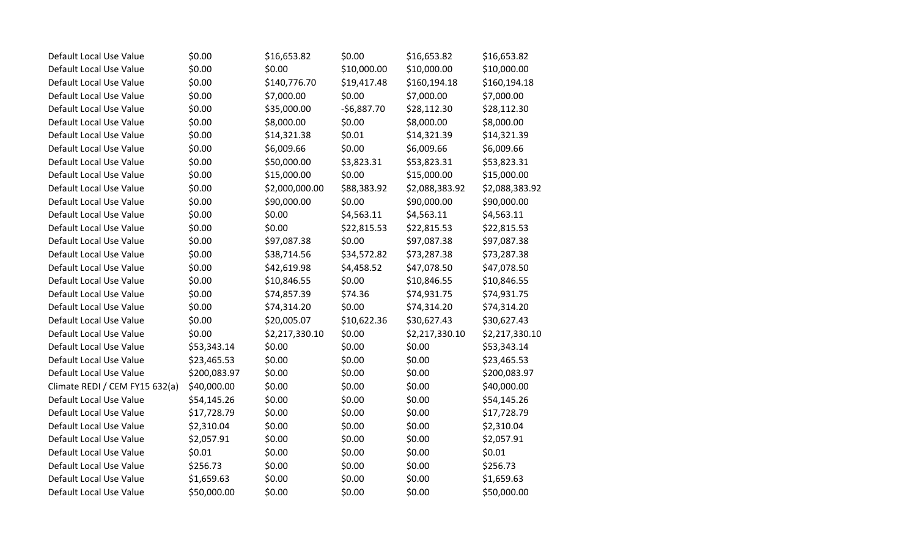| | | | | | |
|---|---|---|---|---|---|
| Default Local Use Value | $0.00 | $16,653.82 | $0.00 | $16,653.82 | $16,653.82 |
| Default Local Use Value | $0.00 | $0.00 | $10,000.00 | $10,000.00 | $10,000.00 |
| Default Local Use Value | $0.00 | $140,776.70 | $19,417.48 | $160,194.18 | $160,194.18 |
| Default Local Use Value | $0.00 | $7,000.00 | $0.00 | $7,000.00 | $7,000.00 |
| Default Local Use Value | $0.00 | $35,000.00 | -$6,887.70 | $28,112.30 | $28,112.30 |
| Default Local Use Value | $0.00 | $8,000.00 | $0.00 | $8,000.00 | $8,000.00 |
| Default Local Use Value | $0.00 | $14,321.38 | $0.01 | $14,321.39 | $14,321.39 |
| Default Local Use Value | $0.00 | $6,009.66 | $0.00 | $6,009.66 | $6,009.66 |
| Default Local Use Value | $0.00 | $50,000.00 | $3,823.31 | $53,823.31 | $53,823.31 |
| Default Local Use Value | $0.00 | $15,000.00 | $0.00 | $15,000.00 | $15,000.00 |
| Default Local Use Value | $0.00 | $2,000,000.00 | $88,383.92 | $2,088,383.92 | $2,088,383.92 |
| Default Local Use Value | $0.00 | $90,000.00 | $0.00 | $90,000.00 | $90,000.00 |
| Default Local Use Value | $0.00 | $0.00 | $4,563.11 | $4,563.11 | $4,563.11 |
| Default Local Use Value | $0.00 | $0.00 | $22,815.53 | $22,815.53 | $22,815.53 |
| Default Local Use Value | $0.00 | $97,087.38 | $0.00 | $97,087.38 | $97,087.38 |
| Default Local Use Value | $0.00 | $38,714.56 | $34,572.82 | $73,287.38 | $73,287.38 |
| Default Local Use Value | $0.00 | $42,619.98 | $4,458.52 | $47,078.50 | $47,078.50 |
| Default Local Use Value | $0.00 | $10,846.55 | $0.00 | $10,846.55 | $10,846.55 |
| Default Local Use Value | $0.00 | $74,857.39 | $74.36 | $74,931.75 | $74,931.75 |
| Default Local Use Value | $0.00 | $74,314.20 | $0.00 | $74,314.20 | $74,314.20 |
| Default Local Use Value | $0.00 | $20,005.07 | $10,622.36 | $30,627.43 | $30,627.43 |
| Default Local Use Value | $0.00 | $2,217,330.10 | $0.00 | $2,217,330.10 | $2,217,330.10 |
| Default Local Use Value | $53,343.14 | $0.00 | $0.00 | $0.00 | $53,343.14 |
| Default Local Use Value | $23,465.53 | $0.00 | $0.00 | $0.00 | $23,465.53 |
| Default Local Use Value | $200,083.97 | $0.00 | $0.00 | $0.00 | $200,083.97 |
| Climate REDI / CEM FY15 632(a) | $40,000.00 | $0.00 | $0.00 | $0.00 | $40,000.00 |
| Default Local Use Value | $54,145.26 | $0.00 | $0.00 | $0.00 | $54,145.26 |
| Default Local Use Value | $17,728.79 | $0.00 | $0.00 | $0.00 | $17,728.79 |
| Default Local Use Value | $2,310.04 | $0.00 | $0.00 | $0.00 | $2,310.04 |
| Default Local Use Value | $2,057.91 | $0.00 | $0.00 | $0.00 | $2,057.91 |
| Default Local Use Value | $0.01 | $0.00 | $0.00 | $0.00 | $0.01 |
| Default Local Use Value | $256.73 | $0.00 | $0.00 | $0.00 | $256.73 |
| Default Local Use Value | $1,659.63 | $0.00 | $0.00 | $0.00 | $1,659.63 |
| Default Local Use Value | $50,000.00 | $0.00 | $0.00 | $0.00 | $50,000.00 |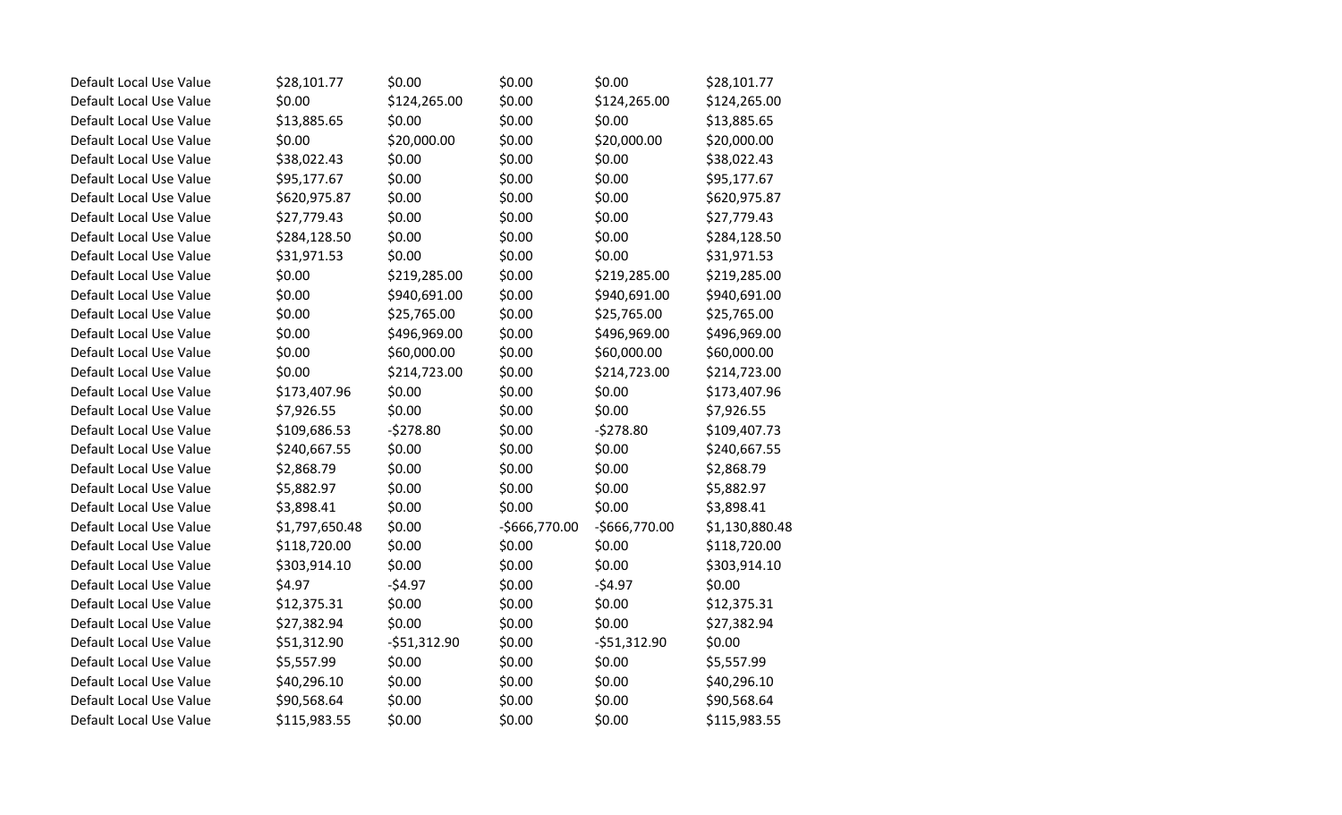| | | | | | |
|---|---|---|---|---|---|
| Default Local Use Value | $28,101.77 | $0.00 | $0.00 | $0.00 | $28,101.77 |
| Default Local Use Value | $0.00 | $124,265.00 | $0.00 | $124,265.00 | $124,265.00 |
| Default Local Use Value | $13,885.65 | $0.00 | $0.00 | $0.00 | $13,885.65 |
| Default Local Use Value | $0.00 | $20,000.00 | $0.00 | $20,000.00 | $20,000.00 |
| Default Local Use Value | $38,022.43 | $0.00 | $0.00 | $0.00 | $38,022.43 |
| Default Local Use Value | $95,177.67 | $0.00 | $0.00 | $0.00 | $95,177.67 |
| Default Local Use Value | $620,975.87 | $0.00 | $0.00 | $0.00 | $620,975.87 |
| Default Local Use Value | $27,779.43 | $0.00 | $0.00 | $0.00 | $27,779.43 |
| Default Local Use Value | $284,128.50 | $0.00 | $0.00 | $0.00 | $284,128.50 |
| Default Local Use Value | $31,971.53 | $0.00 | $0.00 | $0.00 | $31,971.53 |
| Default Local Use Value | $0.00 | $219,285.00 | $0.00 | $219,285.00 | $219,285.00 |
| Default Local Use Value | $0.00 | $940,691.00 | $0.00 | $940,691.00 | $940,691.00 |
| Default Local Use Value | $0.00 | $25,765.00 | $0.00 | $25,765.00 | $25,765.00 |
| Default Local Use Value | $0.00 | $496,969.00 | $0.00 | $496,969.00 | $496,969.00 |
| Default Local Use Value | $0.00 | $60,000.00 | $0.00 | $60,000.00 | $60,000.00 |
| Default Local Use Value | $0.00 | $214,723.00 | $0.00 | $214,723.00 | $214,723.00 |
| Default Local Use Value | $173,407.96 | $0.00 | $0.00 | $0.00 | $173,407.96 |
| Default Local Use Value | $7,926.55 | $0.00 | $0.00 | $0.00 | $7,926.55 |
| Default Local Use Value | $109,686.53 | -$278.80 | $0.00 | -$278.80 | $109,407.73 |
| Default Local Use Value | $240,667.55 | $0.00 | $0.00 | $0.00 | $240,667.55 |
| Default Local Use Value | $2,868.79 | $0.00 | $0.00 | $0.00 | $2,868.79 |
| Default Local Use Value | $5,882.97 | $0.00 | $0.00 | $0.00 | $5,882.97 |
| Default Local Use Value | $3,898.41 | $0.00 | $0.00 | $0.00 | $3,898.41 |
| Default Local Use Value | $1,797,650.48 | $0.00 | -$666,770.00 | -$666,770.00 | $1,130,880.48 |
| Default Local Use Value | $118,720.00 | $0.00 | $0.00 | $0.00 | $118,720.00 |
| Default Local Use Value | $303,914.10 | $0.00 | $0.00 | $0.00 | $303,914.10 |
| Default Local Use Value | $4.97 | -$4.97 | $0.00 | -$4.97 | $0.00 |
| Default Local Use Value | $12,375.31 | $0.00 | $0.00 | $0.00 | $12,375.31 |
| Default Local Use Value | $27,382.94 | $0.00 | $0.00 | $0.00 | $27,382.94 |
| Default Local Use Value | $51,312.90 | -$51,312.90 | $0.00 | -$51,312.90 | $0.00 |
| Default Local Use Value | $5,557.99 | $0.00 | $0.00 | $0.00 | $5,557.99 |
| Default Local Use Value | $40,296.10 | $0.00 | $0.00 | $0.00 | $40,296.10 |
| Default Local Use Value | $90,568.64 | $0.00 | $0.00 | $0.00 | $90,568.64 |
| Default Local Use Value | $115,983.55 | $0.00 | $0.00 | $0.00 | $115,983.55 |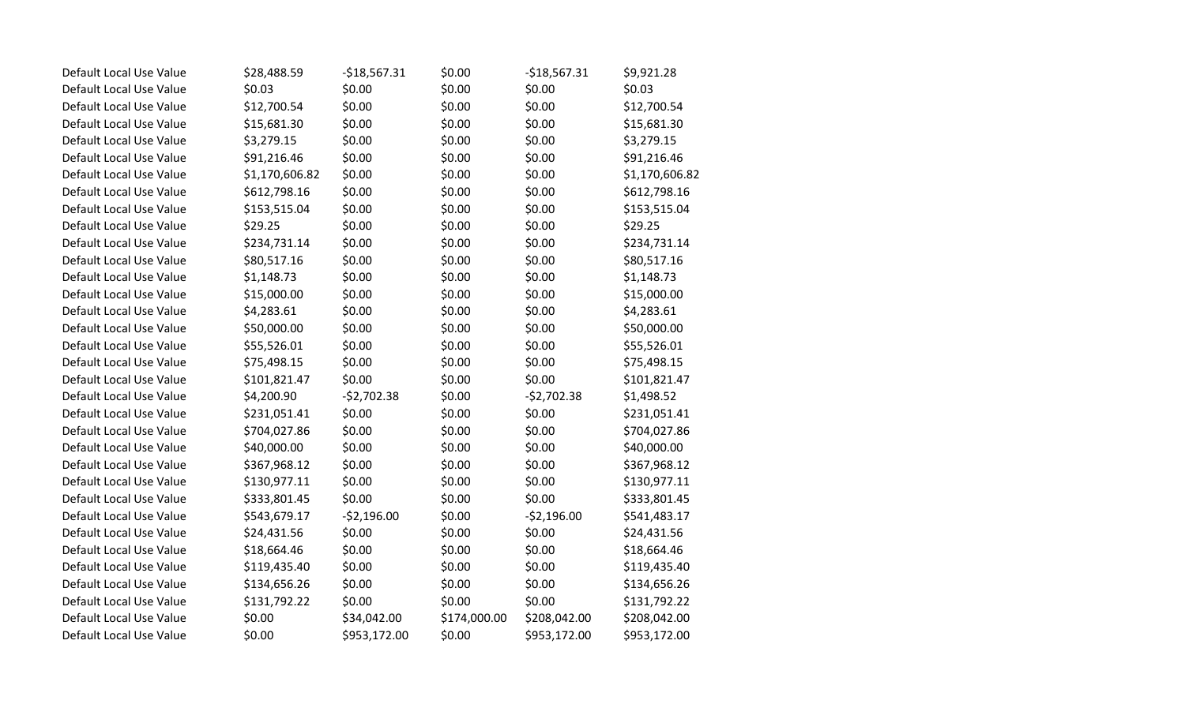| | | | | | |
|---|---|---|---|---|---|
| Default Local Use Value | $28,488.59 | -$18,567.31 | $0.00 | -$18,567.31 | $9,921.28 |
| Default Local Use Value | $0.03 | $0.00 | $0.00 | $0.00 | $0.03 |
| Default Local Use Value | $12,700.54 | $0.00 | $0.00 | $0.00 | $12,700.54 |
| Default Local Use Value | $15,681.30 | $0.00 | $0.00 | $0.00 | $15,681.30 |
| Default Local Use Value | $3,279.15 | $0.00 | $0.00 | $0.00 | $3,279.15 |
| Default Local Use Value | $91,216.46 | $0.00 | $0.00 | $0.00 | $91,216.46 |
| Default Local Use Value | $1,170,606.82 | $0.00 | $0.00 | $0.00 | $1,170,606.82 |
| Default Local Use Value | $612,798.16 | $0.00 | $0.00 | $0.00 | $612,798.16 |
| Default Local Use Value | $153,515.04 | $0.00 | $0.00 | $0.00 | $153,515.04 |
| Default Local Use Value | $29.25 | $0.00 | $0.00 | $0.00 | $29.25 |
| Default Local Use Value | $234,731.14 | $0.00 | $0.00 | $0.00 | $234,731.14 |
| Default Local Use Value | $80,517.16 | $0.00 | $0.00 | $0.00 | $80,517.16 |
| Default Local Use Value | $1,148.73 | $0.00 | $0.00 | $0.00 | $1,148.73 |
| Default Local Use Value | $15,000.00 | $0.00 | $0.00 | $0.00 | $15,000.00 |
| Default Local Use Value | $4,283.61 | $0.00 | $0.00 | $0.00 | $4,283.61 |
| Default Local Use Value | $50,000.00 | $0.00 | $0.00 | $0.00 | $50,000.00 |
| Default Local Use Value | $55,526.01 | $0.00 | $0.00 | $0.00 | $55,526.01 |
| Default Local Use Value | $75,498.15 | $0.00 | $0.00 | $0.00 | $75,498.15 |
| Default Local Use Value | $101,821.47 | $0.00 | $0.00 | $0.00 | $101,821.47 |
| Default Local Use Value | $4,200.90 | -$2,702.38 | $0.00 | -$2,702.38 | $1,498.52 |
| Default Local Use Value | $231,051.41 | $0.00 | $0.00 | $0.00 | $231,051.41 |
| Default Local Use Value | $704,027.86 | $0.00 | $0.00 | $0.00 | $704,027.86 |
| Default Local Use Value | $40,000.00 | $0.00 | $0.00 | $0.00 | $40,000.00 |
| Default Local Use Value | $367,968.12 | $0.00 | $0.00 | $0.00 | $367,968.12 |
| Default Local Use Value | $130,977.11 | $0.00 | $0.00 | $0.00 | $130,977.11 |
| Default Local Use Value | $333,801.45 | $0.00 | $0.00 | $0.00 | $333,801.45 |
| Default Local Use Value | $543,679.17 | -$2,196.00 | $0.00 | -$2,196.00 | $541,483.17 |
| Default Local Use Value | $24,431.56 | $0.00 | $0.00 | $0.00 | $24,431.56 |
| Default Local Use Value | $18,664.46 | $0.00 | $0.00 | $0.00 | $18,664.46 |
| Default Local Use Value | $119,435.40 | $0.00 | $0.00 | $0.00 | $119,435.40 |
| Default Local Use Value | $134,656.26 | $0.00 | $0.00 | $0.00 | $134,656.26 |
| Default Local Use Value | $131,792.22 | $0.00 | $0.00 | $0.00 | $131,792.22 |
| Default Local Use Value | $0.00 | $34,042.00 | $174,000.00 | $208,042.00 | $208,042.00 |
| Default Local Use Value | $0.00 | $953,172.00 | $0.00 | $953,172.00 | $953,172.00 |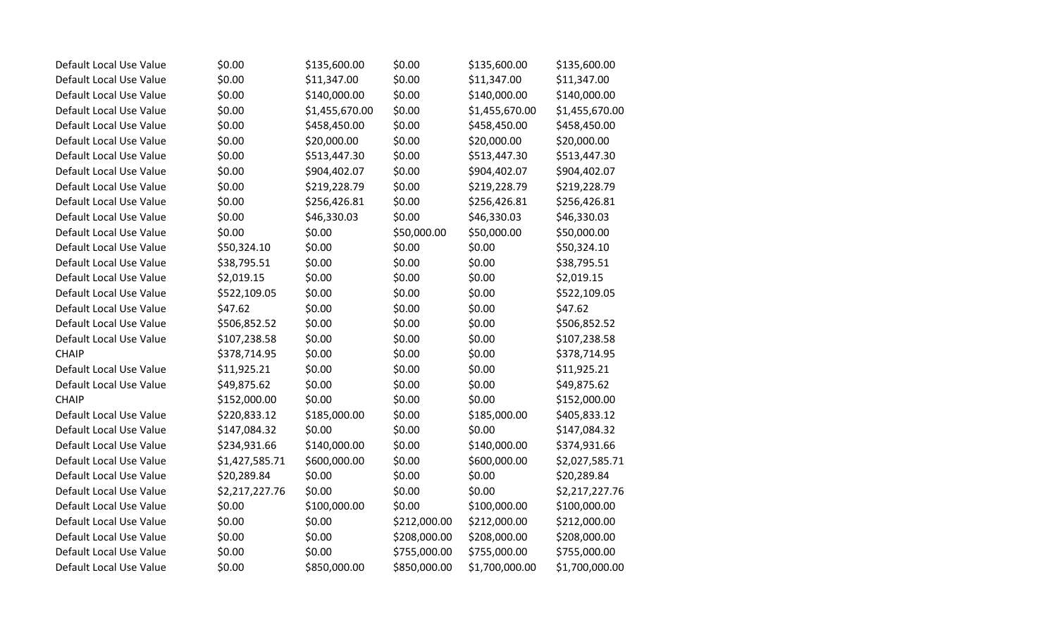| | | | | | |
|---|---|---|---|---|---|
| Default Local Use Value | $0.00 | $135,600.00 | $0.00 | $135,600.00 | $135,600.00 |
| Default Local Use Value | $0.00 | $11,347.00 | $0.00 | $11,347.00 | $11,347.00 |
| Default Local Use Value | $0.00 | $140,000.00 | $0.00 | $140,000.00 | $140,000.00 |
| Default Local Use Value | $0.00 | $1,455,670.00 | $0.00 | $1,455,670.00 | $1,455,670.00 |
| Default Local Use Value | $0.00 | $458,450.00 | $0.00 | $458,450.00 | $458,450.00 |
| Default Local Use Value | $0.00 | $20,000.00 | $0.00 | $20,000.00 | $20,000.00 |
| Default Local Use Value | $0.00 | $513,447.30 | $0.00 | $513,447.30 | $513,447.30 |
| Default Local Use Value | $0.00 | $904,402.07 | $0.00 | $904,402.07 | $904,402.07 |
| Default Local Use Value | $0.00 | $219,228.79 | $0.00 | $219,228.79 | $219,228.79 |
| Default Local Use Value | $0.00 | $256,426.81 | $0.00 | $256,426.81 | $256,426.81 |
| Default Local Use Value | $0.00 | $46,330.03 | $0.00 | $46,330.03 | $46,330.03 |
| Default Local Use Value | $0.00 | $0.00 | $50,000.00 | $50,000.00 | $50,000.00 |
| Default Local Use Value | $50,324.10 | $0.00 | $0.00 | $0.00 | $50,324.10 |
| Default Local Use Value | $38,795.51 | $0.00 | $0.00 | $0.00 | $38,795.51 |
| Default Local Use Value | $2,019.15 | $0.00 | $0.00 | $0.00 | $2,019.15 |
| Default Local Use Value | $522,109.05 | $0.00 | $0.00 | $0.00 | $522,109.05 |
| Default Local Use Value | $47.62 | $0.00 | $0.00 | $0.00 | $47.62 |
| Default Local Use Value | $506,852.52 | $0.00 | $0.00 | $0.00 | $506,852.52 |
| Default Local Use Value | $107,238.58 | $0.00 | $0.00 | $0.00 | $107,238.58 |
| CHAIP | $378,714.95 | $0.00 | $0.00 | $0.00 | $378,714.95 |
| Default Local Use Value | $11,925.21 | $0.00 | $0.00 | $0.00 | $11,925.21 |
| Default Local Use Value | $49,875.62 | $0.00 | $0.00 | $0.00 | $49,875.62 |
| CHAIP | $152,000.00 | $0.00 | $0.00 | $0.00 | $152,000.00 |
| Default Local Use Value | $220,833.12 | $185,000.00 | $0.00 | $185,000.00 | $405,833.12 |
| Default Local Use Value | $147,084.32 | $0.00 | $0.00 | $0.00 | $147,084.32 |
| Default Local Use Value | $234,931.66 | $140,000.00 | $0.00 | $140,000.00 | $374,931.66 |
| Default Local Use Value | $1,427,585.71 | $600,000.00 | $0.00 | $600,000.00 | $2,027,585.71 |
| Default Local Use Value | $20,289.84 | $0.00 | $0.00 | $0.00 | $20,289.84 |
| Default Local Use Value | $2,217,227.76 | $0.00 | $0.00 | $0.00 | $2,217,227.76 |
| Default Local Use Value | $0.00 | $100,000.00 | $0.00 | $100,000.00 | $100,000.00 |
| Default Local Use Value | $0.00 | $0.00 | $212,000.00 | $212,000.00 | $212,000.00 |
| Default Local Use Value | $0.00 | $0.00 | $208,000.00 | $208,000.00 | $208,000.00 |
| Default Local Use Value | $0.00 | $0.00 | $755,000.00 | $755,000.00 | $755,000.00 |
| Default Local Use Value | $0.00 | $850,000.00 | $850,000.00 | $1,700,000.00 | $1,700,000.00 |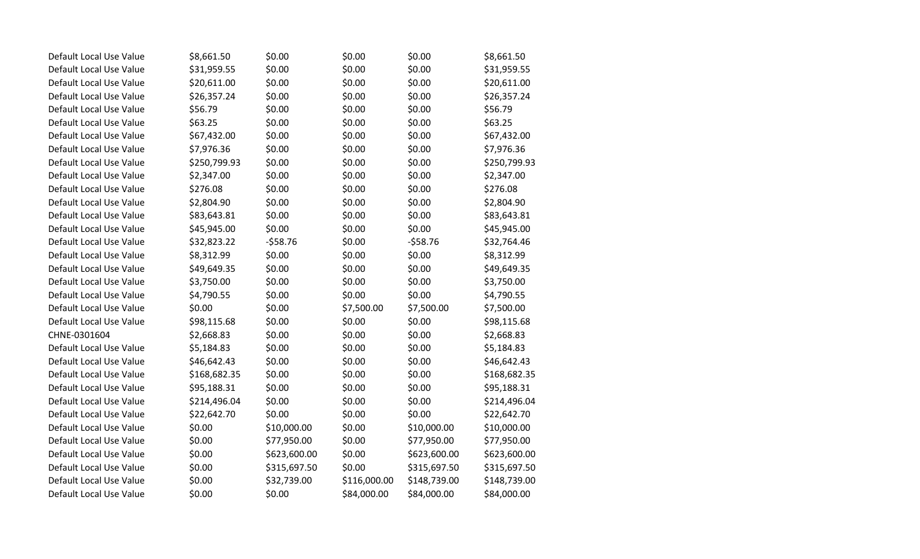| | | | | | |
|---|---|---|---|---|---|
| Default Local Use Value | $8,661.50 | $0.00 | $0.00 | $0.00 | $8,661.50 |
| Default Local Use Value | $31,959.55 | $0.00 | $0.00 | $0.00 | $31,959.55 |
| Default Local Use Value | $20,611.00 | $0.00 | $0.00 | $0.00 | $20,611.00 |
| Default Local Use Value | $26,357.24 | $0.00 | $0.00 | $0.00 | $26,357.24 |
| Default Local Use Value | $56.79 | $0.00 | $0.00 | $0.00 | $56.79 |
| Default Local Use Value | $63.25 | $0.00 | $0.00 | $0.00 | $63.25 |
| Default Local Use Value | $67,432.00 | $0.00 | $0.00 | $0.00 | $67,432.00 |
| Default Local Use Value | $7,976.36 | $0.00 | $0.00 | $0.00 | $7,976.36 |
| Default Local Use Value | $250,799.93 | $0.00 | $0.00 | $0.00 | $250,799.93 |
| Default Local Use Value | $2,347.00 | $0.00 | $0.00 | $0.00 | $2,347.00 |
| Default Local Use Value | $276.08 | $0.00 | $0.00 | $0.00 | $276.08 |
| Default Local Use Value | $2,804.90 | $0.00 | $0.00 | $0.00 | $2,804.90 |
| Default Local Use Value | $83,643.81 | $0.00 | $0.00 | $0.00 | $83,643.81 |
| Default Local Use Value | $45,945.00 | $0.00 | $0.00 | $0.00 | $45,945.00 |
| Default Local Use Value | $32,823.22 | -$58.76 | $0.00 | -$58.76 | $32,764.46 |
| Default Local Use Value | $8,312.99 | $0.00 | $0.00 | $0.00 | $8,312.99 |
| Default Local Use Value | $49,649.35 | $0.00 | $0.00 | $0.00 | $49,649.35 |
| Default Local Use Value | $3,750.00 | $0.00 | $0.00 | $0.00 | $3,750.00 |
| Default Local Use Value | $4,790.55 | $0.00 | $0.00 | $0.00 | $4,790.55 |
| Default Local Use Value | $0.00 | $0.00 | $7,500.00 | $7,500.00 | $7,500.00 |
| Default Local Use Value | $98,115.68 | $0.00 | $0.00 | $0.00 | $98,115.68 |
| CHNE-0301604 | $2,668.83 | $0.00 | $0.00 | $0.00 | $2,668.83 |
| Default Local Use Value | $5,184.83 | $0.00 | $0.00 | $0.00 | $5,184.83 |
| Default Local Use Value | $46,642.43 | $0.00 | $0.00 | $0.00 | $46,642.43 |
| Default Local Use Value | $168,682.35 | $0.00 | $0.00 | $0.00 | $168,682.35 |
| Default Local Use Value | $95,188.31 | $0.00 | $0.00 | $0.00 | $95,188.31 |
| Default Local Use Value | $214,496.04 | $0.00 | $0.00 | $0.00 | $214,496.04 |
| Default Local Use Value | $22,642.70 | $0.00 | $0.00 | $0.00 | $22,642.70 |
| Default Local Use Value | $0.00 | $10,000.00 | $0.00 | $10,000.00 | $10,000.00 |
| Default Local Use Value | $0.00 | $77,950.00 | $0.00 | $77,950.00 | $77,950.00 |
| Default Local Use Value | $0.00 | $623,600.00 | $0.00 | $623,600.00 | $623,600.00 |
| Default Local Use Value | $0.00 | $315,697.50 | $0.00 | $315,697.50 | $315,697.50 |
| Default Local Use Value | $0.00 | $32,739.00 | $116,000.00 | $148,739.00 | $148,739.00 |
| Default Local Use Value | $0.00 | $0.00 | $84,000.00 | $84,000.00 | $84,000.00 |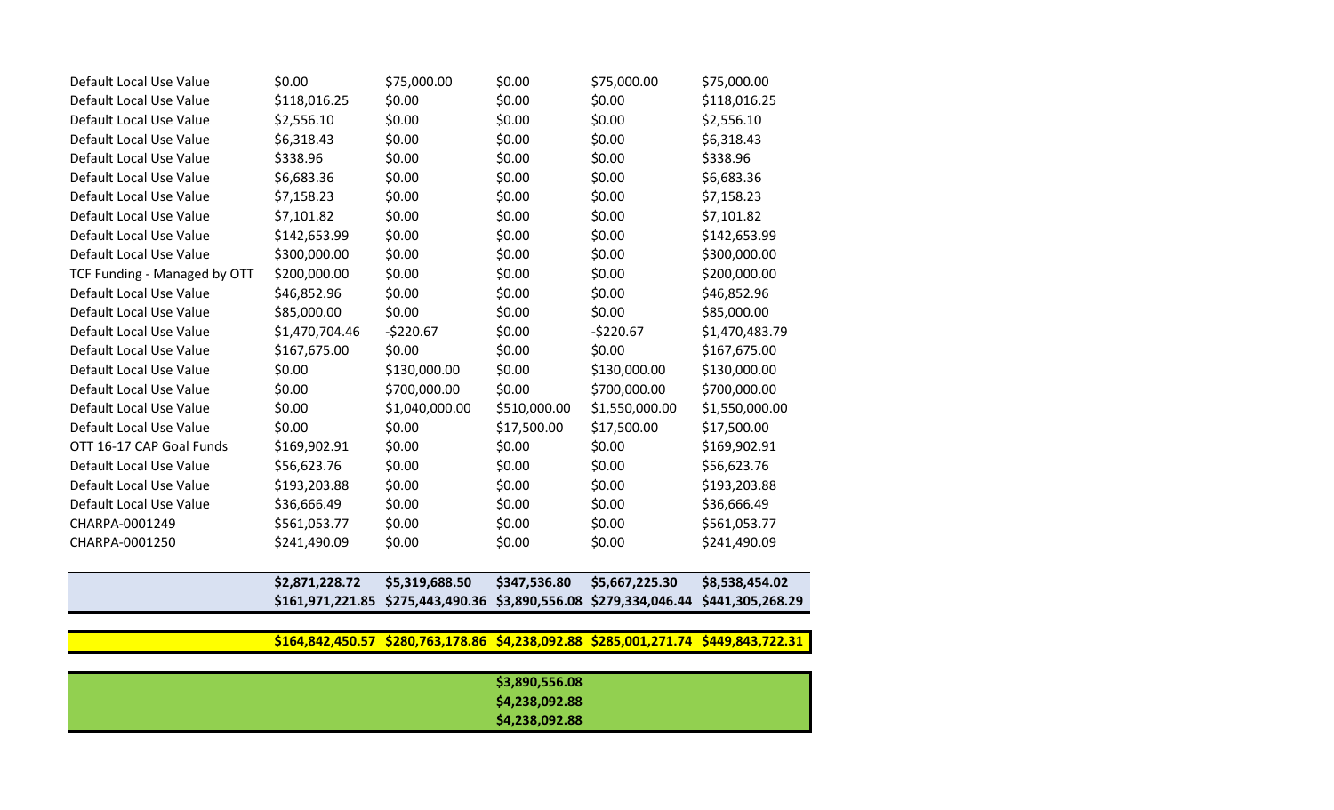| | | | | | |
|---|---|---|---|---|---|
| Default Local Use Value | $0.00 | $75,000.00 | $0.00 | $75,000.00 | $75,000.00 |
| Default Local Use Value | $118,016.25 | $0.00 | $0.00 | $0.00 | $118,016.25 |
| Default Local Use Value | $2,556.10 | $0.00 | $0.00 | $0.00 | $2,556.10 |
| Default Local Use Value | $6,318.43 | $0.00 | $0.00 | $0.00 | $6,318.43 |
| Default Local Use Value | $338.96 | $0.00 | $0.00 | $0.00 | $338.96 |
| Default Local Use Value | $6,683.36 | $0.00 | $0.00 | $0.00 | $6,683.36 |
| Default Local Use Value | $7,158.23 | $0.00 | $0.00 | $0.00 | $7,158.23 |
| Default Local Use Value | $7,101.82 | $0.00 | $0.00 | $0.00 | $7,101.82 |
| Default Local Use Value | $142,653.99 | $0.00 | $0.00 | $0.00 | $142,653.99 |
| Default Local Use Value | $300,000.00 | $0.00 | $0.00 | $0.00 | $300,000.00 |
| TCF Funding - Managed by OTT | $200,000.00 | $0.00 | $0.00 | $0.00 | $200,000.00 |
| Default Local Use Value | $46,852.96 | $0.00 | $0.00 | $0.00 | $46,852.96 |
| Default Local Use Value | $85,000.00 | $0.00 | $0.00 | $0.00 | $85,000.00 |
| Default Local Use Value | $1,470,704.46 | -$220.67 | $0.00 | -$220.67 | $1,470,483.79 |
| Default Local Use Value | $167,675.00 | $0.00 | $0.00 | $0.00 | $167,675.00 |
| Default Local Use Value | $0.00 | $130,000.00 | $0.00 | $130,000.00 | $130,000.00 |
| Default Local Use Value | $0.00 | $700,000.00 | $0.00 | $700,000.00 | $700,000.00 |
| Default Local Use Value | $0.00 | $1,040,000.00 | $510,000.00 | $1,550,000.00 | $1,550,000.00 |
| Default Local Use Value | $0.00 | $0.00 | $17,500.00 | $17,500.00 | $17,500.00 |
| OTT 16-17 CAP Goal Funds | $169,902.91 | $0.00 | $0.00 | $0.00 | $169,902.91 |
| Default Local Use Value | $56,623.76 | $0.00 | $0.00 | $0.00 | $56,623.76 |
| Default Local Use Value | $193,203.88 | $0.00 | $0.00 | $0.00 | $193,203.88 |
| Default Local Use Value | $36,666.49 | $0.00 | $0.00 | $0.00 | $36,666.49 |
| CHARPA-0001249 | $561,053.77 | $0.00 | $0.00 | $0.00 | $561,053.77 |
| CHARPA-0001250 | $241,490.09 | $0.00 | $0.00 | $0.00 | $241,490.09 |
| | **$2,871,228.72** | **$5,319,688.50** | **$347,536.80** | **$5,667,225.30** | **$8,538,454.02** |
| | **$161,971,221.85** | **$275,443,490.36** | **$3,890,556.08** | **$279,334,046.44** | **$441,305,268.29** |
| | **$164,842,450.57** | **$280,763,178.86** | **$4,238,092.88** | **$285,001,271.74** | **$449,843,722.31** |
| | | | **$3,890,556.08** | | |
| | | | **$4,238,092.88** | | |
| | | | **$4,238,092.88** | | |